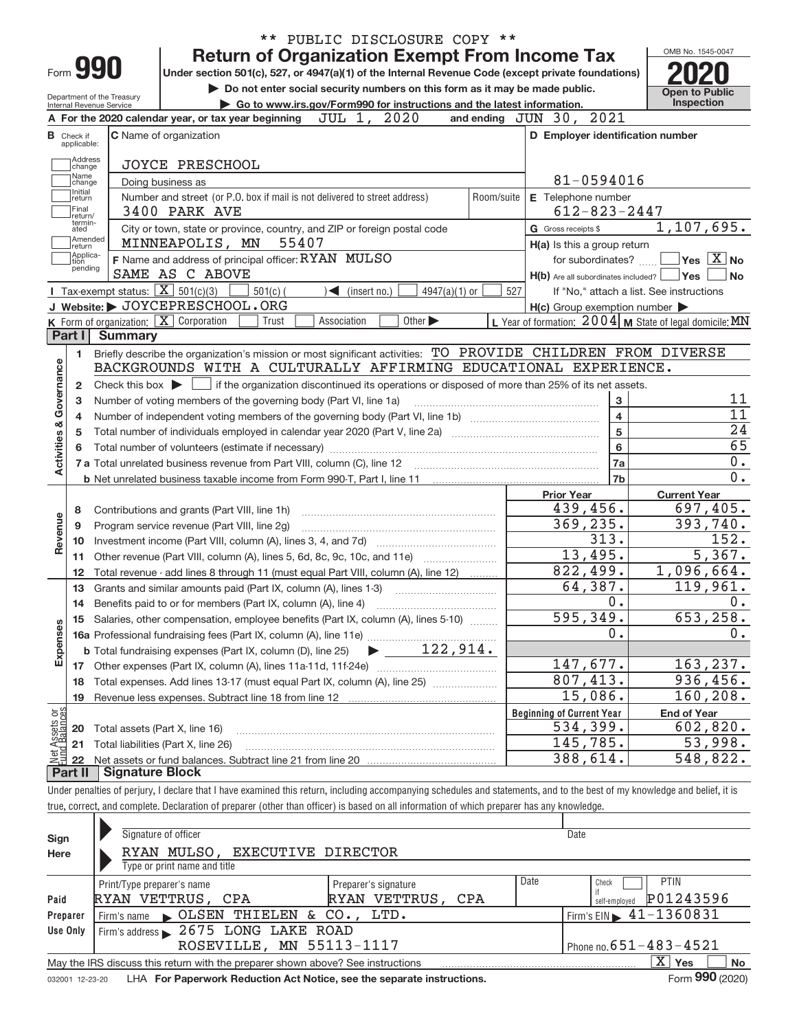** PUBLIC DISCLOSURE COPY **

# Form 990 — Return of Organization Exempt From Income Tax

Under section 501(c), 527, or 4947(a)(1) of the Internal Revenue Code (except private foundations)

▶ Do not enter social security numbers on this form as it may be made public.

▶ Go to www.irs.gov/Form990 for instructions and the latest information.

Department of the Treasury
Internal Revenue Service

OMB No. 1545-0047

**2020**

**Open to Public Inspection**

**A** For the 2020 calendar year, or tax year beginning JUL 1, 2020 and ending JUN 30, 2021

**B** Check if applicable: Address change / Name change / Initial return / Final return/terminated / Amended return / Application pending

**C** Name of organization: JOYCE PRESCHOOL

Doing business as

Number and street (or P.O. box if mail is not delivered to street address): 3400 PARK AVE — Room/suite

City or town, state or province, country, and ZIP or foreign postal code: MINNEAPOLIS, MN 55407

**D** Employer identification number: 81-0594016

**E** Telephone number: 612-823-2447

**G** Gross receipts $ 1,107,695.

**F** Name and address of principal officer: RYAN MULSO, SAME AS C ABOVE

**H(a)** Is this a group return for subordinates? ☐ Yes ☒ No

**H(b)** Are all subordinates included? ☐ Yes ☐ No — If "No," attach a list. See instructions

**H(c)** Group exemption number ▶

**I** Tax-exempt status: ☒ 501(c)(3) ☐ 501(c) ( ) ◀ (insert no.) ☐ 4947(a)(1) or ☐ 527

**J** Website: ▶ JOYCEPRESCHOOL.ORG

**K** Form of organization: ☒ Corporation ☐ Trust ☐ Association ☐ Other ▶

**L** Year of formation: 2004 **M** State of legal domicile: MN

## Part I Summary

**Activities & Governance**

1. Briefly describe the organization's mission or most significant activities: TO PROVIDE CHILDREN FROM DIVERSE BACKGROUNDS WITH A CULTURALLY AFFIRMING EDUCATIONAL EXPERIENCE.
2. Check this box ▶ ☐ if the organization discontinued its operations or disposed of more than 25% of its net assets.

| | | | |
|---|---|---|---|
| 3 | Number of voting members of the governing body (Part VI, line 1a) | 3 | 11 |
| 4 | Number of independent voting members of the governing body (Part VI, line 1b) | 4 | 11 |
| 5 | Total number of individuals employed in calendar year 2020 (Part V, line 2a) | 5 | 24 |
| 6 | Total number of volunteers (estimate if necessary) | 6 | 65 |
| 7a | Total unrelated business revenue from Part VIII, column (C), line 12 | 7a | 0. |
| b | Net unrelated business taxable income from Form 990-T, Part I, line 11 | 7b | 0. |

| | | Prior Year | Current Year |
|---|---|---|---|
| **Revenue** | | | |
| 8 | Contributions and grants (Part VIII, line 1h) | 439,456. | 697,405. |
| 9 | Program service revenue (Part VIII, line 2g) | 369,235. | 393,740. |
| 10 | Investment income (Part VIII, column (A), lines 3, 4, and 7d) | 313. | 152. |
| 11 | Other revenue (Part VIII, column (A), lines 5, 6d, 8c, 9c, 10c, and 11e) | 13,495. | 5,367. |
| 12 | Total revenue - add lines 8 through 11 (must equal Part VIII, column (A), line 12) | 822,499. | 1,096,664. |
| **Expenses** | | | |
| 13 | Grants and similar amounts paid (Part IX, column (A), lines 1-3) | 64,387. | 119,961. |
| 14 | Benefits paid to or for members (Part IX, column (A), line 4) | 0. | 0. |
| 15 | Salaries, other compensation, employee benefits (Part IX, column (A), lines 5-10) | 595,349. | 653,258. |
| 16a | Professional fundraising fees (Part IX, column (A), line 11e) | 0. | 0. |
| b | Total fundraising expenses (Part IX, column (D), line 25) ▶ 122,914. | | |
| 17 | Other expenses (Part IX, column (A), lines 11a-11d, 11f-24e) | 147,677. | 163,237. |
| 18 | Total expenses. Add lines 13-17 (must equal Part IX, column (A), line 25) | 807,413. | 936,456. |
| 19 | Revenue less expenses. Subtract line 18 from line 12 | 15,086. | 160,208. |

| **Net Assets or Fund Balances** | | Beginning of Current Year | End of Year |
|---|---|---|---|
| 20 | Total assets (Part X, line 16) | 534,399. | 602,820. |
| 21 | Total liabilities (Part X, line 26) | 145,785. | 53,998. |
| 22 | Net assets or fund balances. Subtract line 21 from line 20 | 388,614. | 548,822. |

## Part II Signature Block

Under penalties of perjury, I declare that I have examined this return, including accompanying schedules and statements, and to the best of my knowledge and belief, it is true, correct, and complete. Declaration of preparer (other than officer) is based on all information of which preparer has any knowledge.

**Sign Here**

Signature of officer — Date

RYAN MULSO, EXECUTIVE DIRECTOR

Type or print name and title

**Paid Preparer Use Only**

| Print/Type preparer's name | Preparer's signature | Date | Check ☐ if self-employed | PTIN |
|---|---|---|---|---|
| RYAN VETTRUS, CPA | RYAN VETTRUS, CPA | | | P01243596 |

Firm's name ▶ OLSEN THIELEN & CO., LTD. — Firm's EIN ▶ 41-1360831

Firm's address ▶ 2675 LONG LAKE ROAD, ROSEVILLE, MN 55113-1117 — Phone no. 651-483-4521

May the IRS discuss this return with the preparer shown above? See instructions ☒ Yes ☐ No

032001 12-23-20 LHA For Paperwork Reduction Act Notice, see the separate instructions. Form 990 (2020)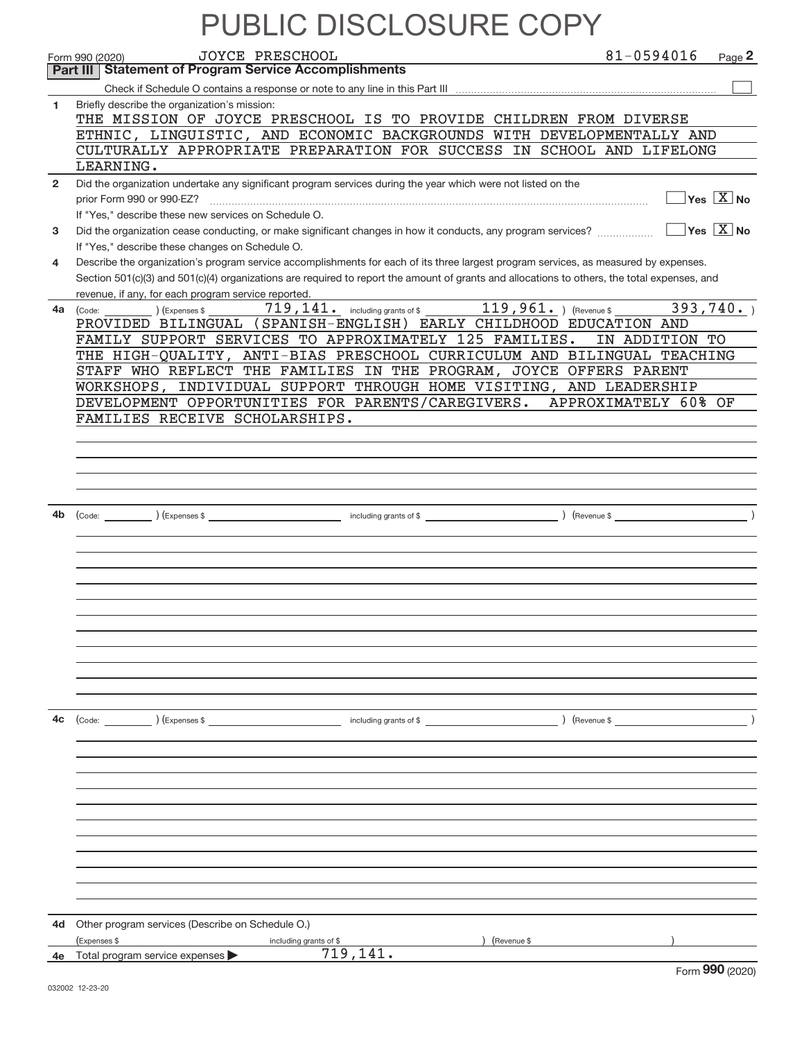PUBLIC DISCLOSURE COPY

Form 990 (2020) JOYCE PRESCHOOL 81-0594016 Page **2**

## Part III Statement of Program Service Accomplishments

Check if Schedule O contains a response or note to any line in this Part III ☐

**1** Briefly describe the organization's mission:

THE MISSION OF JOYCE PRESCHOOL IS TO PROVIDE CHILDREN FROM DIVERSE ETHNIC, LINGUISTIC, AND ECONOMIC BACKGROUNDS WITH DEVELOPMENTALLY AND CULTURALLY APPROPRIATE PREPARATION FOR SUCCESS IN SCHOOL AND LIFELONG LEARNING.

**2** Did the organization undertake any significant program services during the year which were not listed on the prior Form 990 or 990-EZ? ☐ Yes ☒ No

If "Yes," describe these new services on Schedule O.

**3** Did the organization cease conducting, or make significant changes in how it conducts, any program services? ☐ Yes ☒ No

If "Yes," describe these changes on Schedule O.

**4** Describe the organization's program service accomplishments for each of its three largest program services, as measured by expenses. Section 501(c)(3) and 501(c)(4) organizations are required to report the amount of grants and allocations to others, the total expenses, and revenue, if any, for each program service reported.

**4a** (Code: ) (Expenses $ 719,141. including grants of $ 119,961. ) (Revenue $ 393,740. )

PROVIDED BILINGUAL (SPANISH-ENGLISH) EARLY CHILDHOOD EDUCATION AND FAMILY SUPPORT SERVICES TO APPROXIMATELY 125 FAMILIES. IN ADDITION TO THE HIGH-QUALITY, ANTI-BIAS PRESCHOOL CURRICULUM AND BILINGUAL TEACHING STAFF WHO REFLECT THE FAMILIES IN THE PROGRAM, JOYCE OFFERS PARENT WORKSHOPS, INDIVIDUAL SUPPORT THROUGH HOME VISITING, AND LEADERSHIP DEVELOPMENT OPPORTUNITIES FOR PARENTS/CAREGIVERS. APPROXIMATELY 60% OF FAMILIES RECEIVE SCHOLARSHIPS.

**4b** (Code: ) (Expenses $ including grants of $ ) (Revenue $ )

**4c** (Code: ) (Expenses $ including grants of $ ) (Revenue $ )

**4d** Other program services (Describe on Schedule O.)

(Expenses $ including grants of $ ) (Revenue $ )

**4e** Total program service expenses ▶ 719,141.

Form **990** (2020)

032002 12-23-20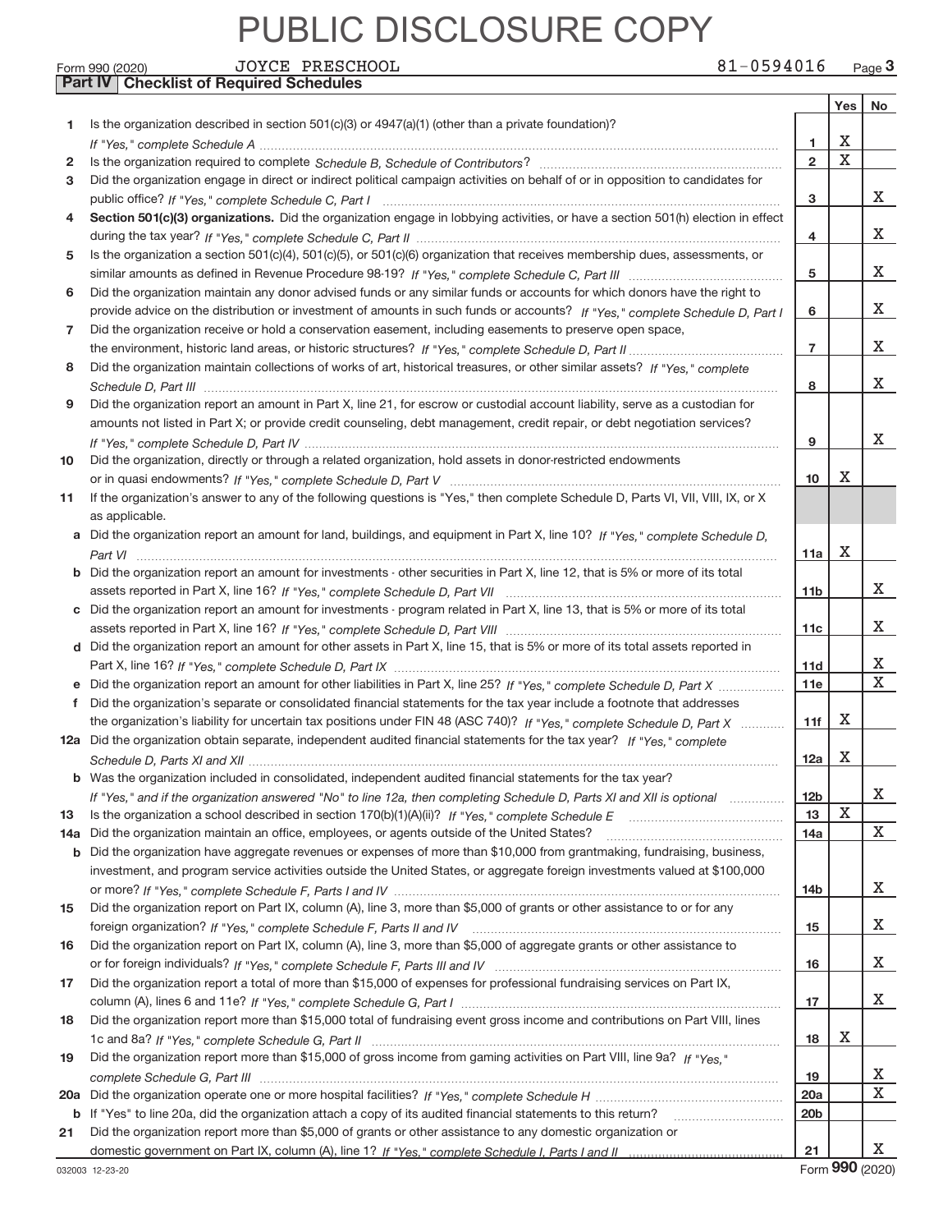# PUBLIC DISCLOSURE COPY

Form 990 (2020) JOYCE PRESCHOOL 81-0594016 Page **3**

**Part IV | Checklist of Required Schedules**

| | | | Yes | No |
|---|---|---|---|---|
| **1** | Is the organization described in section 501(c)(3) or 4947(a)(1) (other than a private foundation)? *If "Yes," complete Schedule A* | **1** | X | |
| **2** | Is the organization required to complete *Schedule B, Schedule of Contributors*? | **2** | X | |
| **3** | Did the organization engage in direct or indirect political campaign activities on behalf of or in opposition to candidates for public office? *If "Yes," complete Schedule C, Part I* | **3** | | X |
| **4** | **Section 501(c)(3) organizations.** Did the organization engage in lobbying activities, or have a section 501(h) election in effect during the tax year? *If "Yes," complete Schedule C, Part II* | **4** | | X |
| **5** | Is the organization a section 501(c)(4), 501(c)(5), or 501(c)(6) organization that receives membership dues, assessments, or similar amounts as defined in Revenue Procedure 98-19? *If "Yes," complete Schedule C, Part III* | **5** | | X |
| **6** | Did the organization maintain any donor advised funds or any similar funds or accounts for which donors have the right to provide advice on the distribution or investment of amounts in such funds or accounts? *If "Yes," complete Schedule D, Part I* | **6** | | X |
| **7** | Did the organization receive or hold a conservation easement, including easements to preserve open space, the environment, historic land areas, or historic structures? *If "Yes," complete Schedule D, Part II* | **7** | | X |
| **8** | Did the organization maintain collections of works of art, historical treasures, or other similar assets? *If "Yes," complete Schedule D, Part III* | **8** | | X |
| **9** | Did the organization report an amount in Part X, line 21, for escrow or custodial account liability, serve as a custodian for amounts not listed in Part X; or provide credit counseling, debt management, credit repair, or debt negotiation services? *If "Yes," complete Schedule D, Part IV* | **9** | | X |
| **10** | Did the organization, directly or through a related organization, hold assets in donor-restricted endowments or in quasi endowments? *If "Yes," complete Schedule D, Part V* | **10** | X | |
| **11** | If the organization's answer to any of the following questions is "Yes," then complete Schedule D, Parts VI, VII, VIII, IX, or X as applicable. | | | |
| **a** | Did the organization report an amount for land, buildings, and equipment in Part X, line 10? *If "Yes," complete Schedule D, Part VI* | **11a** | X | |
| **b** | Did the organization report an amount for investments - other securities in Part X, line 12, that is 5% or more of its total assets reported in Part X, line 16? *If "Yes," complete Schedule D, Part VII* | **11b** | | X |
| **c** | Did the organization report an amount for investments - program related in Part X, line 13, that is 5% or more of its total assets reported in Part X, line 16? *If "Yes," complete Schedule D, Part VIII* | **11c** | | X |
| **d** | Did the organization report an amount for other assets in Part X, line 15, that is 5% or more of its total assets reported in Part X, line 16? *If "Yes," complete Schedule D, Part IX* | **11d** | | X |
| **e** | Did the organization report an amount for other liabilities in Part X, line 25? *If "Yes," complete Schedule D, Part X* | **11e** | | X |
| **f** | Did the organization's separate or consolidated financial statements for the tax year include a footnote that addresses the organization's liability for uncertain tax positions under FIN 48 (ASC 740)? *If "Yes," complete Schedule D, Part X* | **11f** | X | |
| **12a** | Did the organization obtain separate, independent audited financial statements for the tax year? *If "Yes," complete Schedule D, Parts XI and XII* | **12a** | X | |
| **b** | Was the organization included in consolidated, independent audited financial statements for the tax year? *If "Yes," and if the organization answered "No" to line 12a, then completing Schedule D, Parts XI and XII is optional* | **12b** | | X |
| **13** | Is the organization a school described in section 170(b)(1)(A)(ii)? *If "Yes," complete Schedule E* | **13** | X | |
| **14a** | Did the organization maintain an office, employees, or agents outside of the United States? | **14a** | | X |
| **b** | Did the organization have aggregate revenues or expenses of more than $10,000 from grantmaking, fundraising, business, investment, and program service activities outside the United States, or aggregate foreign investments valued at $100,000 or more? *If "Yes," complete Schedule F, Parts I and IV* | **14b** | | X |
| **15** | Did the organization report on Part IX, column (A), line 3, more than $5,000 of grants or other assistance to or for any foreign organization? *If "Yes," complete Schedule F, Parts II and IV* | **15** | | X |
| **16** | Did the organization report on Part IX, column (A), line 3, more than $5,000 of aggregate grants or other assistance to or for foreign individuals? *If "Yes," complete Schedule F, Parts III and IV* | **16** | | X |
| **17** | Did the organization report a total of more than $15,000 of expenses for professional fundraising services on Part IX, column (A), lines 6 and 11e? *If "Yes," complete Schedule G, Part I* | **17** | | X |
| **18** | Did the organization report more than $15,000 total of fundraising event gross income and contributions on Part VIII, lines 1c and 8a? *If "Yes," complete Schedule G, Part II* | **18** | X | |
| **19** | Did the organization report more than $15,000 of gross income from gaming activities on Part VIII, line 9a? *If "Yes," complete Schedule G, Part III* | **19** | | X |
| **20a** | Did the organization operate one or more hospital facilities? *If "Yes," complete Schedule H* | **20a** | | X |
| **b** | If "Yes" to line 20a, did the organization attach a copy of its audited financial statements to this return? | **20b** | | |
| **21** | Did the organization report more than $5,000 of grants or other assistance to any domestic organization or domestic government on Part IX, column (A), line 1? *If "Yes," complete Schedule I, Parts I and II* | **21** | | X |

032003 12-23-20 Form **990** (2020)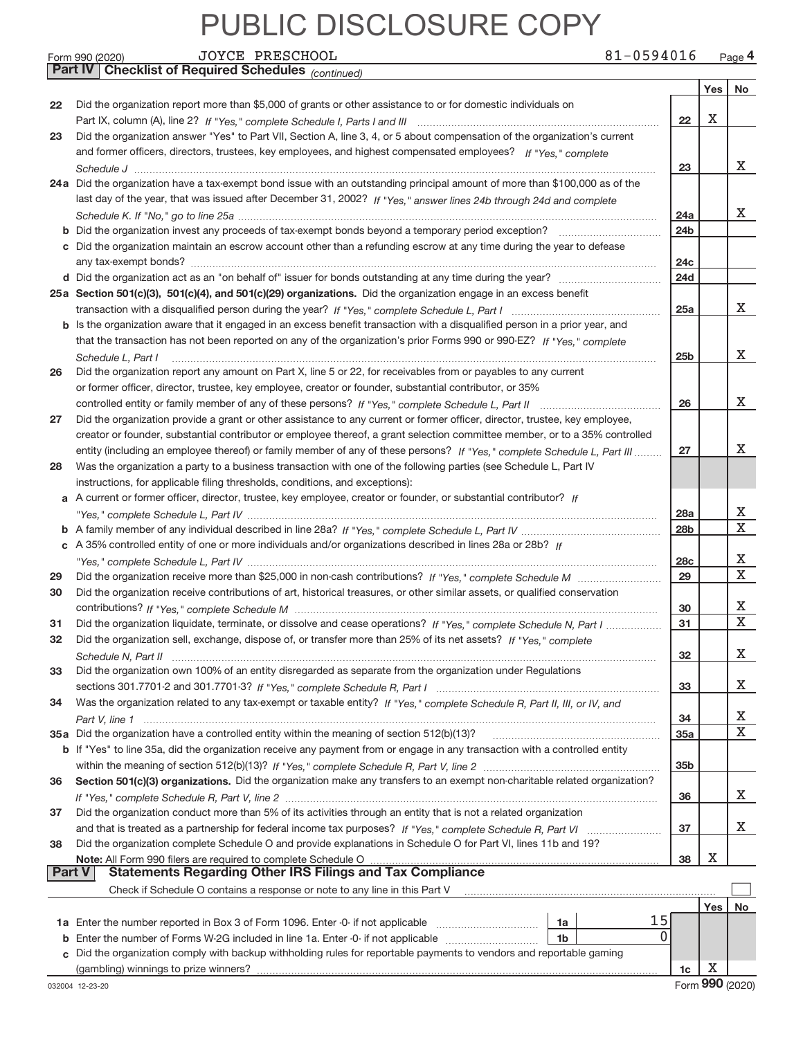# PUBLIC DISCLOSURE COPY

Form 990 (2020) JOYCE PRESCHOOL 81-0594016 Page 4

**Part IV Checklist of Required Schedules** *(continued)*

| | | | Yes | No |
|---|---|---|---|---|
| 22 | Did the organization report more than $5,000 of grants or other assistance to or for domestic individuals on Part IX, column (A), line 2? *If "Yes," complete Schedule I, Parts I and III* | 22 | X | |
| 23 | Did the organization answer "Yes" to Part VII, Section A, line 3, 4, or 5 about compensation of the organization's current and former officers, directors, trustees, key employees, and highest compensated employees? *If "Yes," complete Schedule J* | 23 | | X |
| 24a | Did the organization have a tax-exempt bond issue with an outstanding principal amount of more than $100,000 as of the last day of the year, that was issued after December 31, 2002? *If "Yes," answer lines 24b through 24d and complete Schedule K. If "No," go to line 25a* | 24a | | X |
| b | Did the organization invest any proceeds of tax-exempt bonds beyond a temporary period exception? | 24b | | |
| c | Did the organization maintain an escrow account other than a refunding escrow at any time during the year to defease any tax-exempt bonds? | 24c | | |
| d | Did the organization act as an "on behalf of" issuer for bonds outstanding at any time during the year? | 24d | | |
| 25a | **Section 501(c)(3), 501(c)(4), and 501(c)(29) organizations.** Did the organization engage in an excess benefit transaction with a disqualified person during the year? *If "Yes," complete Schedule L, Part I* | 25a | | X |
| b | Is the organization aware that it engaged in an excess benefit transaction with a disqualified person in a prior year, and that the transaction has not been reported on any of the organization's prior Forms 990 or 990-EZ? *If "Yes," complete Schedule L, Part I* | 25b | | X |
| 26 | Did the organization report any amount on Part X, line 5 or 22, for receivables from or payables to any current or former officer, director, trustee, key employee, creator or founder, substantial contributor, or 35% controlled entity or family member of any of these persons? *If "Yes," complete Schedule L, Part II* | 26 | | X |
| 27 | Did the organization provide a grant or other assistance to any current or former officer, director, trustee, key employee, creator or founder, substantial contributor or employee thereof, a grant selection committee member, or to a 35% controlled entity (including an employee thereof) or family member of any of these persons? *If "Yes," complete Schedule L, Part III* | 27 | | X |
| 28 | Was the organization a party to a business transaction with one of the following parties (see Schedule L, Part IV instructions, for applicable filing thresholds, conditions, and exceptions): | | | |
| a | A current or former officer, director, trustee, key employee, creator or founder, or substantial contributor? *If "Yes," complete Schedule L, Part IV* | 28a | | X |
| b | A family member of any individual described in line 28a? *If "Yes," complete Schedule L, Part IV* | 28b | | X |
| c | A 35% controlled entity of one or more individuals and/or organizations described in lines 28a or 28b? *If "Yes," complete Schedule L, Part IV* | 28c | | X |
| 29 | Did the organization receive more than $25,000 in non-cash contributions? *If "Yes," complete Schedule M* | 29 | | X |
| 30 | Did the organization receive contributions of art, historical treasures, or other similar assets, or qualified conservation contributions? *If "Yes," complete Schedule M* | 30 | | X |
| 31 | Did the organization liquidate, terminate, or dissolve and cease operations? *If "Yes," complete Schedule N, Part I* | 31 | | X |
| 32 | Did the organization sell, exchange, dispose of, or transfer more than 25% of its net assets? *If "Yes," complete Schedule N, Part II* | 32 | | X |
| 33 | Did the organization own 100% of an entity disregarded as separate from the organization under Regulations sections 301.7701-2 and 301.7701-3? *If "Yes," complete Schedule R, Part I* | 33 | | X |
| 34 | Was the organization related to any tax-exempt or taxable entity? *If "Yes," complete Schedule R, Part II, III, or IV, and Part V, line 1* | 34 | | X |
| 35a | Did the organization have a controlled entity within the meaning of section 512(b)(13)? | 35a | | X |
| b | If "Yes" to line 35a, did the organization receive any payment from or engage in any transaction with a controlled entity within the meaning of section 512(b)(13)? *If "Yes," complete Schedule R, Part V, line 2* | 35b | | |
| 36 | **Section 501(c)(3) organizations.** Did the organization make any transfers to an exempt non-charitable related organization? *If "Yes," complete Schedule R, Part V, line 2* | 36 | | X |
| 37 | Did the organization conduct more than 5% of its activities through an entity that is not a related organization and that is treated as a partnership for federal income tax purposes? *If "Yes," complete Schedule R, Part VI* | 37 | | X |
| 38 | Did the organization complete Schedule O and provide explanations in Schedule O for Part VI, lines 11b and 19? **Note:** All Form 990 filers are required to complete Schedule O | 38 | X | |

**Part V Statements Regarding Other IRS Filings and Tax Compliance**

Check if Schedule O contains a response or note to any line in this Part V ☐

| | | | | | Yes | No |
|---|---|---|---|---|---|---|
| 1a | Enter the number reported in Box 3 of Form 1096. Enter -0- if not applicable | 1a | 15 | | | |
| b | Enter the number of Forms W-2G included in line 1a. Enter -0- if not applicable | 1b | 0 | | | |
| c | Did the organization comply with backup withholding rules for reportable payments to vendors and reportable gaming (gambling) winnings to prize winners? | | | 1c | X | |

032004 12-23-20 Form **990** (2020)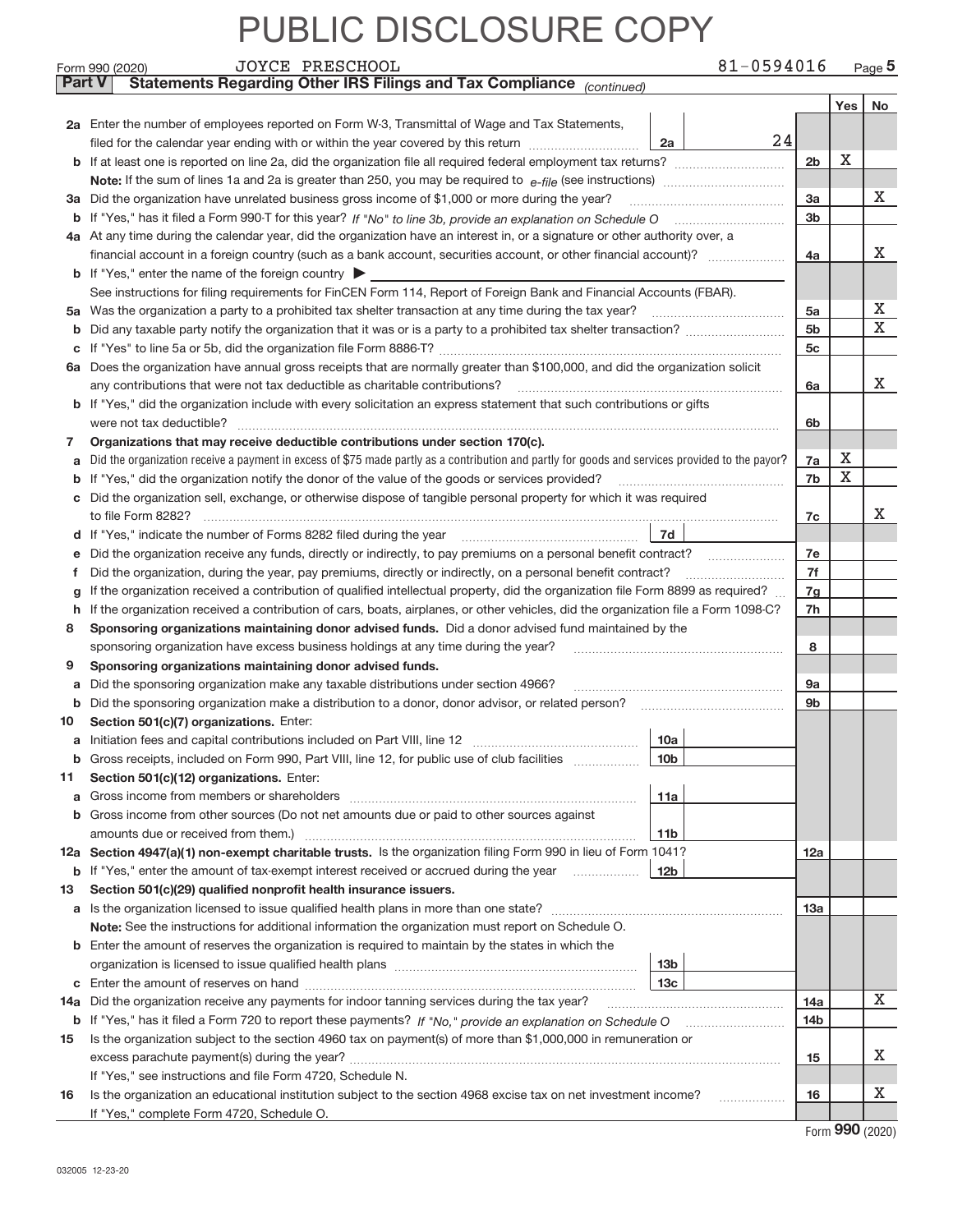PUBLIC DISCLOSURE COPY

Form 990 (2020) JOYCE PRESCHOOL 81-0594016 Page 5

**Part V Statements Regarding Other IRS Filings and Tax Compliance** *(continued)*

| | | | | Yes | No |
|---|---|---|---|---|---|
| **2a** | Enter the number of employees reported on Form W-3, Transmittal of Wage and Tax Statements, filed for the calendar year ending with or within the year covered by this return | 2a | 24 | | |
| **b** | If at least one is reported on line 2a, did the organization file all required federal employment tax returns? | | 2b | X | |
| | **Note:** If the sum of lines 1a and 2a is greater than 250, you may be required to *e-file* (see instructions) | | | | |
| **3a** | Did the organization have unrelated business gross income of $1,000 or more during the year? | | 3a | | X |
| **b** | If "Yes," has it filed a Form 990-T for this year? *If "No" to line 3b, provide an explanation on Schedule O* | | 3b | | |
| **4a** | At any time during the calendar year, did the organization have an interest in, or a signature or other authority over, a financial account in a foreign country (such as a bank account, securities account, or other financial account)? | | 4a | | X |
| **b** | If "Yes," enter the name of the foreign country ▶ | | | | |
| | See instructions for filing requirements for FinCEN Form 114, Report of Foreign Bank and Financial Accounts (FBAR). | | | | |
| **5a** | Was the organization a party to a prohibited tax shelter transaction at any time during the tax year? | | 5a | | X |
| **b** | Did any taxable party notify the organization that it was or is a party to a prohibited tax shelter transaction? | | 5b | | X |
| **c** | If "Yes" to line 5a or 5b, did the organization file Form 8886-T? | | 5c | | |
| **6a** | Does the organization have annual gross receipts that are normally greater than $100,000, and did the organization solicit any contributions that were not tax deductible as charitable contributions? | | 6a | | X |
| **b** | If "Yes," did the organization include with every solicitation an express statement that such contributions or gifts were not tax deductible? | | 6b | | |
| **7** | **Organizations that may receive deductible contributions under section 170(c).** | | | | |
| **a** | Did the organization receive a payment in excess of $75 made partly as a contribution and partly for goods and services provided to the payor? | | 7a | X | |
| **b** | If "Yes," did the organization notify the donor of the value of the goods or services provided? | | 7b | X | |
| **c** | Did the organization sell, exchange, or otherwise dispose of tangible personal property for which it was required to file Form 8282? | | 7c | | X |
| **d** | If "Yes," indicate the number of Forms 8282 filed during the year | 7d | | | |
| **e** | Did the organization receive any funds, directly or indirectly, to pay premiums on a personal benefit contract? | | 7e | | |
| **f** | Did the organization, during the year, pay premiums, directly or indirectly, on a personal benefit contract? | | 7f | | |
| **g** | If the organization received a contribution of qualified intellectual property, did the organization file Form 8899 as required? | | 7g | | |
| **h** | If the organization received a contribution of cars, boats, airplanes, or other vehicles, did the organization file a Form 1098-C? | | 7h | | |
| **8** | **Sponsoring organizations maintaining donor advised funds.** Did a donor advised fund maintained by the sponsoring organization have excess business holdings at any time during the year? | | 8 | | |
| **9** | **Sponsoring organizations maintaining donor advised funds.** | | | | |
| **a** | Did the sponsoring organization make any taxable distributions under section 4966? | | 9a | | |
| **b** | Did the sponsoring organization make a distribution to a donor, donor advisor, or related person? | | 9b | | |
| **10** | **Section 501(c)(7) organizations.** Enter: | | | | |
| **a** | Initiation fees and capital contributions included on Part VIII, line 12 | 10a | | | |
| **b** | Gross receipts, included on Form 990, Part VIII, line 12, for public use of club facilities | 10b | | | |
| **11** | **Section 501(c)(12) organizations.** Enter: | | | | |
| **a** | Gross income from members or shareholders | 11a | | | |
| **b** | Gross income from other sources (Do not net amounts due or paid to other sources against amounts due or received from them.) | 11b | | | |
| **12a** | **Section 4947(a)(1) non-exempt charitable trusts.** Is the organization filing Form 990 in lieu of Form 1041? | | 12a | | |
| **b** | If "Yes," enter the amount of tax-exempt interest received or accrued during the year | 12b | | | |
| **13** | **Section 501(c)(29) qualified nonprofit health insurance issuers.** | | | | |
| **a** | Is the organization licensed to issue qualified health plans in more than one state? | | 13a | | |
| | **Note:** See the instructions for additional information the organization must report on Schedule O. | | | | |
| **b** | Enter the amount of reserves the organization is required to maintain by the states in which the organization is licensed to issue qualified health plans | 13b | | | |
| **c** | Enter the amount of reserves on hand | 13c | | | |
| **14a** | Did the organization receive any payments for indoor tanning services during the tax year? | | 14a | | X |
| **b** | If "Yes," has it filed a Form 720 to report these payments? *If "No," provide an explanation on Schedule O* | | 14b | | |
| **15** | Is the organization subject to the section 4960 tax on payment(s) of more than $1,000,000 in remuneration or excess parachute payment(s) during the year? | | 15 | | X |
| | If "Yes," see instructions and file Form 4720, Schedule N. | | | | |
| **16** | Is the organization an educational institution subject to the section 4968 excise tax on net investment income? | | 16 | | X |
| | If "Yes," complete Form 4720, Schedule O. | | | | |

Form **990** (2020)

032005 12-23-20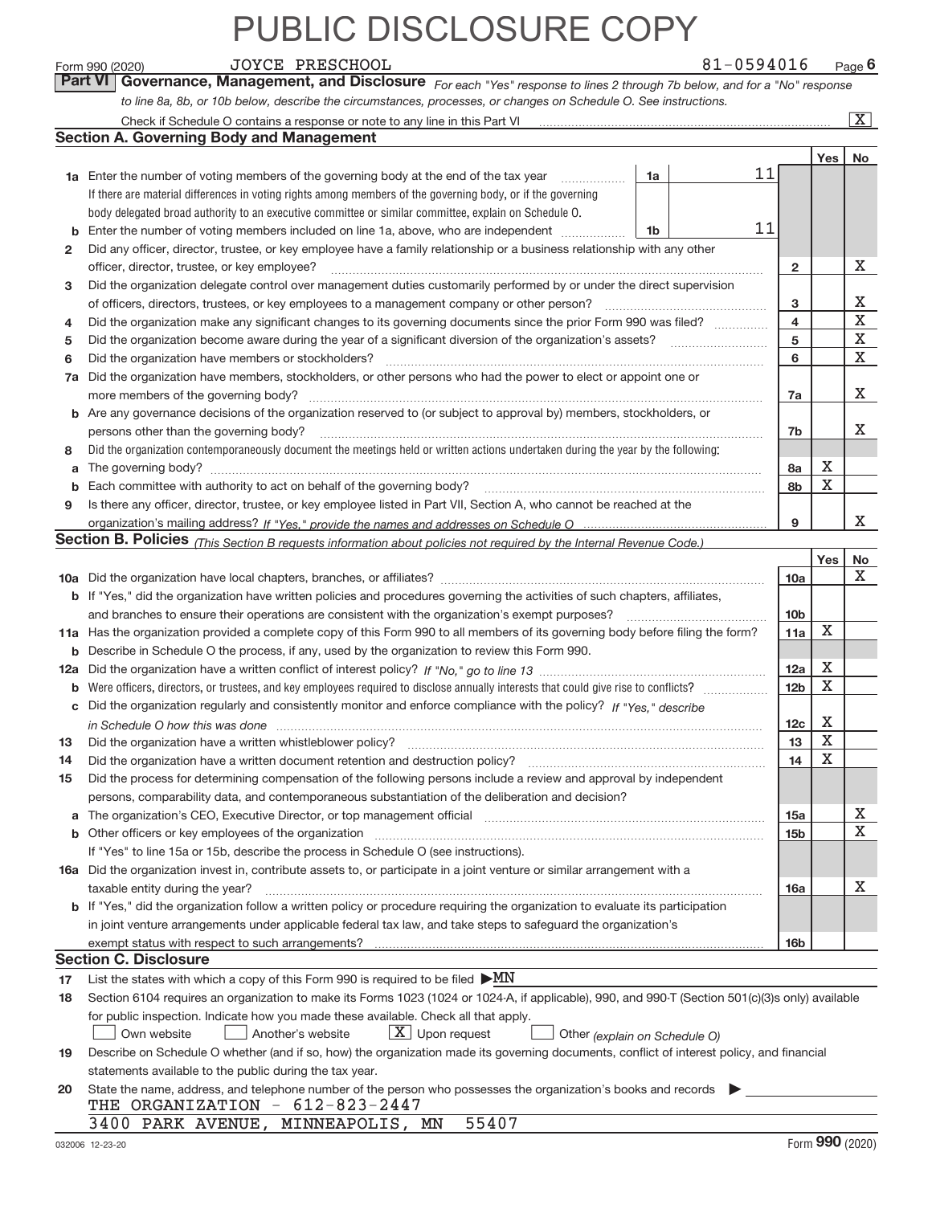# PUBLIC DISCLOSURE COPY

Form 990 (2020) JOYCE PRESCHOOL 81-0594016 Page 6

## Part VI Governance, Management, and Disclosure

*For each "Yes" response to lines 2 through 7b below, and for a "No" response to line 8a, 8b, or 10b below, describe the circumstances, processes, or changes on Schedule O. See instructions.*

Check if Schedule O contains a response or note to any line in this Part VI [X]

### Section A. Governing Body and Management

| | | | | Yes | No |
|---|---|---|---|---|---|
| **1a** | Enter the number of voting members of the governing body at the end of the tax year. If there are material differences in voting rights among members of the governing body, or if the governing body delegated broad authority to an executive committee or similar committee, explain on Schedule O. | 1a: 11 | | | |
| **b** | Enter the number of voting members included on line 1a, above, who are independent | 1b: 11 | | | |
| **2** | Did any officer, director, trustee, or key employee have a family relationship or a business relationship with any other officer, director, trustee, or key employee? | | 2 | | X |
| **3** | Did the organization delegate control over management duties customarily performed by or under the direct supervision of officers, directors, trustees, or key employees to a management company or other person? | | 3 | | X |
| **4** | Did the organization make any significant changes to its governing documents since the prior Form 990 was filed? | | 4 | | X |
| **5** | Did the organization become aware during the year of a significant diversion of the organization's assets? | | 5 | | X |
| **6** | Did the organization have members or stockholders? | | 6 | | X |
| **7a** | Did the organization have members, stockholders, or other persons who had the power to elect or appoint one or more members of the governing body? | | 7a | | X |
| **b** | Are any governance decisions of the organization reserved to (or subject to approval by) members, stockholders, or persons other than the governing body? | | 7b | | X |
| **8** | Did the organization contemporaneously document the meetings held or written actions undertaken during the year by the following: | | | | |
| **a** | The governing body? | | 8a | X | |
| **b** | Each committee with authority to act on behalf of the governing body? | | 8b | X | |
| **9** | Is there any officer, director, trustee, or key employee listed in Part VII, Section A, who cannot be reached at the organization's mailing address? *If "Yes," provide the names and addresses on Schedule O* | | 9 | | X |

### Section B. Policies *(This Section B requests information about policies not required by the Internal Revenue Code.)*

| | | | Yes | No |
|---|---|---|---|---|
| **10a** | Did the organization have local chapters, branches, or affiliates? | 10a | | X |
| **b** | If "Yes," did the organization have written policies and procedures governing the activities of such chapters, affiliates, and branches to ensure their operations are consistent with the organization's exempt purposes? | 10b | | |
| **11a** | Has the organization provided a complete copy of this Form 990 to all members of its governing body before filing the form? | 11a | X | |
| **b** | Describe in Schedule O the process, if any, used by the organization to review this Form 990. | | | |
| **12a** | Did the organization have a written conflict of interest policy? *If "No," go to line 13* | 12a | X | |
| **b** | Were officers, directors, or trustees, and key employees required to disclose annually interests that could give rise to conflicts? | 12b | X | |
| **c** | Did the organization regularly and consistently monitor and enforce compliance with the policy? *If "Yes," describe in Schedule O how this was done* | 12c | X | |
| **13** | Did the organization have a written whistleblower policy? | 13 | X | |
| **14** | Did the organization have a written document retention and destruction policy? | 14 | X | |
| **15** | Did the process for determining compensation of the following persons include a review and approval by independent persons, comparability data, and contemporaneous substantiation of the deliberation and decision? | | | |
| **a** | The organization's CEO, Executive Director, or top management official | 15a | | X |
| **b** | Other officers or key employees of the organization | 15b | | X |
| | If "Yes" to line 15a or 15b, describe the process in Schedule O (see instructions). | | | |
| **16a** | Did the organization invest in, contribute assets to, or participate in a joint venture or similar arrangement with a taxable entity during the year? | 16a | | X |
| **b** | If "Yes," did the organization follow a written policy or procedure requiring the organization to evaluate its participation in joint venture arrangements under applicable federal tax law, and take steps to safeguard the organization's exempt status with respect to such arrangements? | 16b | | |

### Section C. Disclosure

**17** List the states with which a copy of this Form 990 is required to be filed ▶ MN

**18** Section 6104 requires an organization to make its Forms 1023 (1024 or 1024-A, if applicable), 990, and 990-T (Section 501(c)(3)s only) available for public inspection. Indicate how you made these available. Check all that apply.

[ ] Own website [ ] Another's website [X] Upon request [ ] Other *(explain on Schedule O)*

**19** Describe on Schedule O whether (and if so, how) the organization made its governing documents, conflict of interest policy, and financial statements available to the public during the tax year.

**20** State the name, address, and telephone number of the person who possesses the organization's books and records ▶

THE ORGANIZATION - 612-823-2447
3400 PARK AVENUE, MINNEAPOLIS, MN 55407

032006 12-23-20 Form **990** (2020)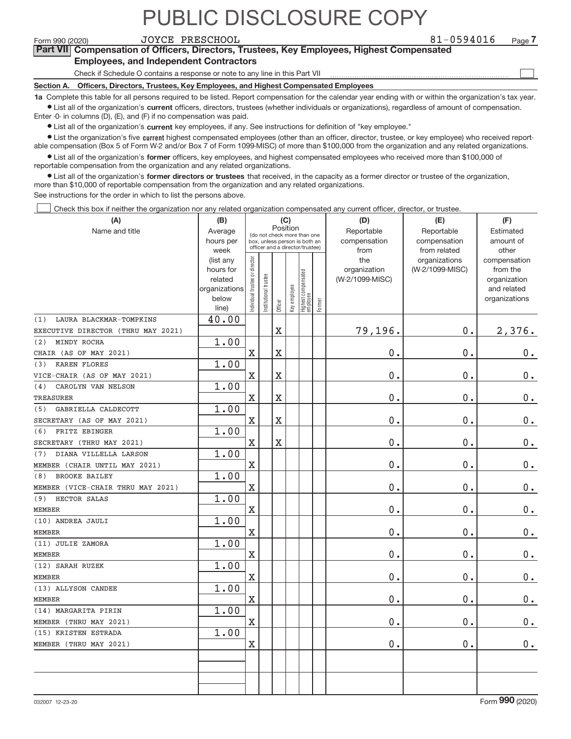# PUBLIC DISCLOSURE COPY

Form 990 (2020) JOYCE PRESCHOOL 81-0594016 Page 7

**Part VII Compensation of Officers, Directors, Trustees, Key Employees, Highest Compensated Employees, and Independent Contractors**

Check if Schedule O contains a response or note to any line in this Part VII ☐

**Section A. Officers, Directors, Trustees, Key Employees, and Highest Compensated Employees**

**1a** Complete this table for all persons required to be listed. Report compensation for the calendar year ending with or within the organization's tax year.

- List all of the organization's **current** officers, directors, trustees (whether individuals or organizations), regardless of amount of compensation. Enter -0- in columns (D), (E), and (F) if no compensation was paid.
- List all of the organization's **current** key employees, if any. See instructions for definition of "key employee."
- List the organization's five **current** highest compensated employees (other than an officer, director, trustee, or key employee) who received reportable compensation (Box 5 of Form W-2 and/or Box 7 of Form 1099-MISC) of more than $100,000 from the organization and any related organizations.
- List all of the organization's **former** officers, key employees, and highest compensated employees who received more than $100,000 of reportable compensation from the organization and any related organizations.
- List all of the organization's **former directors or trustees** that received, in the capacity as a former director or trustee of the organization, more than $10,000 of reportable compensation from the organization and any related organizations.

See instructions for the order in which to list the persons above.

☐ Check this box if neither the organization nor any related organization compensated any current officer, director, or trustee.

| (A) Name and title | (B) Average hours per week (list any hours for related organizations below line) | (C) Position: Individual trustee or director | Institutional trustee | Officer | Key employee | Highest compensated employee | Former | (D) Reportable compensation from the organization (W-2/1099-MISC) | (E) Reportable compensation from related organizations (W-2/1099-MISC) | (F) Estimated amount of other compensation from the organization and related organizations |
|---|---|---|---|---|---|---|---|---|---|---|
| (1) LAURA BLACKMAR-TOMPKINS<br>EXECUTIVE DIRECTOR (THRU MAY 2021) | 40.00 | | | X | | | | 79,196. | 0. | 2,376. |
| (2) MINDY ROCHA<br>CHAIR (AS OF MAY 2021) | 1.00 | X | | X | | | | 0. | 0. | 0. |
| (3) KAREN FLORES<br>VICE-CHAIR (AS OF MAY 2021) | 1.00 | X | | X | | | | 0. | 0. | 0. |
| (4) CAROLYN VAN NELSON<br>TREASURER | 1.00 | X | | X | | | | 0. | 0. | 0. |
| (5) GABRIELLA CALDECOTT<br>SECRETARY (AS OF MAY 2021) | 1.00 | X | | X | | | | 0. | 0. | 0. |
| (6) FRITZ EBINGER<br>SECRETARY (THRU MAY 2021) | 1.00 | X | | X | | | | 0. | 0. | 0. |
| (7) DIANA VILLELLA LARSON<br>MEMBER (CHAIR UNTIL MAY 2021) | 1.00 | X | | | | | | 0. | 0. | 0. |
| (8) BROOKE BAILEY<br>MEMBER (VICE-CHAIR THRU MAY 2021) | 1.00 | X | | | | | | 0. | 0. | 0. |
| (9) HECTOR SALAS<br>MEMBER | 1.00 | X | | | | | | 0. | 0. | 0. |
| (10) ANDREA JAULI<br>MEMBER | 1.00 | X | | | | | | 0. | 0. | 0. |
| (11) JULIE ZAMORA<br>MEMBER | 1.00 | X | | | | | | 0. | 0. | 0. |
| (12) SARAH RUZEK<br>MEMBER | 1.00 | X | | | | | | 0. | 0. | 0. |
| (13) ALLYSON CANDEE<br>MEMBER | 1.00 | X | | | | | | 0. | 0. | 0. |
| (14) MARGARITA PIRIN<br>MEMBER (THRU MAY 2021) | 1.00 | X | | | | | | 0. | 0. | 0. |
| (15) KRISTEN ESTRADA<br>MEMBER (THRU MAY 2021) | 1.00 | X | | | | | | 0. | 0. | 0. |

032007 12-23-20 Form **990** (2020)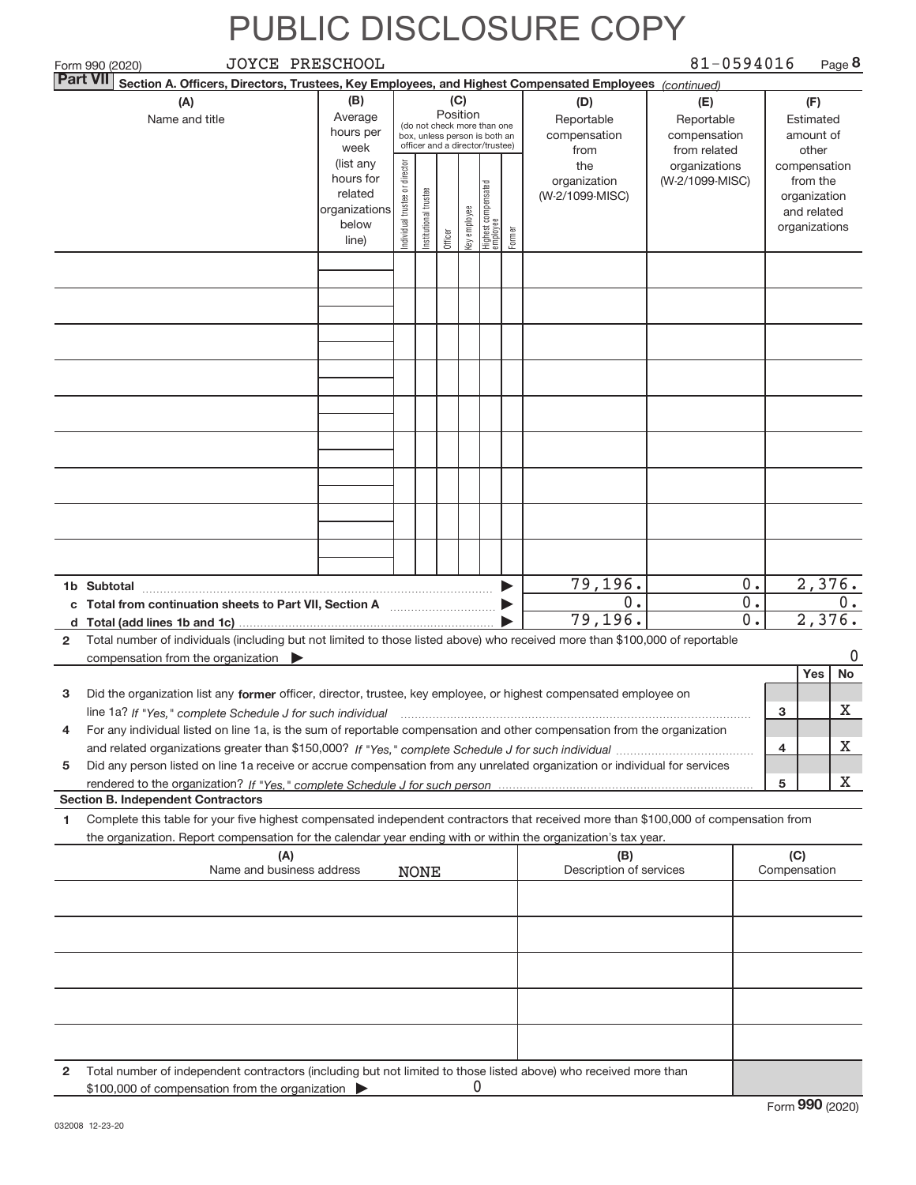# PUBLIC DISCLOSURE COPY

Form 990 (2020) JOYCE PRESCHOOL 81-0594016 Page **8**

**Part VII** **Section A. Officers, Directors, Trustees, Key Employees, and Highest Compensated Employees** *(continued)*

| (A) Name and title | (B) Average hours per week (list any hours for related organizations below line) | (C) Position (do not check more than one box, unless person is both an officer and a director/trustee) Individual trustee or director | Institutional trustee | Officer | Key employee | Highest compensated employee | Former | (D) Reportable compensation from the organization (W-2/1099-MISC) | (E) Reportable compensation from related organizations (W-2/1099-MISC) | (F) Estimated amount of other compensation from the organization and related organizations |
|---|---|---|---|---|---|---|---|---|---|---|
| | | | | | | | | | | |
| | | | | | | | | | | |
| | | | | | | | | | | |
| | | | | | | | | | | |
| | | | | | | | | | | |
| | | | | | | | | | | |
| | | | | | | | | | | |
| | | | | | | | | | | |
| | | | | | | | | | | |
| **1b Subtotal** | | | | | | | ▶ | 79,196. | 0. | 2,376. |
| **c Total from continuation sheets to Part VII, Section A** | | | | | | | ▶ | 0. | 0. | 0. |
| **d Total (add lines 1b and 1c)** | | | | | | | ▶ | 79,196. | 0. | 2,376. |

**2** Total number of individuals (including but not limited to those listed above) who received more than $100,000 of reportable compensation from the organization ▶ 0

| | | | Yes | No |
|---|---|---|---|---|
| **3** | Did the organization list any **former** officer, director, trustee, key employee, or highest compensated employee on line 1a? *If "Yes," complete Schedule J for such individual* | 3 | | X |
| **4** | For any individual listed on line 1a, is the sum of reportable compensation and other compensation from the organization and related organizations greater than $150,000? *If "Yes," complete Schedule J for such individual* | 4 | | X |
| **5** | Did any person listed on line 1a receive or accrue compensation from any unrelated organization or individual for services rendered to the organization? *If "Yes," complete Schedule J for such person* | 5 | | X |

**Section B. Independent Contractors**

**1** Complete this table for your five highest compensated independent contractors that received more than $100,000 of compensation from the organization. Report compensation for the calendar year ending with or within the organization's tax year.

| (A) Name and business address | (B) Description of services | (C) Compensation |
|---|---|---|
| NONE | | |
| | | |
| | | |
| | | |
| | | |

**2** Total number of independent contractors (including but not limited to those listed above) who received more than $100,000 of compensation from the organization ▶ 0

Form **990** (2020)

032008 12-23-20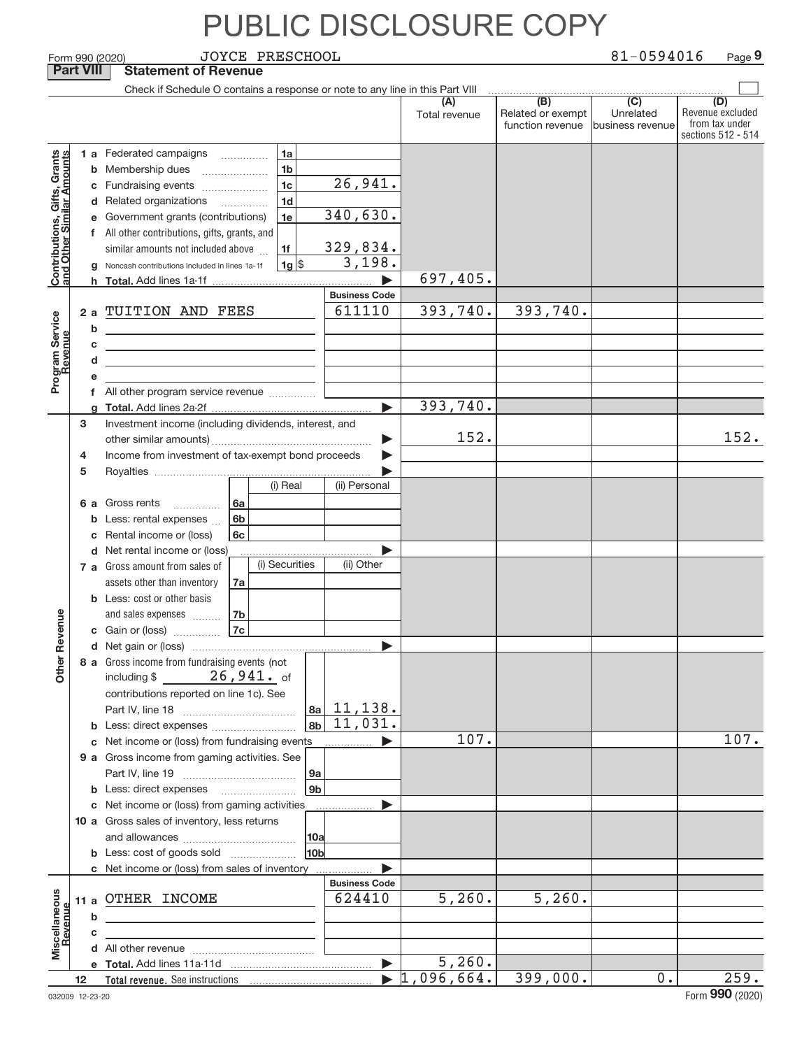# PUBLIC DISCLOSURE COPY

Form 990 (2020) JOYCE PRESCHOOL 81-0594016 Page 9

**Part VIII Statement of Revenue**

Check if Schedule O contains a response or note to any line in this Part VIII

| | | | | (A) Total revenue | (B) Related or exempt function revenue | (C) Unrelated business revenue | (D) Revenue excluded from tax under sections 512 - 514 |
|---|---|---|---|---|---|---|---|
| **Contributions, Gifts, Grants and Other Similar Amounts** | 1 a Federated campaigns | 1a | | | | | |
| | b Membership dues | 1b | | | | | |
| | c Fundraising events | 1c | 26,941. | | | | |
| | d Related organizations | 1d | | | | | |
| | e Government grants (contributions) | 1e | 340,630. | | | | |
| | f All other contributions, gifts, grants, and similar amounts not included above | 1f | 329,834. | | | | |
| | g Noncash contributions included in lines 1a-1f | 1g $ | 3,198. | | | | |
| | h **Total.** Add lines 1a-1f | | | 697,405. | | | |
| **Program Service Revenue** | | | Business Code | | | | |
| | 2 a TUITION AND FEES | | 611110 | 393,740. | 393,740. | | |
| | b | | | | | | |
| | c | | | | | | |
| | d | | | | | | |
| | e | | | | | | |
| | f All other program service revenue | | | | | | |
| | g **Total.** Add lines 2a-2f | | | 393,740. | | | |
| **Other Revenue** | 3 Investment income (including dividends, interest, and other similar amounts) | | | 152. | | | 152. |
| | 4 Income from investment of tax-exempt bond proceeds | | | | | | |
| | 5 Royalties | | | | | | |
| | | (i) Real | (ii) Personal | | | | |
| | 6 a Gross rents 6a | | | | | | |
| | b Less: rental expenses 6b | | | | | | |
| | c Rental income or (loss) 6c | | | | | | |
| | d Net rental income or (loss) | | | | | | |
| | | (i) Securities | (ii) Other | | | | |
| | 7 a Gross amount from sales of assets other than inventory 7a | | | | | | |
| | b Less: cost or other basis and sales expenses 7b | | | | | | |
| | c Gain or (loss) 7c | | | | | | |
| | d Net gain or (loss) | | | | | | |
| | 8 a Gross income from fundraising events (not including $ 26,941. of contributions reported on line 1c). See Part IV, line 18 | 8a | 11,138. | | | | |
| | b Less: direct expenses | 8b | 11,031. | | | | |
| | c Net income or (loss) from fundraising events | | | 107. | | | 107. |
| | 9 a Gross income from gaming activities. See Part IV, line 19 | 9a | | | | | |
| | b Less: direct expenses | 9b | | | | | |
| | c Net income or (loss) from gaming activities | | | | | | |
| | 10 a Gross sales of inventory, less returns and allowances | 10a | | | | | |
| | b Less: cost of goods sold | 10b | | | | | |
| | c Net income or (loss) from sales of inventory | | | | | | |
| **Miscellaneous Revenue** | | | Business Code | | | | |
| | 11 a OTHER INCOME | | 624410 | 5,260. | 5,260. | | |
| | b | | | | | | |
| | c | | | | | | |
| | d All other revenue | | | | | | |
| | e **Total.** Add lines 11a-11d | | | 5,260. | | | |
| | 12 **Total revenue.** See instructions | | | 1,096,664. | 399,000. | 0. | 259. |

032009 12-23-20 Form **990** (2020)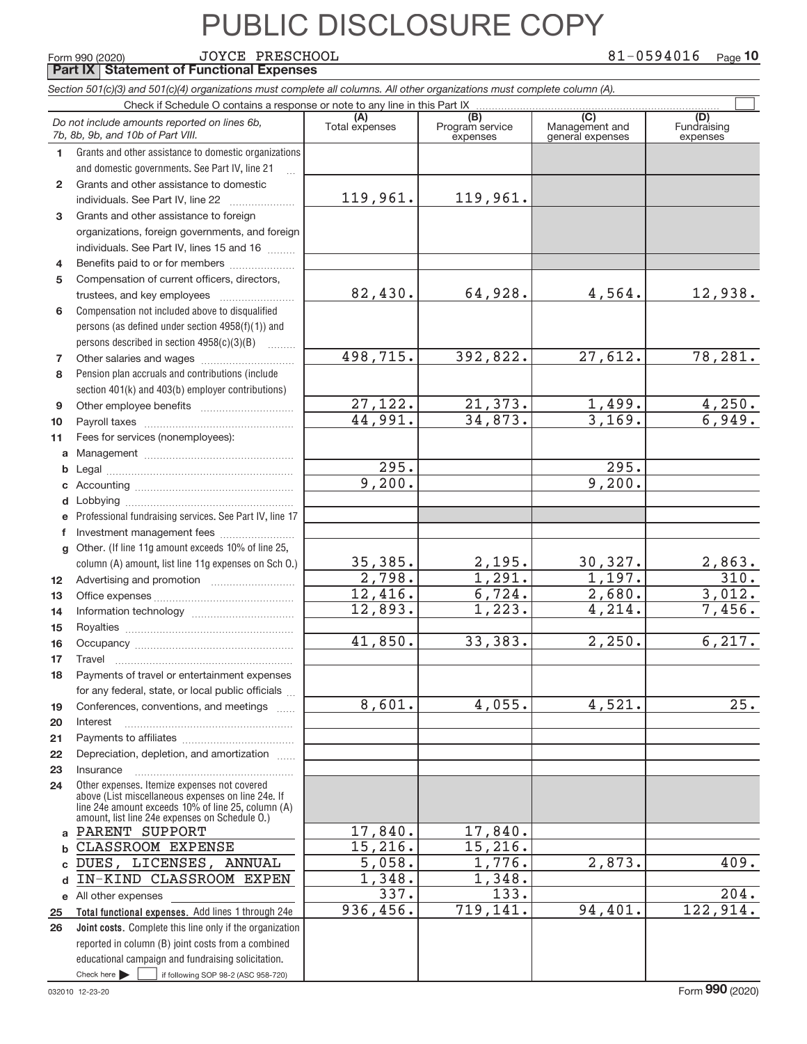# PUBLIC DISCLOSURE COPY

Form 990 (2020) JOYCE PRESCHOOL 81-0594016 Page **10**

**Part IX Statement of Functional Expenses**

*Section 501(c)(3) and 501(c)(4) organizations must complete all columns. All other organizations must complete column (A).*

Check if Schedule O contains a response or note to any line in this Part IX ☐

| | *Do not include amounts reported on lines 6b, 7b, 8b, 9b, and 10b of Part VIII.* | (A) Total expenses | (B) Program service expenses | (C) Management and general expenses | (D) Fundraising expenses |
|---|---|---|---|---|---|
| 1 | Grants and other assistance to domestic organizations and domestic governments. See Part IV, line 21 | | | | |
| 2 | Grants and other assistance to domestic individuals. See Part IV, line 22 | 119,961. | 119,961. | | |
| 3 | Grants and other assistance to foreign organizations, foreign governments, and foreign individuals. See Part IV, lines 15 and 16 | | | | |
| 4 | Benefits paid to or for members | | | | |
| 5 | Compensation of current officers, directors, trustees, and key employees | 82,430. | 64,928. | 4,564. | 12,938. |
| 6 | Compensation not included above to disqualified persons (as defined under section 4958(f)(1)) and persons described in section 4958(c)(3)(B) | | | | |
| 7 | Other salaries and wages | 498,715. | 392,822. | 27,612. | 78,281. |
| 8 | Pension plan accruals and contributions (include section 401(k) and 403(b) employer contributions) | | | | |
| 9 | Other employee benefits | 27,122. | 21,373. | 1,499. | 4,250. |
| 10 | Payroll taxes | 44,991. | 34,873. | 3,169. | 6,949. |
| 11 | Fees for services (nonemployees): | | | | |
| a | Management | | | | |
| b | Legal | 295. | | 295. | |
| c | Accounting | 9,200. | | 9,200. | |
| d | Lobbying | | | | |
| e | Professional fundraising services. See Part IV, line 17 | | | | |
| f | Investment management fees | | | | |
| g | Other. (If line 11g amount exceeds 10% of line 25, column (A) amount, list line 11g expenses on Sch O.) | 35,385. | 2,195. | 30,327. | 2,863. |
| 12 | Advertising and promotion | 2,798. | 1,291. | 1,197. | 310. |
| 13 | Office expenses | 12,416. | 6,724. | 2,680. | 3,012. |
| 14 | Information technology | 12,893. | 1,223. | 4,214. | 7,456. |
| 15 | Royalties | | | | |
| 16 | Occupancy | 41,850. | 33,383. | 2,250. | 6,217. |
| 17 | Travel | | | | |
| 18 | Payments of travel or entertainment expenses for any federal, state, or local public officials | | | | |
| 19 | Conferences, conventions, and meetings | 8,601. | 4,055. | 4,521. | 25. |
| 20 | Interest | | | | |
| 21 | Payments to affiliates | | | | |
| 22 | Depreciation, depletion, and amortization | | | | |
| 23 | Insurance | | | | |
| 24 | Other expenses. Itemize expenses not covered above (List miscellaneous expenses on line 24e. If line 24e amount exceeds 10% of line 25, column (A) amount, list line 24e expenses on Schedule O.) | | | | |
| a | PARENT SUPPORT | 17,840. | 17,840. | | |
| b | CLASSROOM EXPENSE | 15,216. | 15,216. | | |
| c | DUES, LICENSES, ANNUAL | 5,058. | 1,776. | 2,873. | 409. |
| d | IN-KIND CLASSROOM EXPEN | 1,348. | 1,348. | | |
| e | All other expenses | 337. | 133. | | 204. |
| 25 | **Total functional expenses.** Add lines 1 through 24e | 936,456. | 719,141. | 94,401. | 122,914. |
| 26 | **Joint costs.** Complete this line only if the organization reported in column (B) joint costs from a combined educational campaign and fundraising solicitation. Check here ☐ if following SOP 98-2 (ASC 958-720) | | | | |

032010 12-23-20 Form **990** (2020)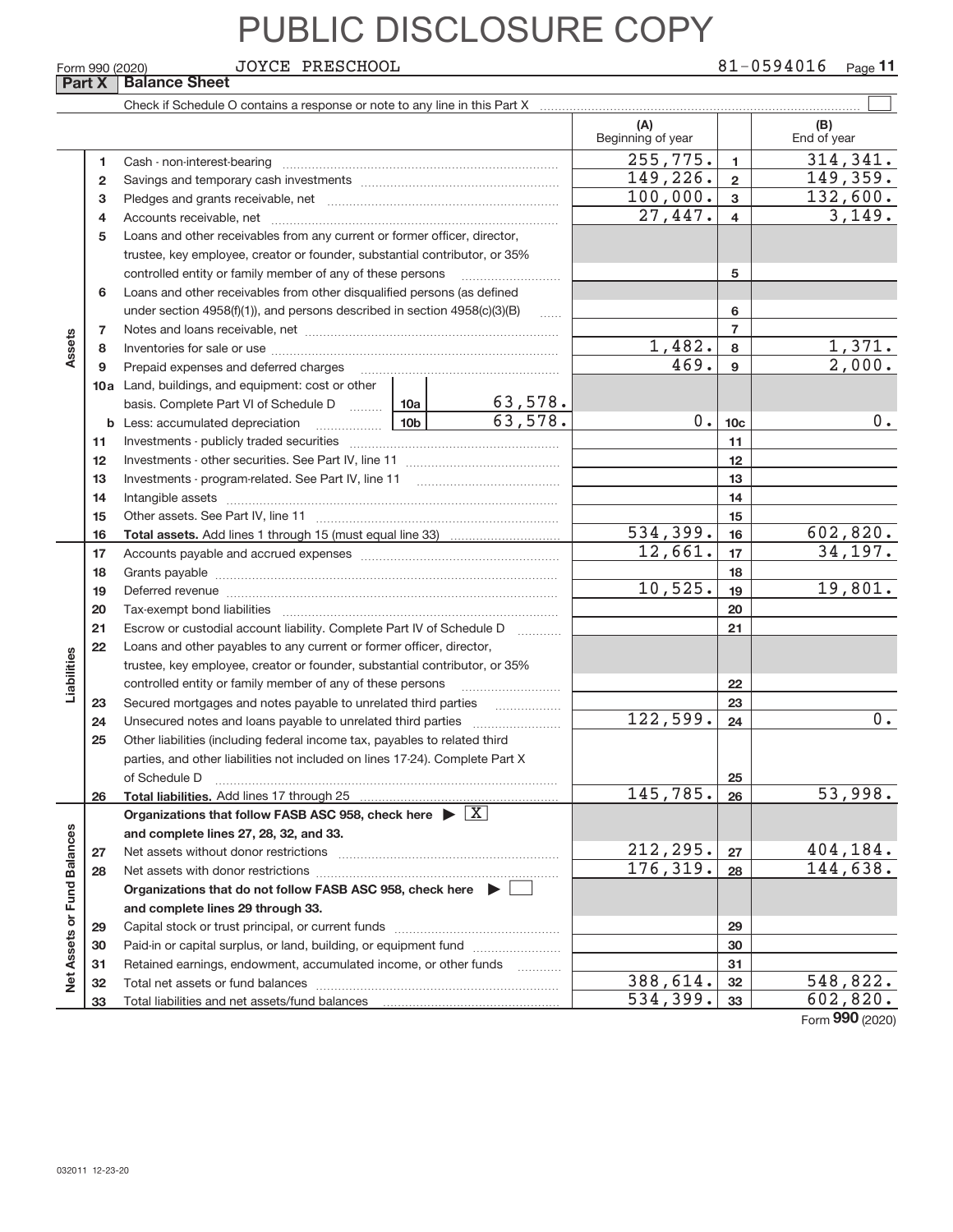# PUBLIC DISCLOSURE COPY

Form 990 (2020) JOYCE PRESCHOOL 81-0594016 Page **11**

**Part X | Balance Sheet**

Check if Schedule O contains a response or note to any line in this Part X ☐

| Section | Line | Description | | (A) Beginning of year | Line | (B) End of year |
|---|---|---|---|---|---|---|
| Assets | 1 | Cash - non-interest-bearing | | 255,775. | 1 | 314,341. |
| | 2 | Savings and temporary cash investments | | 149,226. | 2 | 149,359. |
| | 3 | Pledges and grants receivable, net | | 100,000. | 3 | 132,600. |
| | 4 | Accounts receivable, net | | 27,447. | 4 | 3,149. |
| | 5 | Loans and other receivables from any current or former officer, director, trustee, key employee, creator or founder, substantial contributor, or 35% controlled entity or family member of any of these persons | | | 5 | |
| | 6 | Loans and other receivables from other disqualified persons (as defined under section 4958(f)(1)), and persons described in section 4958(c)(3)(B) | | | 6 | |
| | 7 | Notes and loans receivable, net | | | 7 | |
| | 8 | Inventories for sale or use | | 1,482. | 8 | 1,371. |
| | 9 | Prepaid expenses and deferred charges | | 469. | 9 | 2,000. |
| | 10a | Land, buildings, and equipment: cost or other basis. Complete Part VI of Schedule D | 10a 63,578. | | | |
| | b | Less: accumulated depreciation | 10b 63,578. | 0. | 10c | 0. |
| | 11 | Investments - publicly traded securities | | | 11 | |
| | 12 | Investments - other securities. See Part IV, line 11 | | | 12 | |
| | 13 | Investments - program-related. See Part IV, line 11 | | | 13 | |
| | 14 | Intangible assets | | | 14 | |
| | 15 | Other assets. See Part IV, line 11 | | | 15 | |
| | 16 | **Total assets.** Add lines 1 through 15 (must equal line 33) | | 534,399. | 16 | 602,820. |
| Liabilities | 17 | Accounts payable and accrued expenses | | 12,661. | 17 | 34,197. |
| | 18 | Grants payable | | | 18 | |
| | 19 | Deferred revenue | | 10,525. | 19 | 19,801. |
| | 20 | Tax-exempt bond liabilities | | | 20 | |
| | 21 | Escrow or custodial account liability. Complete Part IV of Schedule D | | | 21 | |
| | 22 | Loans and other payables to any current or former officer, director, trustee, key employee, creator or founder, substantial contributor, or 35% controlled entity or family member of any of these persons | | | 22 | |
| | 23 | Secured mortgages and notes payable to unrelated third parties | | | 23 | |
| | 24 | Unsecured notes and loans payable to unrelated third parties | | 122,599. | 24 | 0. |
| | 25 | Other liabilities (including federal income tax, payables to related third parties, and other liabilities not included on lines 17-24). Complete Part X of Schedule D | | | 25 | |
| | 26 | **Total liabilities.** Add lines 17 through 25 | | 145,785. | 26 | 53,998. |
| Net Assets or Fund Balances | | **Organizations that follow FASB ASC 958, check here ▶ ☒ and complete lines 27, 28, 32, and 33.** | | | | |
| | 27 | Net assets without donor restrictions | | 212,295. | 27 | 404,184. |
| | 28 | Net assets with donor restrictions | | 176,319. | 28 | 144,638. |
| | | **Organizations that do not follow FASB ASC 958, check here ▶ ☐ and complete lines 29 through 33.** | | | | |
| | 29 | Capital stock or trust principal, or current funds | | | 29 | |
| | 30 | Paid-in or capital surplus, or land, building, or equipment fund | | | 30 | |
| | 31 | Retained earnings, endowment, accumulated income, or other funds | | | 31 | |
| | 32 | Total net assets or fund balances | | 388,614. | 32 | 548,822. |
| | 33 | Total liabilities and net assets/fund balances | | 534,399. | 33 | 602,820. |

Form **990** (2020)

032011 12-23-20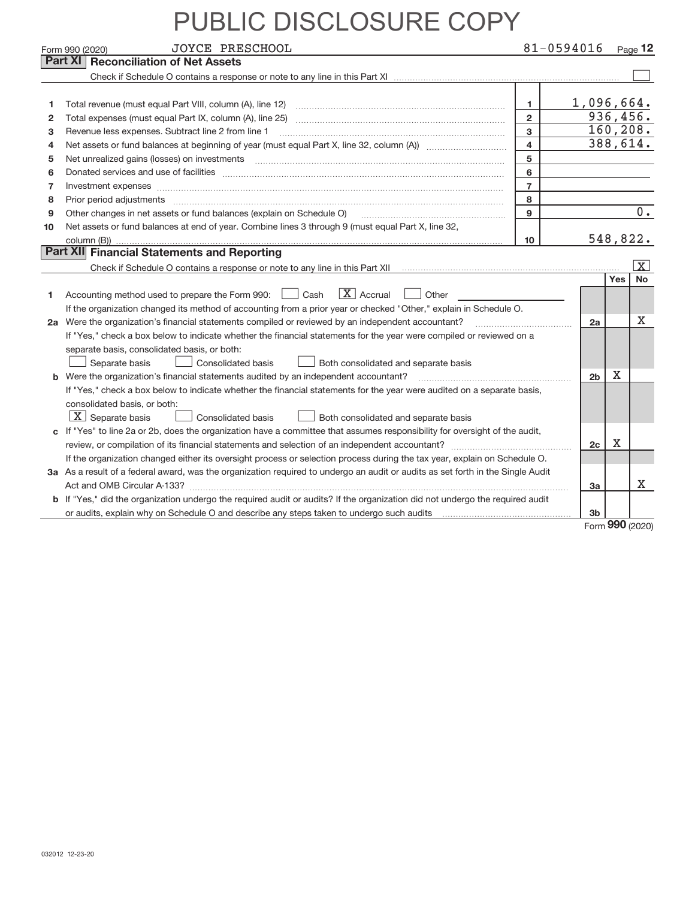# PUBLIC DISCLOSURE COPY

Form 990 (2020) JOYCE PRESCHOOL 81-0594016 Page 12

## Part XI Reconciliation of Net Assets

Check if Schedule O contains a response or note to any line in this Part XI ☐

| | | | |
|---|---|---|---|
| 1 | Total revenue (must equal Part VIII, column (A), line 12) | 1 | 1,096,664. |
| 2 | Total expenses (must equal Part IX, column (A), line 25) | 2 | 936,456. |
| 3 | Revenue less expenses. Subtract line 2 from line 1 | 3 | 160,208. |
| 4 | Net assets or fund balances at beginning of year (must equal Part X, line 32, column (A)) | 4 | 388,614. |
| 5 | Net unrealized gains (losses) on investments | 5 | |
| 6 | Donated services and use of facilities | 6 | |
| 7 | Investment expenses | 7 | |
| 8 | Prior period adjustments | 8 | |
| 9 | Other changes in net assets or fund balances (explain on Schedule O) | 9 | 0. |
| 10 | Net assets or fund balances at end of year. Combine lines 3 through 9 (must equal Part X, line 32, column (B)) | 10 | 548,822. |

## Part XII Financial Statements and Reporting

Check if Schedule O contains a response or note to any line in this Part XII ☒

| | | | Yes | No |
|---|---|---|---|---|
| 1 | Accounting method used to prepare the Form 990: ☐ Cash ☒ Accrual ☐ Other<br>If the organization changed its method of accounting from a prior year or checked "Other," explain in Schedule O. | | | |
| 2a | Were the organization's financial statements compiled or reviewed by an independent accountant?<br>If "Yes," check a box below to indicate whether the financial statements for the year were compiled or reviewed on a separate basis, consolidated basis, or both:<br>☐ Separate basis ☐ Consolidated basis ☐ Both consolidated and separate basis | 2a | | X |
| b | Were the organization's financial statements audited by an independent accountant?<br>If "Yes," check a box below to indicate whether the financial statements for the year were audited on a separate basis, consolidated basis, or both:<br>☒ Separate basis ☐ Consolidated basis ☐ Both consolidated and separate basis | 2b | X | |
| c | If "Yes" to line 2a or 2b, does the organization have a committee that assumes responsibility for oversight of the audit, review, or compilation of its financial statements and selection of an independent accountant?<br>If the organization changed either its oversight process or selection process during the tax year, explain on Schedule O. | 2c | X | |
| 3a | As a result of a federal award, was the organization required to undergo an audit or audits as set forth in the Single Audit Act and OMB Circular A-133? | 3a | | X |
| b | If "Yes," did the organization undergo the required audit or audits? If the organization did not undergo the required audit or audits, explain why on Schedule O and describe any steps taken to undergo such audits | 3b | | |

Form **990** (2020)

032012 12-23-20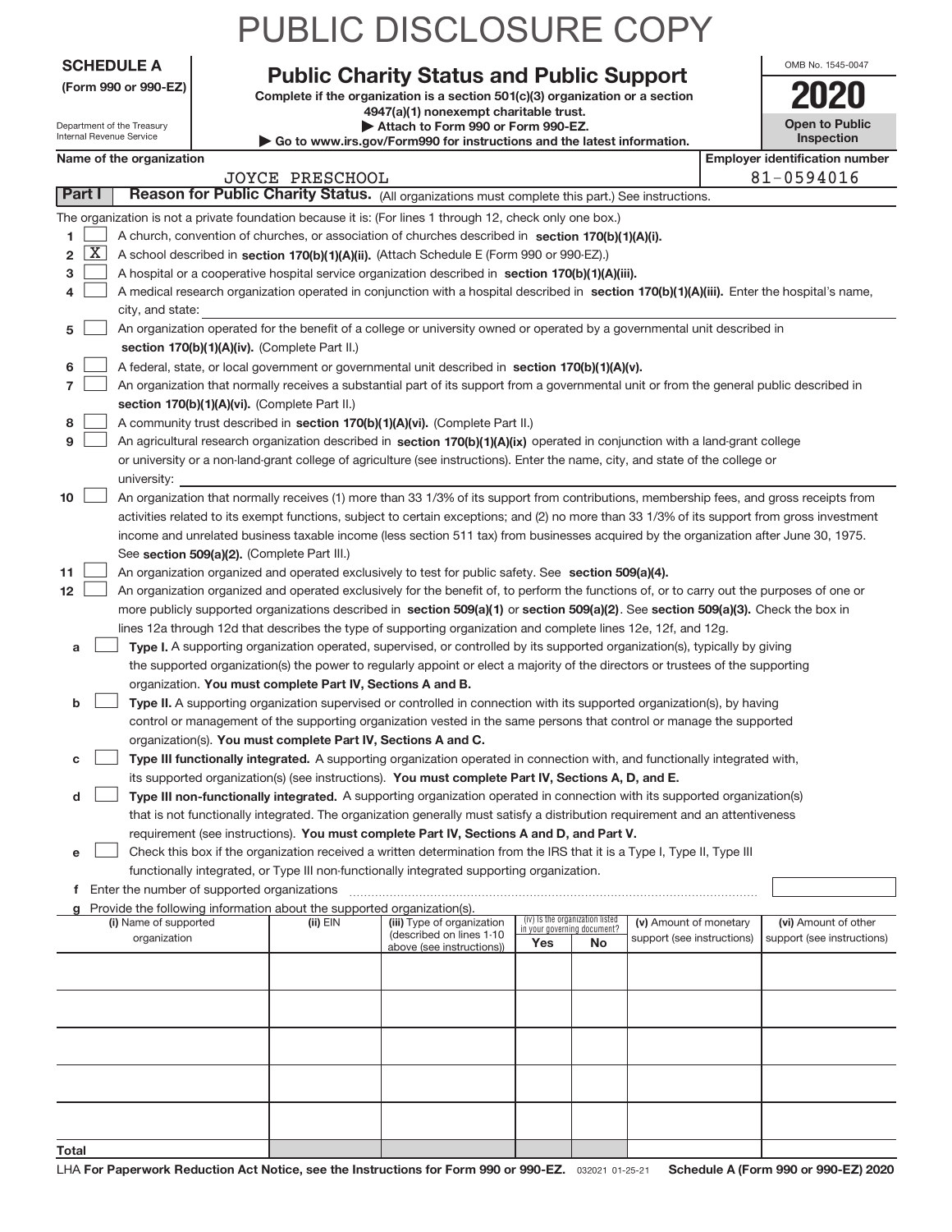# PUBLIC DISCLOSURE COPY

**SCHEDULE A**
**(Form 990 or 990-EZ)**

Department of the Treasury
Internal Revenue Service

## Public Charity Status and Public Support

**Complete if the organization is a section 501(c)(3) organization or a section 4947(a)(1) nonexempt charitable trust.**
**▶ Attach to Form 990 or Form 990-EZ.**
**▶ Go to www.irs.gov/Form990 for instructions and the latest information.**

OMB No. 1545-0047
**2020**
**Open to Public Inspection**

**Name of the organization:** JOYCE PRESCHOOL
**Employer identification number:** 81-0594016

**Part I** **Reason for Public Charity Status.** (All organizations must complete this part.) See instructions.

The organization is not a private foundation because it is: (For lines 1 through 12, check only one box.)

1. [ ] A church, convention of churches, or association of churches described in **section 170(b)(1)(A)(i).**
2. [X] A school described in **section 170(b)(1)(A)(ii).** (Attach Schedule E (Form 990 or 990-EZ).)
3. [ ] A hospital or a cooperative hospital service organization described in **section 170(b)(1)(A)(iii).**
4. [ ] A medical research organization operated in conjunction with a hospital described in **section 170(b)(1)(A)(iii).** Enter the hospital's name, city, and state:
5. [ ] An organization operated for the benefit of a college or university owned or operated by a governmental unit described in **section 170(b)(1)(A)(iv).** (Complete Part II.)
6. [ ] A federal, state, or local government or governmental unit described in **section 170(b)(1)(A)(v).**
7. [ ] An organization that normally receives a substantial part of its support from a governmental unit or from the general public described in **section 170(b)(1)(A)(vi).** (Complete Part II.)
8. [ ] A community trust described in **section 170(b)(1)(A)(vi).** (Complete Part II.)
9. [ ] An agricultural research organization described in **section 170(b)(1)(A)(ix)** operated in conjunction with a land-grant college or university or a non-land-grant college of agriculture (see instructions). Enter the name, city, and state of the college or university:
10. [ ] An organization that normally receives (1) more than 33 1/3% of its support from contributions, membership fees, and gross receipts from activities related to its exempt functions, subject to certain exceptions; and (2) no more than 33 1/3% of its support from gross investment income and unrelated business taxable income (less section 511 tax) from businesses acquired by the organization after June 30, 1975. See **section 509(a)(2).** (Complete Part III.)
11. [ ] An organization organized and operated exclusively to test for public safety. See **section 509(a)(4).**
12. [ ] An organization organized and operated exclusively for the benefit of, to perform the functions of, or to carry out the purposes of one or more publicly supported organizations described in **section 509(a)(1)** or **section 509(a)(2)**. See **section 509(a)(3).** Check the box in lines 12a through 12d that describes the type of supporting organization and complete lines 12e, 12f, and 12g.
   - **a** [ ] **Type I.** A supporting organization operated, supervised, or controlled by its supported organization(s), typically by giving the supported organization(s) the power to regularly appoint or elect a majority of the directors or trustees of the supporting organization. **You must complete Part IV, Sections A and B.**
   - **b** [ ] **Type II.** A supporting organization supervised or controlled in connection with its supported organization(s), by having control or management of the supporting organization vested in the same persons that control or manage the supported organization(s). **You must complete Part IV, Sections A and C.**
   - **c** [ ] **Type III functionally integrated.** A supporting organization operated in connection with, and functionally integrated with, its supported organization(s) (see instructions). **You must complete Part IV, Sections A, D, and E.**
   - **d** [ ] **Type III non-functionally integrated.** A supporting organization operated in connection with its supported organization(s) that is not functionally integrated. The organization generally must satisfy a distribution requirement and an attentiveness requirement (see instructions). **You must complete Part IV, Sections A and D, and Part V.**
   - **e** [ ] Check this box if the organization received a written determination from the IRS that it is a Type I, Type II, Type III functionally integrated, or Type III non-functionally integrated supporting organization.
   - **f** Enter the number of supported organizations
   - **g** Provide the following information about the supported organization(s).

| (i) Name of supported organization | (ii) EIN | (iii) Type of organization (described on lines 1-10 above (see instructions)) | (iv) Is the organization listed in your governing document? Yes | No | (v) Amount of monetary support (see instructions) | (vi) Amount of other support (see instructions) |
|---|---|---|---|---|---|---|
| | | | | | | |
| | | | | | | |
| | | | | | | |
| | | | | | | |
| | | | | | | |
| **Total** | | | | | | |

LHA **For Paperwork Reduction Act Notice, see the Instructions for Form 990 or 990-EZ.** 032021 01-25-21 **Schedule A (Form 990 or 990-EZ) 2020**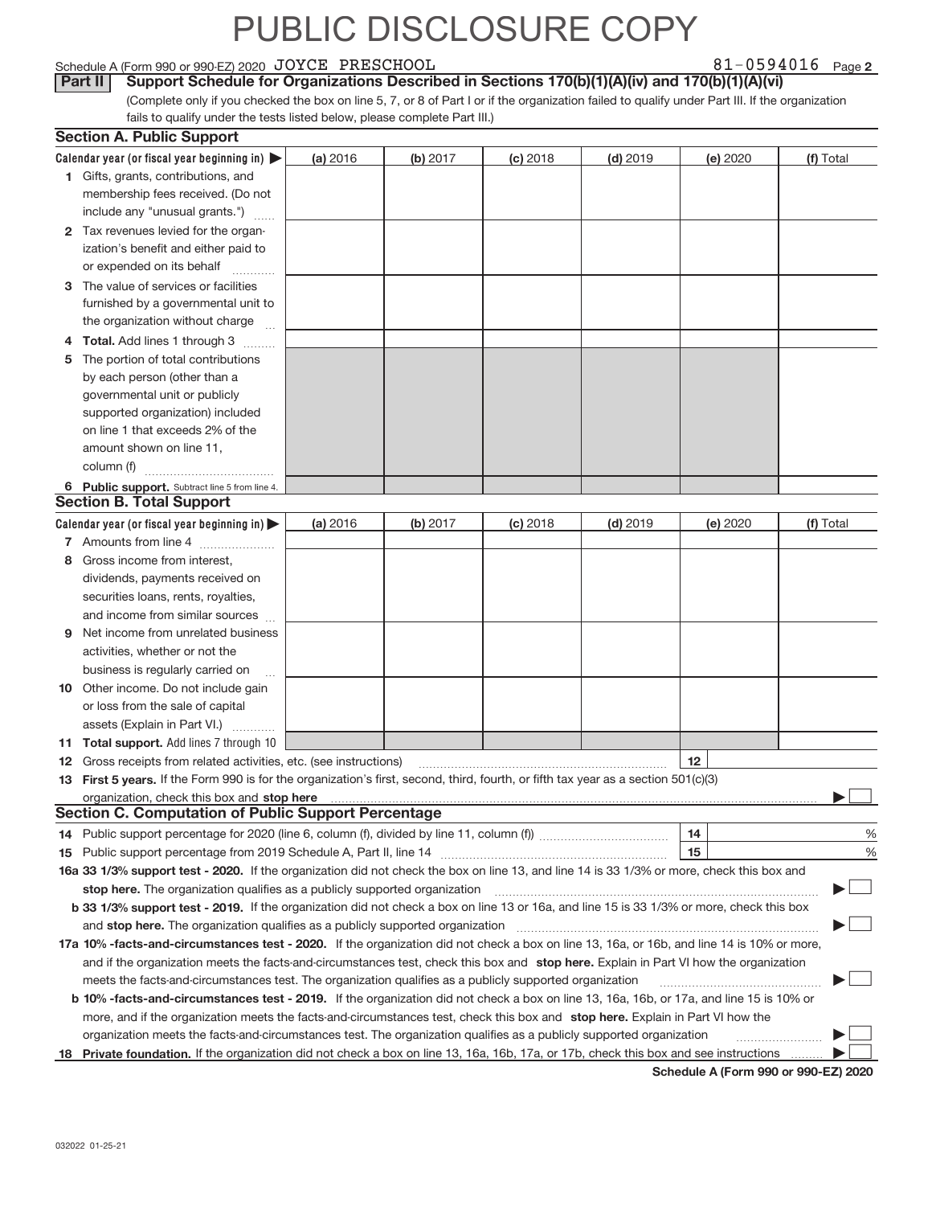# PUBLIC DISCLOSURE COPY

Schedule A (Form 990 or 990-EZ) 2020 JOYCE PRESCHOOL 81-0594016 Page **2**

**Part II** **Support Schedule for Organizations Described in Sections 170(b)(1)(A)(iv) and 170(b)(1)(A)(vi)**

(Complete only if you checked the box on line 5, 7, or 8 of Part I or if the organization failed to qualify under Part III. If the organization fails to qualify under the tests listed below, please complete Part III.)

## Section A. Public Support

| Calendar year (or fiscal year beginning in) ▶ | (a) 2016 | (b) 2017 | (c) 2018 | (d) 2019 | (e) 2020 | (f) Total |
|---|---|---|---|---|---|---|
| **1** Gifts, grants, contributions, and membership fees received. (Do not include any "unusual grants.") | | | | | | |
| **2** Tax revenues levied for the organization's benefit and either paid to or expended on its behalf | | | | | | |
| **3** The value of services or facilities furnished by a governmental unit to the organization without charge | | | | | | |
| **4** **Total.** Add lines 1 through 3 | | | | | | |
| **5** The portion of total contributions by each person (other than a governmental unit or publicly supported organization) included on line 1 that exceeds 2% of the amount shown on line 11, column (f) | | | | | | |
| **6** **Public support.** Subtract line 5 from line 4. | | | | | | |

## Section B. Total Support

| Calendar year (or fiscal year beginning in) ▶ | (a) 2016 | (b) 2017 | (c) 2018 | (d) 2019 | (e) 2020 | (f) Total |
|---|---|---|---|---|---|---|
| **7** Amounts from line 4 | | | | | | |
| **8** Gross income from interest, dividends, payments received on securities loans, rents, royalties, and income from similar sources | | | | | | |
| **9** Net income from unrelated business activities, whether or not the business is regularly carried on | | | | | | |
| **10** Other income. Do not include gain or loss from the sale of capital assets (Explain in Part VI.) | | | | | | |
| **11** **Total support.** Add lines 7 through 10 | | | | | | |

**12** Gross receipts from related activities, etc. (see instructions) **12**

**13** **First 5 years.** If the Form 990 is for the organization's first, second, third, fourth, or fifth tax year as a section 501(c)(3) organization, check this box and **stop here** ▶ ☐

## Section C. Computation of Public Support Percentage

**14** Public support percentage for 2020 (line 6, column (f), divided by line 11, column (f)) **14** %

**15** Public support percentage from 2019 Schedule A, Part II, line 14 **15** %

**16a 33 1/3% support test - 2020.** If the organization did not check the box on line 13, and line 14 is 33 1/3% or more, check this box and **stop here.** The organization qualifies as a publicly supported organization ▶ ☐

**b 33 1/3% support test - 2019.** If the organization did not check a box on line 13 or 16a, and line 15 is 33 1/3% or more, check this box and **stop here.** The organization qualifies as a publicly supported organization ▶ ☐

**17a 10% -facts-and-circumstances test - 2020.** If the organization did not check a box on line 13, 16a, or 16b, and line 14 is 10% or more, and if the organization meets the facts-and-circumstances test, check this box and **stop here.** Explain in Part VI how the organization meets the facts-and-circumstances test. The organization qualifies as a publicly supported organization ▶ ☐

**b 10% -facts-and-circumstances test - 2019.** If the organization did not check a box on line 13, 16a, 16b, or 17a, and line 15 is 10% or more, and if the organization meets the facts-and-circumstances test, check this box and **stop here.** Explain in Part VI how the organization meets the facts-and-circumstances test. The organization qualifies as a publicly supported organization ▶ ☐

**18** **Private foundation.** If the organization did not check a box on line 13, 16a, 16b, 17a, or 17b, check this box and see instructions ▶ ☐

**Schedule A (Form 990 or 990-EZ) 2020**

032022 01-25-21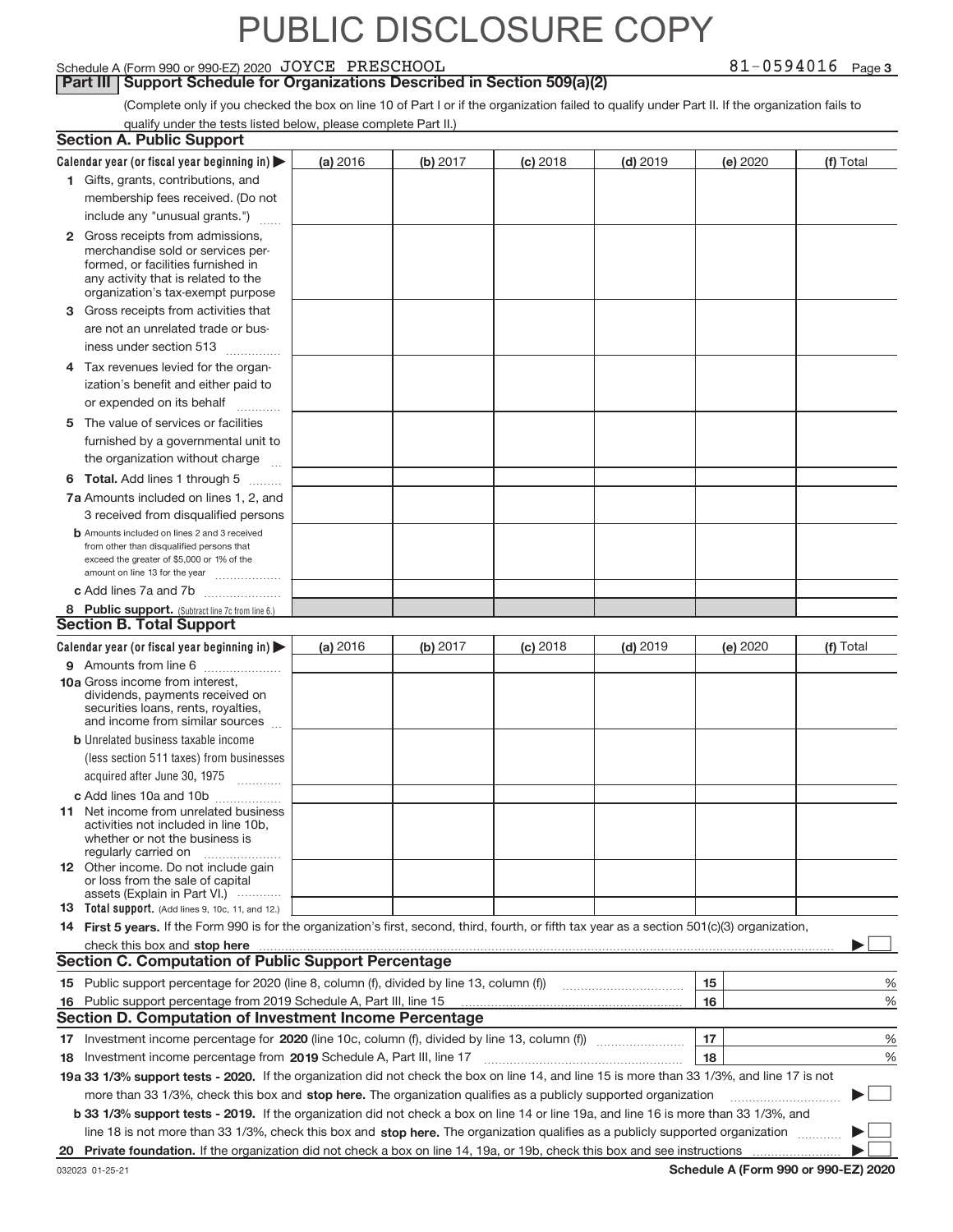# PUBLIC DISCLOSURE COPY

Schedule A (Form 990 or 990-EZ) 2020 JOYCE PRESCHOOL 81-0594016 Page 3

## Part III Support Schedule for Organizations Described in Section 509(a)(2)

(Complete only if you checked the box on line 10 of Part I or if the organization failed to qualify under Part II. If the organization fails to qualify under the tests listed below, please complete Part II.)

### Section A. Public Support

| Calendar year (or fiscal year beginning in) ▶ | (a) 2016 | (b) 2017 | (c) 2018 | (d) 2019 | (e) 2020 | (f) Total |
|---|---|---|---|---|---|---|
| 1 Gifts, grants, contributions, and membership fees received. (Do not include any "unusual grants.") | | | | | | |
| 2 Gross receipts from admissions, merchandise sold or services performed, or facilities furnished in any activity that is related to the organization's tax-exempt purpose | | | | | | |
| 3 Gross receipts from activities that are not an unrelated trade or business under section 513 | | | | | | |
| 4 Tax revenues levied for the organization's benefit and either paid to or expended on its behalf | | | | | | |
| 5 The value of services or facilities furnished by a governmental unit to the organization without charge | | | | | | |
| 6 **Total.** Add lines 1 through 5 | | | | | | |
| 7a Amounts included on lines 1, 2, and 3 received from disqualified persons | | | | | | |
| b Amounts included on lines 2 and 3 received from other than disqualified persons that exceed the greater of $5,000 or 1% of the amount on line 13 for the year | | | | | | |
| c Add lines 7a and 7b | | | | | | |
| 8 **Public support.** (Subtract line 7c from line 6.) | | | | | | |

### Section B. Total Support

| Calendar year (or fiscal year beginning in) ▶ | (a) 2016 | (b) 2017 | (c) 2018 | (d) 2019 | (e) 2020 | (f) Total |
|---|---|---|---|---|---|---|
| 9 Amounts from line 6 | | | | | | |
| 10a Gross income from interest, dividends, payments received on securities loans, rents, royalties, and income from similar sources | | | | | | |
| b Unrelated business taxable income (less section 511 taxes) from businesses acquired after June 30, 1975 | | | | | | |
| c Add lines 10a and 10b | | | | | | |
| 11 Net income from unrelated business activities not included in line 10b, whether or not the business is regularly carried on | | | | | | |
| 12 Other income. Do not include gain or loss from the sale of capital assets (Explain in Part VI.) | | | | | | |
| 13 **Total support.** (Add lines 9, 10c, 11, and 12.) | | | | | | |

14 **First 5 years.** If the Form 990 is for the organization's first, second, third, fourth, or fifth tax year as a section 501(c)(3) organization, check this box and **stop here** ▶ ☐

### Section C. Computation of Public Support Percentage

| | | | |
|---|---|---|---|
| 15 | Public support percentage for 2020 (line 8, column (f), divided by line 13, column (f)) | 15 | % |
| 16 | Public support percentage from 2019 Schedule A, Part III, line 15 | 16 | % |

### Section D. Computation of Investment Income Percentage

| | | | |
|---|---|---|---|
| 17 | Investment income percentage for **2020** (line 10c, column (f), divided by line 13, column (f)) | 17 | % |
| 18 | Investment income percentage from **2019** Schedule A, Part III, line 17 | 18 | % |

**19a 33 1/3% support tests - 2020.** If the organization did not check the box on line 14, and line 15 is more than 33 1/3%, and line 17 is not more than 33 1/3%, check this box and **stop here.** The organization qualifies as a publicly supported organization ▶ ☐

**b 33 1/3% support tests - 2019.** If the organization did not check a box on line 14 or line 19a, and line 16 is more than 33 1/3%, and line 18 is not more than 33 1/3%, check this box and **stop here.** The organization qualifies as a publicly supported organization ▶ ☐

**20 Private foundation.** If the organization did not check a box on line 14, 19a, or 19b, check this box and see instructions ▶ ☐

032023 01-25-21 **Schedule A (Form 990 or 990-EZ) 2020**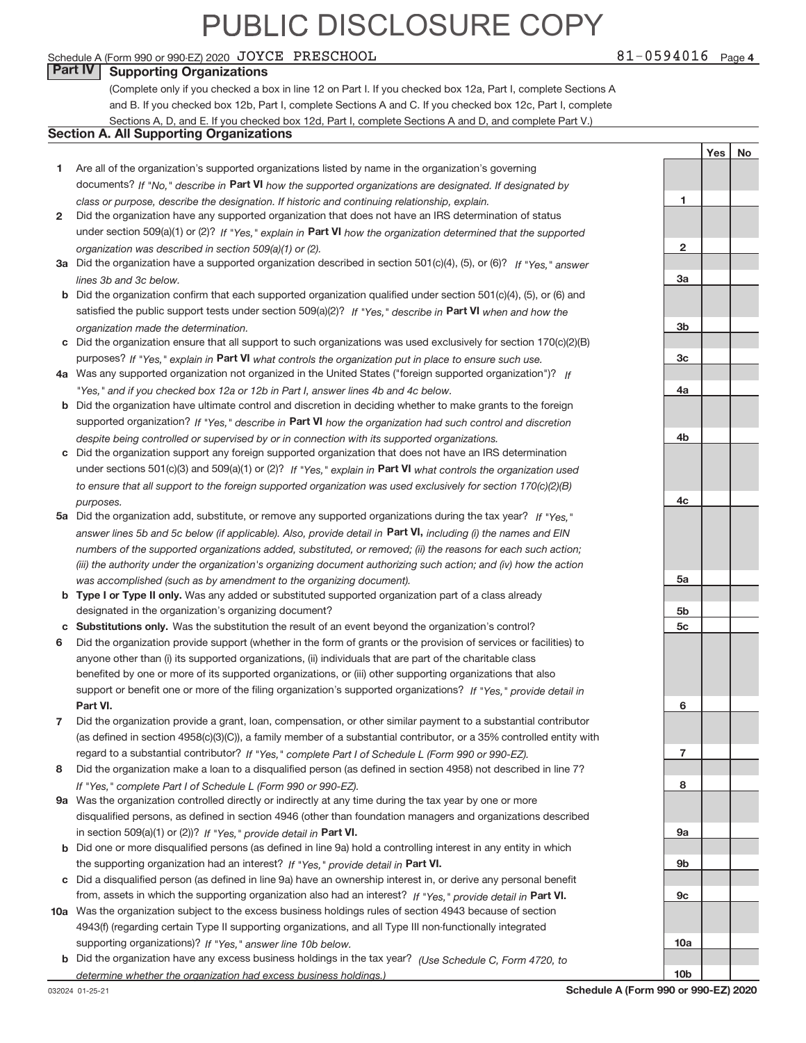# PUBLIC DISCLOSURE COPY

Schedule A (Form 990 or 990-EZ) 2020 JOYCE PRESCHOOL 81-0594016 Page **4**

## Part IV Supporting Organizations

(Complete only if you checked a box in line 12 on Part I. If you checked box 12a, Part I, complete Sections A and B. If you checked box 12b, Part I, complete Sections A and C. If you checked box 12c, Part I, complete Sections A, D, and E. If you checked box 12d, Part I, complete Sections A and D, and complete Part V.)

### Section A. All Supporting Organizations

| | | Line | Yes | No |
|---|---|---|---|---|
| **1** | Are all of the organization's supported organizations listed by name in the organization's governing documents? *If "No," describe in* **Part VI** *how the supported organizations are designated. If designated by class or purpose, describe the designation. If historic and continuing relationship, explain.* | 1 | | |
| **2** | Did the organization have any supported organization that does not have an IRS determination of status under section 509(a)(1) or (2)? *If "Yes," explain in* **Part VI** *how the organization determined that the supported organization was described in section 509(a)(1) or (2).* | 2 | | |
| **3a** | Did the organization have a supported organization described in section 501(c)(4), (5), or (6)? *If "Yes," answer lines 3b and 3c below.* | 3a | | |
| **b** | Did the organization confirm that each supported organization qualified under section 501(c)(4), (5), or (6) and satisfied the public support tests under section 509(a)(2)? *If "Yes," describe in* **Part VI** *when and how the organization made the determination.* | 3b | | |
| **c** | Did the organization ensure that all support to such organizations was used exclusively for section 170(c)(2)(B) purposes? *If "Yes," explain in* **Part VI** *what controls the organization put in place to ensure such use.* | 3c | | |
| **4a** | Was any supported organization not organized in the United States ("foreign supported organization")? *If "Yes," and if you checked box 12a or 12b in Part I, answer lines 4b and 4c below.* | 4a | | |
| **b** | Did the organization have ultimate control and discretion in deciding whether to make grants to the foreign supported organization? *If "Yes," describe in* **Part VI** *how the organization had such control and discretion despite being controlled or supervised by or in connection with its supported organizations.* | 4b | | |
| **c** | Did the organization support any foreign supported organization that does not have an IRS determination under sections 501(c)(3) and 509(a)(1) or (2)? *If "Yes," explain in* **Part VI** *what controls the organization used to ensure that all support to the foreign supported organization was used exclusively for section 170(c)(2)(B) purposes.* | 4c | | |
| **5a** | Did the organization add, substitute, or remove any supported organizations during the tax year? *If "Yes," answer lines 5b and 5c below (if applicable). Also, provide detail in* **Part VI,** *including (i) the names and EIN numbers of the supported organizations added, substituted, or removed; (ii) the reasons for each such action; (iii) the authority under the organization's organizing document authorizing such action; and (iv) how the action was accomplished (such as by amendment to the organizing document).* | 5a | | |
| **b** | **Type I or Type II only.** Was any added or substituted supported organization part of a class already designated in the organization's organizing document? | 5b | | |
| **c** | **Substitutions only.** Was the substitution the result of an event beyond the organization's control? | 5c | | |
| **6** | Did the organization provide support (whether in the form of grants or the provision of services or facilities) to anyone other than (i) its supported organizations, (ii) individuals that are part of the charitable class benefited by one or more of its supported organizations, or (iii) other supporting organizations that also support or benefit one or more of the filing organization's supported organizations? *If "Yes," provide detail in* **Part VI.** | 6 | | |
| **7** | Did the organization provide a grant, loan, compensation, or other similar payment to a substantial contributor (as defined in section 4958(c)(3)(C)), a family member of a substantial contributor, or a 35% controlled entity with regard to a substantial contributor? *If "Yes," complete Part I of Schedule L (Form 990 or 990-EZ).* | 7 | | |
| **8** | Did the organization make a loan to a disqualified person (as defined in section 4958) not described in line 7? *If "Yes," complete Part I of Schedule L (Form 990 or 990-EZ).* | 8 | | |
| **9a** | Was the organization controlled directly or indirectly at any time during the tax year by one or more disqualified persons, as defined in section 4946 (other than foundation managers and organizations described in section 509(a)(1) or (2))? *If "Yes," provide detail in* **Part VI.** | 9a | | |
| **b** | Did one or more disqualified persons (as defined in line 9a) hold a controlling interest in any entity in which the supporting organization had an interest? *If "Yes," provide detail in* **Part VI.** | 9b | | |
| **c** | Did a disqualified person (as defined in line 9a) have an ownership interest in, or derive any personal benefit from, assets in which the supporting organization also had an interest? *If "Yes," provide detail in* **Part VI.** | 9c | | |
| **10a** | Was the organization subject to the excess business holdings rules of section 4943 because of section 4943(f) (regarding certain Type II supporting organizations, and all Type III non-functionally integrated supporting organizations)? *If "Yes," answer line 10b below.* | 10a | | |
| **b** | Did the organization have any excess business holdings in the tax year? *(Use Schedule C, Form 4720, to determine whether the organization had excess business holdings.)* | 10b | | |

032024 01-25-21 **Schedule A (Form 990 or 990-EZ) 2020**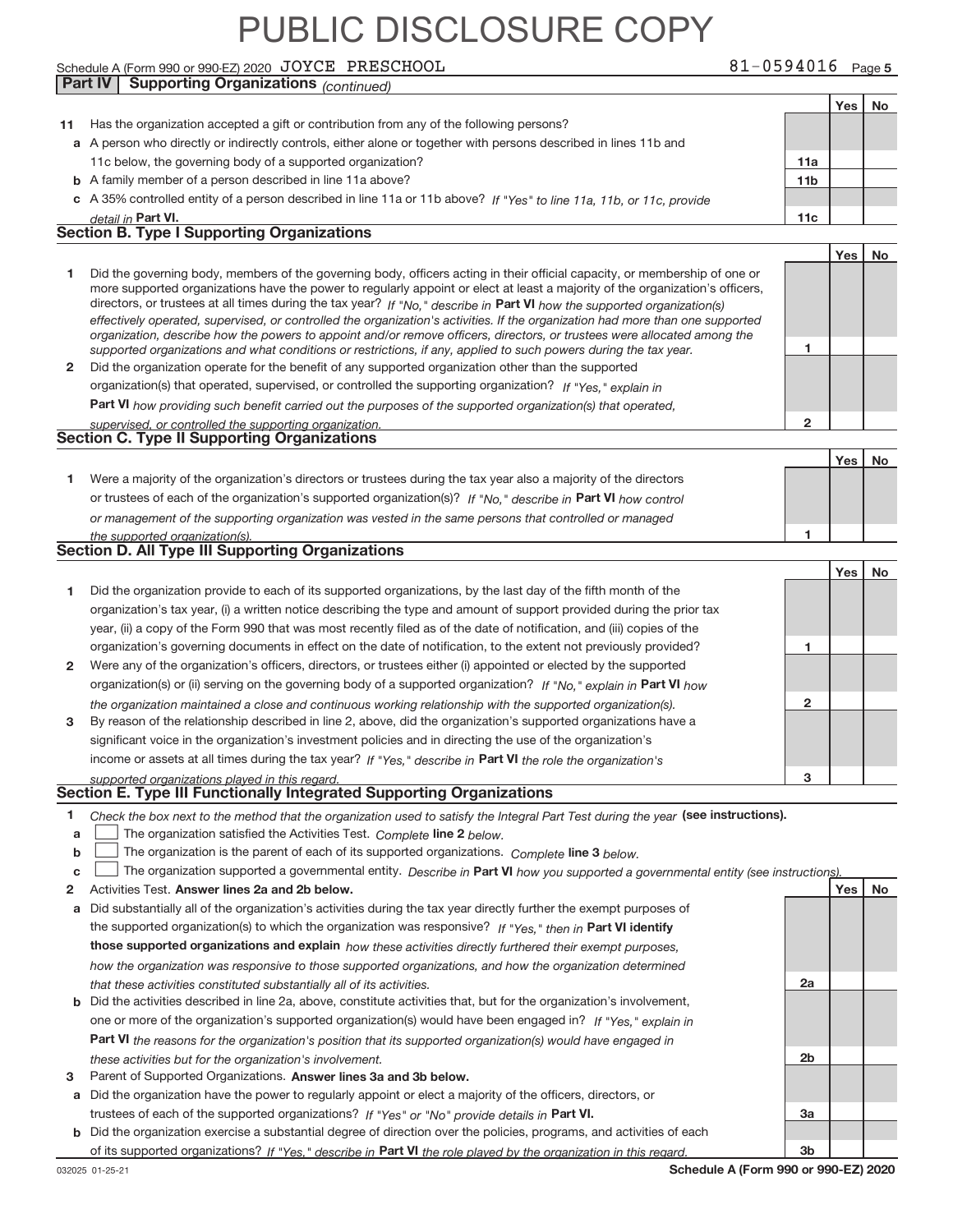PUBLIC DISCLOSURE COPY

Schedule A (Form 990 or 990-EZ) 2020 JOYCE PRESCHOOL 81-0594016 Page 5

**Part IV | Supporting Organizations** *(continued)*

| | | | Yes | No |
|---|---|---|---|---|
| **11** | Has the organization accepted a gift or contribution from any of the following persons? | | | |
| **a** | A person who directly or indirectly controls, either alone or together with persons described in lines 11b and 11c below, the governing body of a supported organization? | **11a** | | |
| **b** | A family member of a person described in line 11a above? | **11b** | | |
| **c** | A 35% controlled entity of a person described in line 11a or 11b above? *If "Yes" to line 11a, 11b, or 11c, provide detail in* **Part VI.** | **11c** | | |

## Section B. Type I Supporting Organizations

| | | | Yes | No |
|---|---|---|---|---|
| **1** | Did the governing body, members of the governing body, officers acting in their official capacity, or membership of one or more supported organizations have the power to regularly appoint or elect at least a majority of the organization's officers, directors, or trustees at all times during the tax year? *If "No," describe in* **Part VI** *how the supported organization(s) effectively operated, supervised, or controlled the organization's activities. If the organization had more than one supported organization, describe how the powers to appoint and/or remove officers, directors, or trustees were allocated among the supported organizations and what conditions or restrictions, if any, applied to such powers during the tax year.* | **1** | | |
| **2** | Did the organization operate for the benefit of any supported organization other than the supported organization(s) that operated, supervised, or controlled the supporting organization? *If "Yes," explain in* **Part VI** *how providing such benefit carried out the purposes of the supported organization(s) that operated, supervised, or controlled the supporting organization.* | **2** | | |

## Section C. Type II Supporting Organizations

| | | | Yes | No |
|---|---|---|---|---|
| **1** | Were a majority of the organization's directors or trustees during the tax year also a majority of the directors or trustees of each of the organization's supported organization(s)? *If "No," describe in* **Part VI** *how control or management of the supporting organization was vested in the same persons that controlled or managed the supported organization(s).* | **1** | | |

## Section D. All Type III Supporting Organizations

| | | | Yes | No |
|---|---|---|---|---|
| **1** | Did the organization provide to each of its supported organizations, by the last day of the fifth month of the organization's tax year, (i) a written notice describing the type and amount of support provided during the prior tax year, (ii) a copy of the Form 990 that was most recently filed as of the date of notification, and (iii) copies of the organization's governing documents in effect on the date of notification, to the extent not previously provided? | **1** | | |
| **2** | Were any of the organization's officers, directors, or trustees either (i) appointed or elected by the supported organization(s) or (ii) serving on the governing body of a supported organization? *If "No," explain in* **Part VI** *how the organization maintained a close and continuous working relationship with the supported organization(s).* | **2** | | |
| **3** | By reason of the relationship described in line 2, above, did the organization's supported organizations have a significant voice in the organization's investment policies and in directing the use of the organization's income or assets at all times during the tax year? *If "Yes," describe in* **Part VI** *the role the organization's supported organizations played in this regard.* | **3** | | |

## Section E. Type III Functionally Integrated Supporting Organizations

**1** *Check the box next to the method that the organization used to satisfy the Integral Part Test during the year* **(see instructions).**

**a** ☐ The organization satisfied the Activities Test. *Complete* **line 2** *below.*

**b** ☐ The organization is the parent of each of its supported organizations. *Complete* **line 3** *below.*

**c** ☐ The organization supported a governmental entity. *Describe in* **Part VI** *how you supported a governmental entity (see instructions).*

| | | | Yes | No |
|---|---|---|---|---|
| **2** | Activities Test. **Answer lines 2a and 2b below.** | | | |
| **a** | Did substantially all of the organization's activities during the tax year directly further the exempt purposes of the supported organization(s) to which the organization was responsive? *If "Yes," then in* **Part VI identify those supported organizations and explain** *how these activities directly furthered their exempt purposes, how the organization was responsive to those supported organizations, and how the organization determined that these activities constituted substantially all of its activities.* | **2a** | | |
| **b** | Did the activities described in line 2a, above, constitute activities that, but for the organization's involvement, one or more of the organization's supported organization(s) would have been engaged in? *If "Yes," explain in* **Part VI** *the reasons for the organization's position that its supported organization(s) would have engaged in these activities but for the organization's involvement.* | **2b** | | |
| **3** | Parent of Supported Organizations. **Answer lines 3a and 3b below.** | | | |
| **a** | Did the organization have the power to regularly appoint or elect a majority of the officers, directors, or trustees of each of the supported organizations? *If "Yes" or "No" provide details in* **Part VI.** | **3a** | | |
| **b** | Did the organization exercise a substantial degree of direction over the policies, programs, and activities of each of its supported organizations? *If "Yes," describe in* **Part VI** *the role played by the organization in this regard.* | **3b** | | |

032025 01-25-21 **Schedule A (Form 990 or 990-EZ) 2020**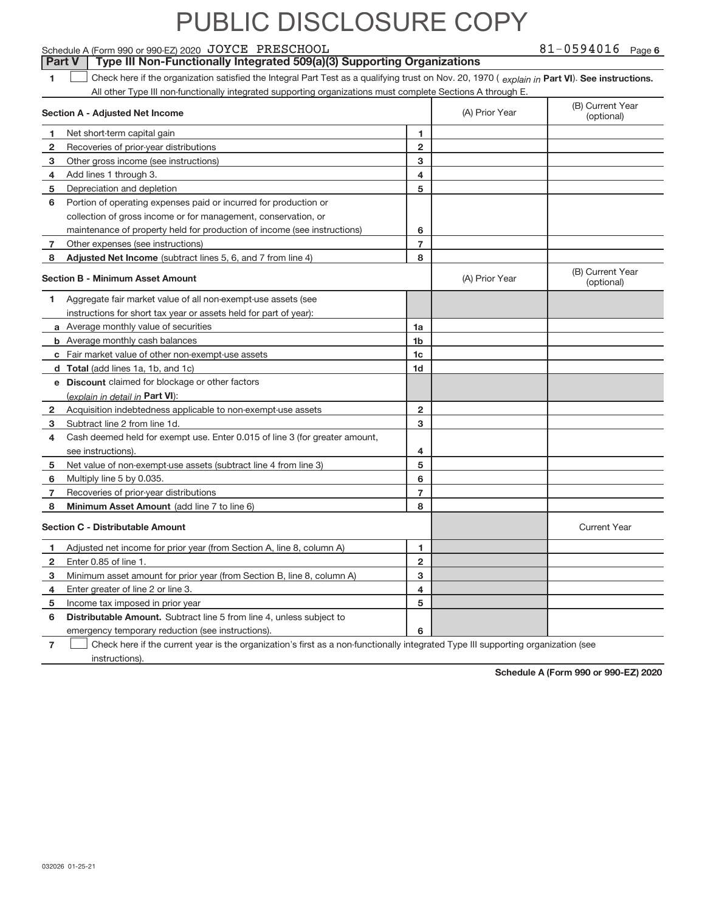# PUBLIC DISCLOSURE COPY

Schedule A (Form 990 or 990-EZ) 2020 JOYCE PRESCHOOL 81-0594016 Page 6

**Part V | Type III Non-Functionally Integrated 509(a)(3) Supporting Organizations**

1 ☐ Check here if the organization satisfied the Integral Part Test as a qualifying trust on Nov. 20, 1970 ( *explain in* **Part VI**). **See instructions.** All other Type III non-functionally integrated supporting organizations must complete Sections A through E.

| **Section A - Adjusted Net Income** | | (A) Prior Year | (B) Current Year (optional) |
|---|---|---|---|
| **1** Net short-term capital gain | 1 | | |
| **2** Recoveries of prior-year distributions | 2 | | |
| **3** Other gross income (see instructions) | 3 | | |
| **4** Add lines 1 through 3. | 4 | | |
| **5** Depreciation and depletion | 5 | | |
| **6** Portion of operating expenses paid or incurred for production or collection of gross income or for management, conservation, or maintenance of property held for production of income (see instructions) | 6 | | |
| **7** Other expenses (see instructions) | 7 | | |
| **8** **Adjusted Net Income** (subtract lines 5, 6, and 7 from line 4) | 8 | | |

| **Section B - Minimum Asset Amount** | | (A) Prior Year | (B) Current Year (optional) |
|---|---|---|---|
| **1** Aggregate fair market value of all non-exempt-use assets (see instructions for short tax year or assets held for part of year): | | | |
| **a** Average monthly value of securities | 1a | | |
| **b** Average monthly cash balances | 1b | | |
| **c** Fair market value of other non-exempt-use assets | 1c | | |
| **d** **Total** (add lines 1a, 1b, and 1c) | 1d | | |
| **e** **Discount** claimed for blockage or other factors (*explain in detail in* **Part VI**): | | | |
| **2** Acquisition indebtedness applicable to non-exempt-use assets | 2 | | |
| **3** Subtract line 2 from line 1d. | 3 | | |
| **4** Cash deemed held for exempt use. Enter 0.015 of line 3 (for greater amount, see instructions). | 4 | | |
| **5** Net value of non-exempt-use assets (subtract line 4 from line 3) | 5 | | |
| **6** Multiply line 5 by 0.035. | 6 | | |
| **7** Recoveries of prior-year distributions | 7 | | |
| **8** **Minimum Asset Amount** (add line 7 to line 6) | 8 | | |

| **Section C - Distributable Amount** | | | Current Year |
|---|---|---|---|
| **1** Adjusted net income for prior year (from Section A, line 8, column A) | 1 | | |
| **2** Enter 0.85 of line 1. | 2 | | |
| **3** Minimum asset amount for prior year (from Section B, line 8, column A) | 3 | | |
| **4** Enter greater of line 2 or line 3. | 4 | | |
| **5** Income tax imposed in prior year | 5 | | |
| **6** **Distributable Amount.** Subtract line 5 from line 4, unless subject to emergency temporary reduction (see instructions). | 6 | | |

7 ☐ Check here if the current year is the organization's first as a non-functionally integrated Type III supporting organization (see instructions).

**Schedule A (Form 990 or 990-EZ) 2020**

032026 01-25-21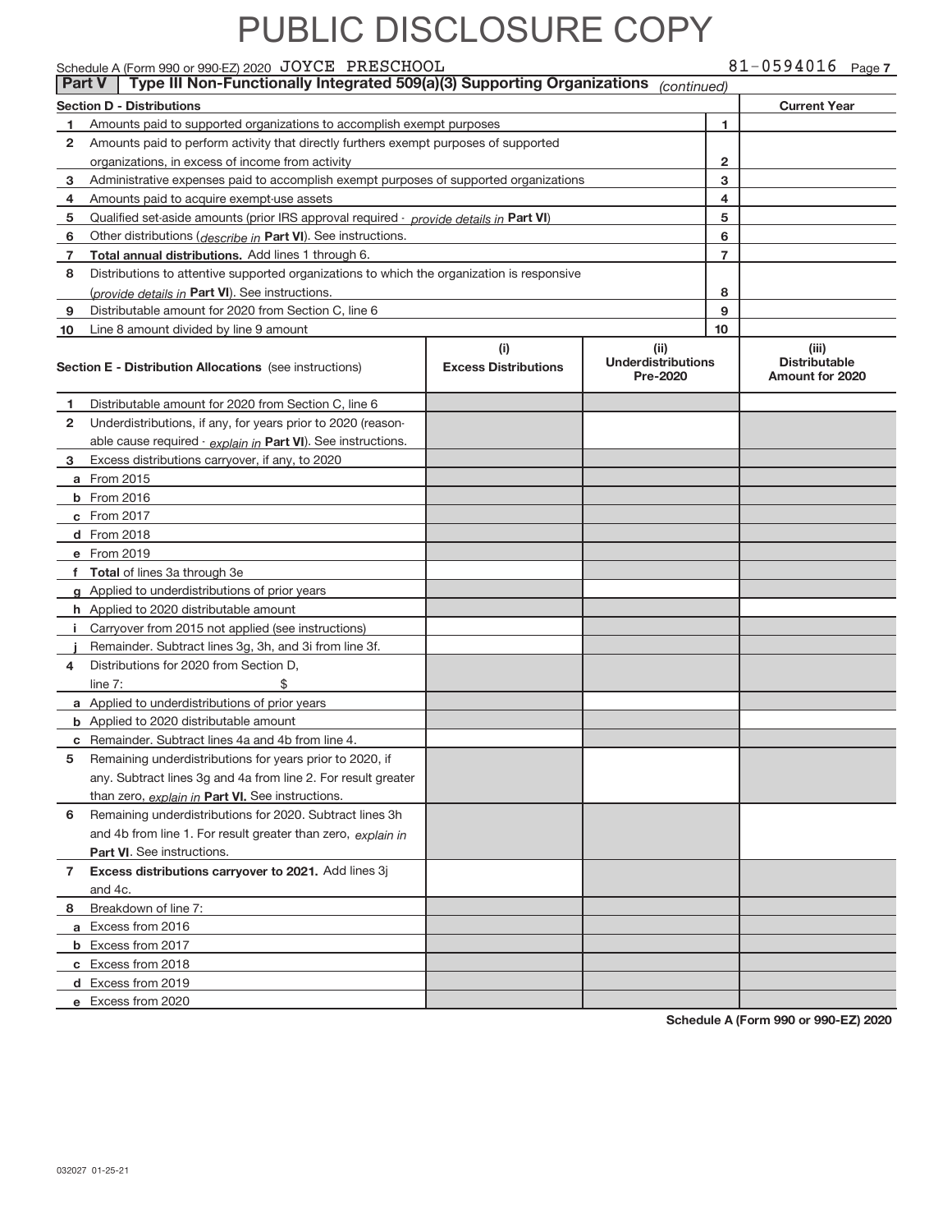# PUBLIC DISCLOSURE COPY

Schedule A (Form 990 or 990-EZ) 2020 JOYCE PRESCHOOL 81-0594016 Page 7

**Part V | Type III Non-Functionally Integrated 509(a)(3) Supporting Organizations** *(continued)*

| **Section D - Distributions** | | **Current Year** |
|---|---|---|
| 1 Amounts paid to supported organizations to accomplish exempt purposes | 1 | |
| 2 Amounts paid to perform activity that directly furthers exempt purposes of supported organizations, in excess of income from activity | 2 | |
| 3 Administrative expenses paid to accomplish exempt purposes of supported organizations | 3 | |
| 4 Amounts paid to acquire exempt-use assets | 4 | |
| 5 Qualified set-aside amounts (prior IRS approval required - *provide details in* **Part VI**) | 5 | |
| 6 Other distributions (*describe in* **Part VI**). See instructions. | 6 | |
| 7 **Total annual distributions.** Add lines 1 through 6. | 7 | |
| 8 Distributions to attentive supported organizations to which the organization is responsive (*provide details in* **Part VI**). See instructions. | 8 | |
| 9 Distributable amount for 2020 from Section C, line 6 | 9 | |
| 10 Line 8 amount divided by line 9 amount | 10 | |

| **Section E - Distribution Allocations** (see instructions) | (i) Excess Distributions | (ii) Underdistributions Pre-2020 | (iii) Distributable Amount for 2020 |
|---|---|---|---|
| 1 Distributable amount for 2020 from Section C, line 6 | | | |
| 2 Underdistributions, if any, for years prior to 2020 (reasonable cause required - *explain in* **Part VI**). See instructions. | | | |
| 3 Excess distributions carryover, if any, to 2020 | | | |
| a From 2015 | | | |
| b From 2016 | | | |
| c From 2017 | | | |
| d From 2018 | | | |
| e From 2019 | | | |
| f **Total** of lines 3a through 3e | | | |
| g Applied to underdistributions of prior years | | | |
| h Applied to 2020 distributable amount | | | |
| i Carryover from 2015 not applied (see instructions) | | | |
| j Remainder. Subtract lines 3g, 3h, and 3i from line 3f. | | | |
| 4 Distributions for 2020 from Section D, line 7: $ | | | |
| a Applied to underdistributions of prior years | | | |
| b Applied to 2020 distributable amount | | | |
| c Remainder. Subtract lines 4a and 4b from line 4. | | | |
| 5 Remaining underdistributions for years prior to 2020, if any. Subtract lines 3g and 4a from line 2. For result greater than zero, *explain in* **Part VI.** See instructions. | | | |
| 6 Remaining underdistributions for 2020. Subtract lines 3h and 4b from line 1. For result greater than zero, *explain in* **Part VI**. See instructions. | | | |
| 7 **Excess distributions carryover to 2021.** Add lines 3j and 4c. | | | |
| 8 Breakdown of line 7: | | | |
| a Excess from 2016 | | | |
| b Excess from 2017 | | | |
| c Excess from 2018 | | | |
| d Excess from 2019 | | | |
| e Excess from 2020 | | | |

**Schedule A (Form 990 or 990-EZ) 2020**

032027 01-25-21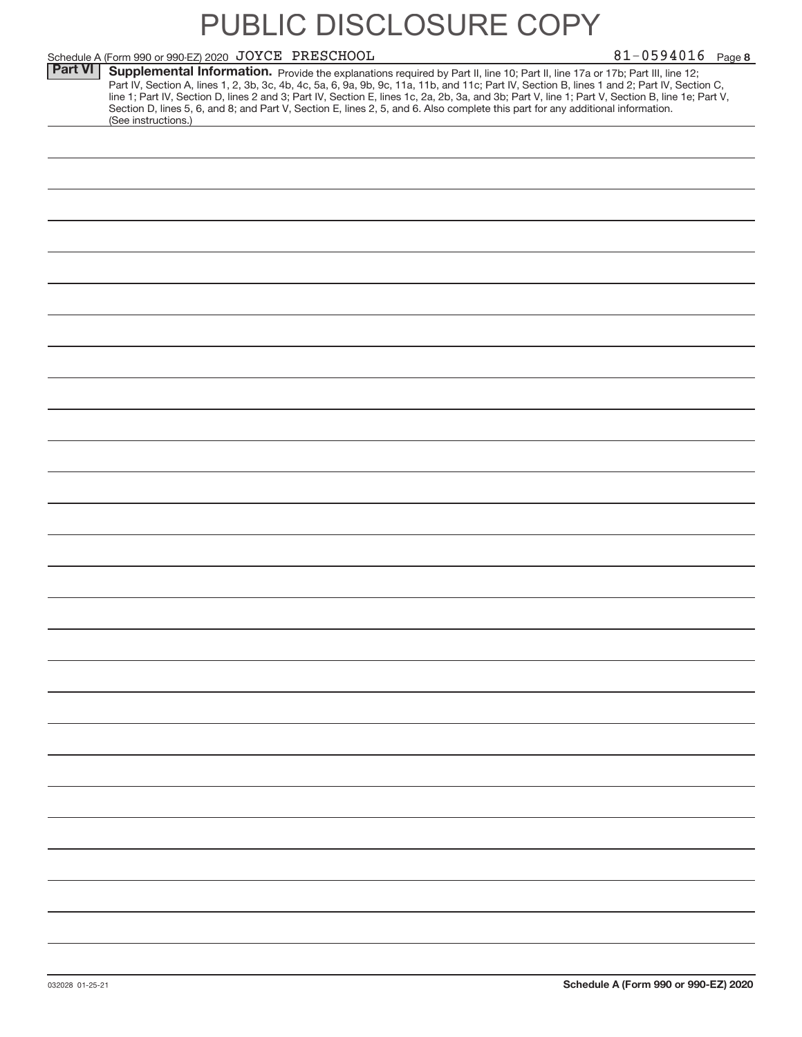# PUBLIC DISCLOSURE COPY

Schedule A (Form 990 or 990-EZ) 2020 JOYCE PRESCHOOL 81-0594016 Page 8

**Part VI** **Supplemental Information.** Provide the explanations required by Part II, line 10; Part II, line 17a or 17b; Part III, line 12; Part IV, Section A, lines 1, 2, 3b, 3c, 4b, 4c, 5a, 6, 9a, 9b, 9c, 11a, 11b, and 11c; Part IV, Section B, lines 1 and 2; Part IV, Section C, line 1; Part IV, Section D, lines 2 and 3; Part IV, Section E, lines 1c, 2a, 2b, 3a, and 3b; Part V, line 1; Part V, Section B, line 1e; Part V, Section D, lines 5, 6, and 8; and Part V, Section E, lines 2, 5, and 6. Also complete this part for any additional information. (See instructions.)

032028 01-25-21 **Schedule A (Form 990 or 990-EZ) 2020**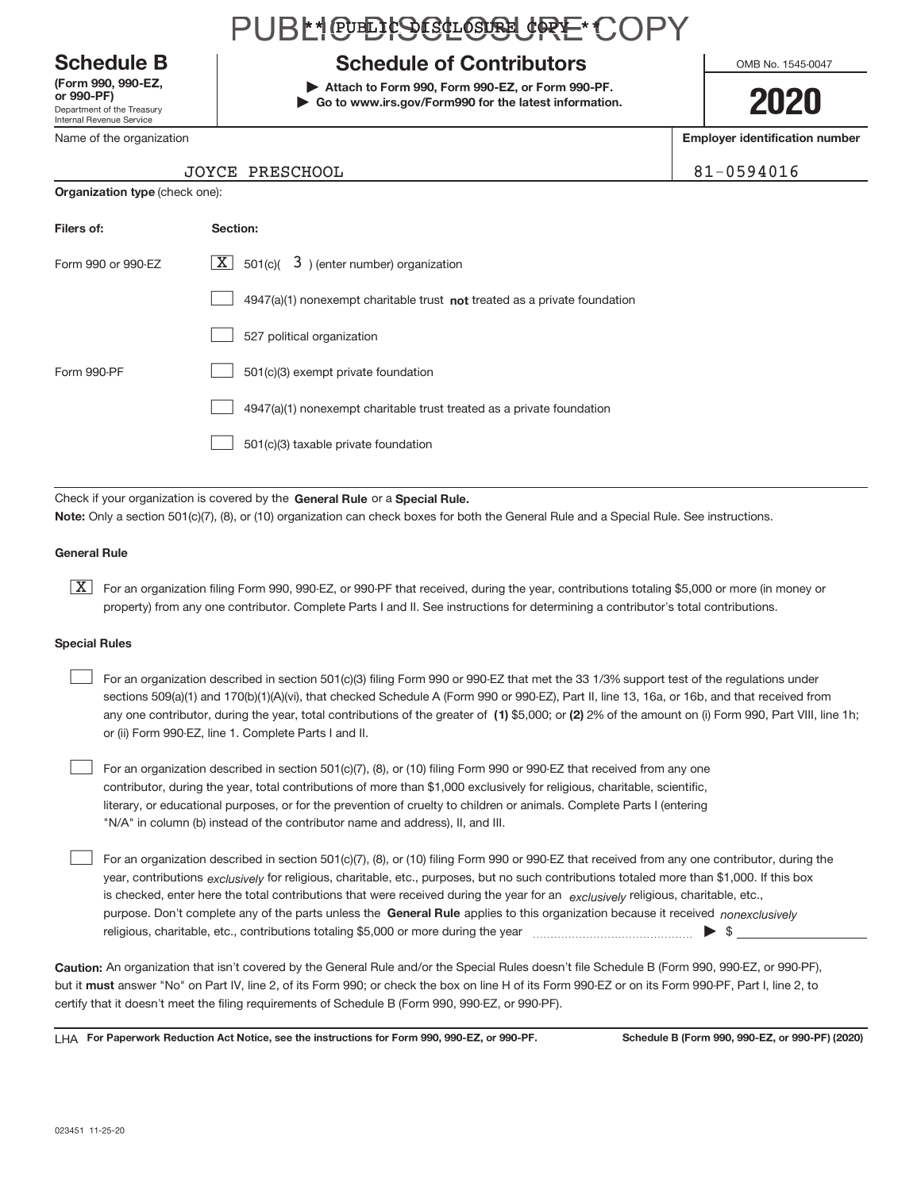**PUBLIC DISCLOSURE COPY**

** PUBLIC DISCLOSURE COPY **

# Schedule B

**(Form 990, 990-EZ, or 990-PF)**
Department of the Treasury
Internal Revenue Service

## Schedule of Contributors

▶ **Attach to Form 990, Form 990-EZ, or Form 990-PF.**
▶ **Go to www.irs.gov/Form990 for the latest information.**

OMB No. 1545-0047

**2020**

| Name of the organization | Employer identification number |
|---|---|
| JOYCE PRESCHOOL | 81-0594016 |

**Organization type** (check one):

| Filers of: | Section: |
|---|---|
| Form 990 or 990-EZ | [X] 501(c)( 3 ) (enter number) organization |
| | [ ] 4947(a)(1) nonexempt charitable trust **not** treated as a private foundation |
| | [ ] 527 political organization |
| Form 990-PF | [ ] 501(c)(3) exempt private foundation |
| | [ ] 4947(a)(1) nonexempt charitable trust treated as a private foundation |
| | [ ] 501(c)(3) taxable private foundation |

Check if your organization is covered by the **General Rule** or a **Special Rule.**
**Note:** Only a section 501(c)(7), (8), or (10) organization can check boxes for both the General Rule and a Special Rule. See instructions.

**General Rule**

[X] For an organization filing Form 990, 990-EZ, or 990-PF that received, during the year, contributions totaling $5,000 or more (in money or property) from any one contributor. Complete Parts I and II. See instructions for determining a contributor's total contributions.

**Special Rules**

[ ] For an organization described in section 501(c)(3) filing Form 990 or 990-EZ that met the 33 1/3% support test of the regulations under sections 509(a)(1) and 170(b)(1)(A)(vi), that checked Schedule A (Form 990 or 990-EZ), Part II, line 13, 16a, or 16b, and that received from any one contributor, during the year, total contributions of the greater of **(1)** $5,000; or **(2)** 2% of the amount on (i) Form 990, Part VIII, line 1h; or (ii) Form 990-EZ, line 1. Complete Parts I and II.

[ ] For an organization described in section 501(c)(7), (8), or (10) filing Form 990 or 990-EZ that received from any one contributor, during the year, total contributions of more than $1,000 exclusively for religious, charitable, scientific, literary, or educational purposes, or for the prevention of cruelty to children or animals. Complete Parts I (entering "N/A" in column (b) instead of the contributor name and address), II, and III.

[ ] For an organization described in section 501(c)(7), (8), or (10) filing Form 990 or 990-EZ that received from any one contributor, during the year, contributions *exclusively* for religious, charitable, etc., purposes, but no such contributions totaled more than $1,000. If this box is checked, enter here the total contributions that were received during the year for an *exclusively* religious, charitable, etc., purpose. Don't complete any of the parts unless the **General Rule** applies to this organization because it received *nonexclusively* religious, charitable, etc., contributions totaling $5,000 or more during the year ▶ $ ____________

**Caution:** An organization that isn't covered by the General Rule and/or the Special Rules doesn't file Schedule B (Form 990, 990-EZ, or 990-PF), but it **must** answer "No" on Part IV, line 2, of its Form 990; or check the box on line H of its Form 990-EZ or on its Form 990-PF, Part I, line 2, to certify that it doesn't meet the filing requirements of Schedule B (Form 990, 990-EZ, or 990-PF).

LHA **For Paperwork Reduction Act Notice, see the instructions for Form 990, 990-EZ, or 990-PF.** **Schedule B (Form 990, 990-EZ, or 990-PF) (2020)**

023451 11-25-20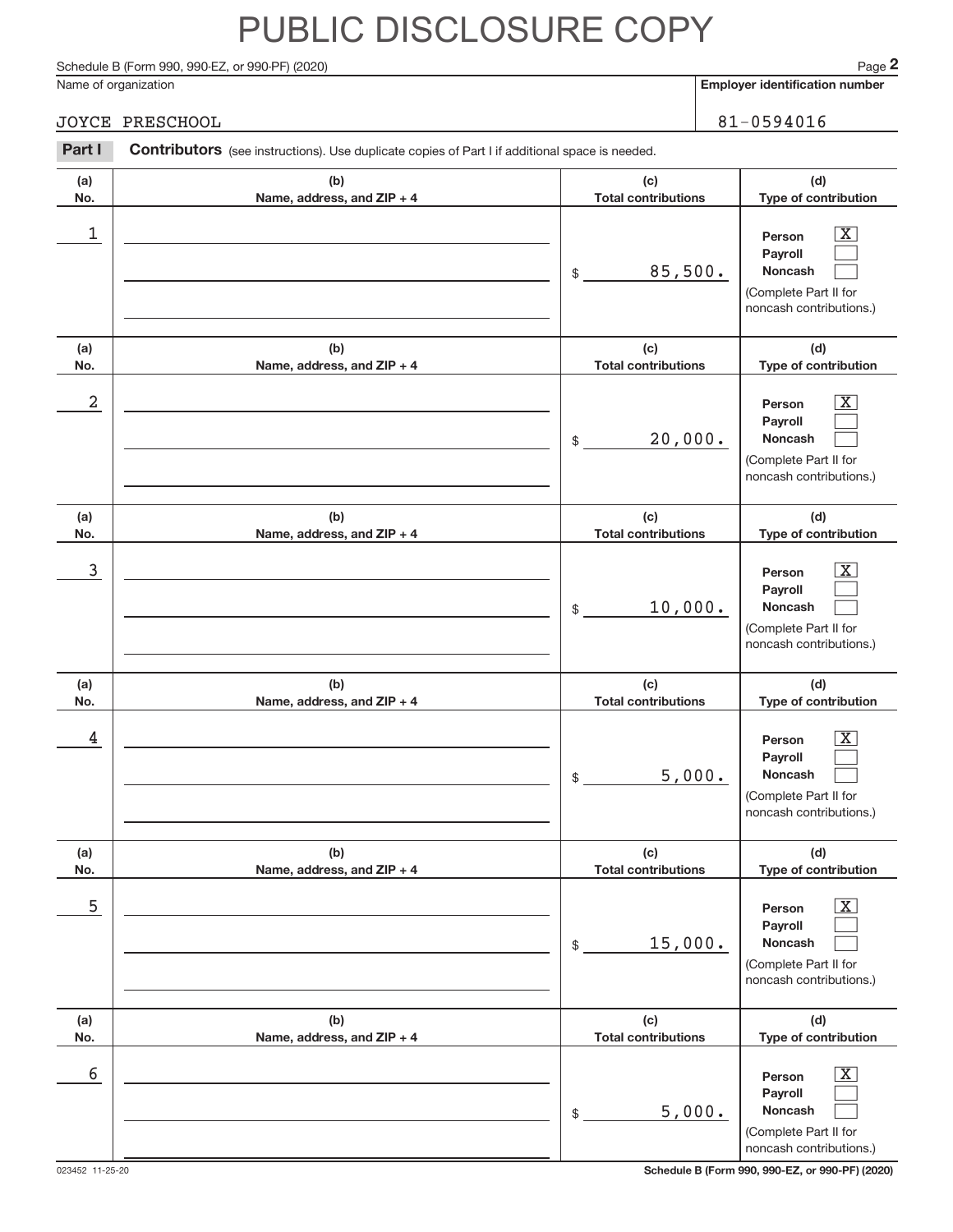# PUBLIC DISCLOSURE COPY

Schedule B (Form 990, 990-EZ, or 990-PF) (2020)

Name of organization: JOYCE PRESCHOOL

Employer identification number: 81-0594016

**Part I** **Contributors** (see instructions). Use duplicate copies of Part I if additional space is needed.

| (a) No. | (b) Name, address, and ZIP + 4 | (c) Total contributions | (d) Type of contribution |
|---|---|---|---|
| 1 | | $ 85,500. | Person [X] Payroll [ ] Noncash [ ] (Complete Part II for noncash contributions.) |
| 2 | | $ 20,000. | Person [X] Payroll [ ] Noncash [ ] (Complete Part II for noncash contributions.) |
| 3 | | $ 10,000. | Person [X] Payroll [ ] Noncash [ ] (Complete Part II for noncash contributions.) |
| 4 | | $ 5,000. | Person [X] Payroll [ ] Noncash [ ] (Complete Part II for noncash contributions.) |
| 5 | | $ 15,000. | Person [X] Payroll [ ] Noncash [ ] (Complete Part II for noncash contributions.) |
| 6 | | $ 5,000. | Person [X] Payroll [ ] Noncash [ ] (Complete Part II for noncash contributions.) |

023452 11-25-20

Schedule B (Form 990, 990-EZ, or 990-PF) (2020)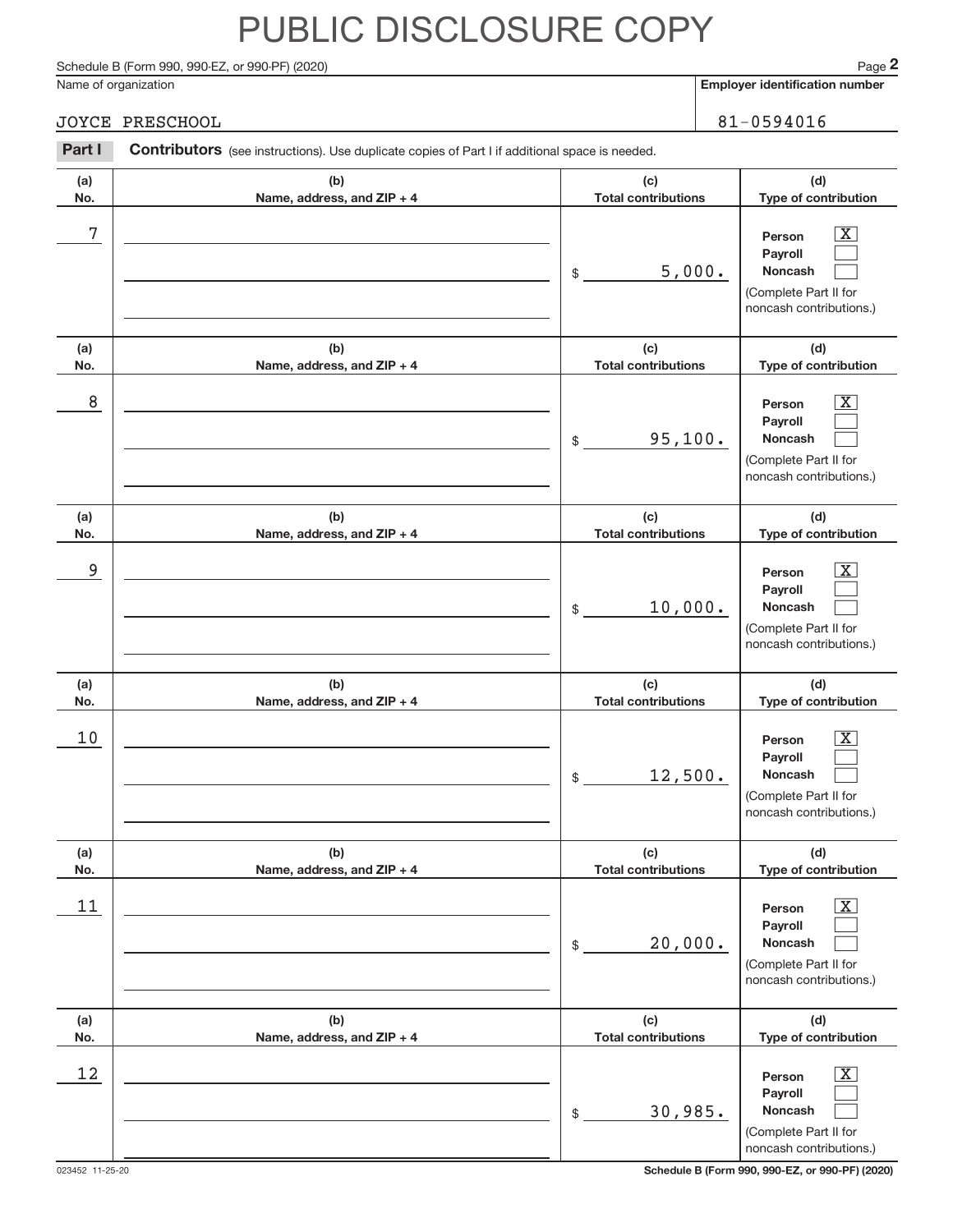# PUBLIC DISCLOSURE COPY

Schedule B (Form 990, 990-EZ, or 990-PF) (2020) Page **2**

Name of organization: JOYCE PRESCHOOL

**Employer identification number:** 81-0594016

**Part I** **Contributors** (see instructions). Use duplicate copies of Part I if additional space is needed.

| (a) No. | (b) Name, address, and ZIP + 4 | (c) Total contributions | (d) Type of contribution |
|---|---|---|---|
| 7 | | $ 5,000. | Person [X] Payroll [ ] Noncash [ ] (Complete Part II for noncash contributions.) |
| 8 | | $ 95,100. | Person [X] Payroll [ ] Noncash [ ] (Complete Part II for noncash contributions.) |
| 9 | | $ 10,000. | Person [X] Payroll [ ] Noncash [ ] (Complete Part II for noncash contributions.) |
| 10 | | $ 12,500. | Person [X] Payroll [ ] Noncash [ ] (Complete Part II for noncash contributions.) |
| 11 | | $ 20,000. | Person [X] Payroll [ ] Noncash [ ] (Complete Part II for noncash contributions.) |
| 12 | | $ 30,985. | Person [X] Payroll [ ] Noncash [ ] (Complete Part II for noncash contributions.) |

023452 11-25-20 **Schedule B (Form 990, 990-EZ, or 990-PF) (2020)**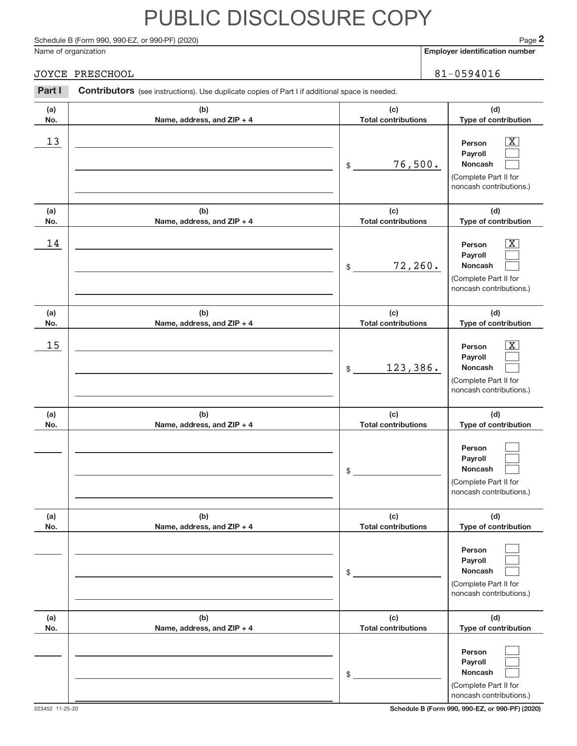# PUBLIC DISCLOSURE COPY

Schedule B (Form 990, 990-EZ, or 990-PF) (2020)

Name of organization: JOYCE PRESCHOOL

Employer identification number: 81-0594016

**Part I** **Contributors** (see instructions). Use duplicate copies of Part I if additional space is needed.

| (a) No. | (b) Name, address, and ZIP + 4 | (c) Total contributions | (d) Type of contribution |
|---|---|---|---|
| 13 | | $ 76,500. | Person [X] Payroll [ ] Noncash [ ] (Complete Part II for noncash contributions.) |
| 14 | | $ 72,260. | Person [X] Payroll [ ] Noncash [ ] (Complete Part II for noncash contributions.) |
| 15 | | $ 123,386. | Person [X] Payroll [ ] Noncash [ ] (Complete Part II for noncash contributions.) |
| | | $ | Person [ ] Payroll [ ] Noncash [ ] (Complete Part II for noncash contributions.) |
| | | $ | Person [ ] Payroll [ ] Noncash [ ] (Complete Part II for noncash contributions.) |
| | | $ | Person [ ] Payroll [ ] Noncash [ ] (Complete Part II for noncash contributions.) |

023452 11-25-20

Schedule B (Form 990, 990-EZ, or 990-PF) (2020)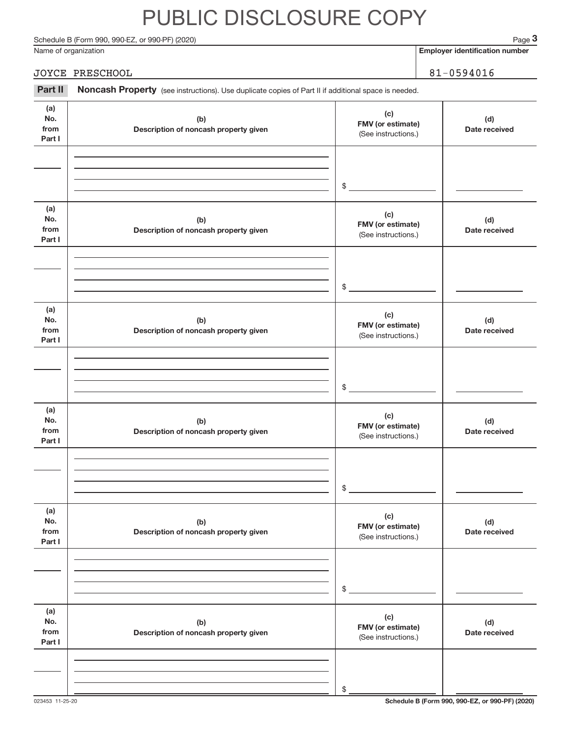# PUBLIC DISCLOSURE COPY

Schedule B (Form 990, 990-EZ, or 990-PF) (2020)

| Name of organization | Employer identification number |
|---|---|
| JOYCE PRESCHOOL | 81-0594016 |

**Part II** **Noncash Property** (see instructions). Use duplicate copies of Part II if additional space is needed.

| (a) No. from Part I | (b) Description of noncash property given | (c) FMV (or estimate) (See instructions.) | (d) Date received |
|---|---|---|---|
| | | $ | |

| (a) No. from Part I | (b) Description of noncash property given | (c) FMV (or estimate) (See instructions.) | (d) Date received |
|---|---|---|---|
| | | $ | |

| (a) No. from Part I | (b) Description of noncash property given | (c) FMV (or estimate) (See instructions.) | (d) Date received |
|---|---|---|---|
| | | $ | |

| (a) No. from Part I | (b) Description of noncash property given | (c) FMV (or estimate) (See instructions.) | (d) Date received |
|---|---|---|---|
| | | $ | |

| (a) No. from Part I | (b) Description of noncash property given | (c) FMV (or estimate) (See instructions.) | (d) Date received |
|---|---|---|---|
| | | $ | |

| (a) No. from Part I | (b) Description of noncash property given | (c) FMV (or estimate) (See instructions.) | (d) Date received |
|---|---|---|---|
| | | $ | |

023453 11-25-20

Schedule B (Form 990, 990-EZ, or 990-PF) (2020)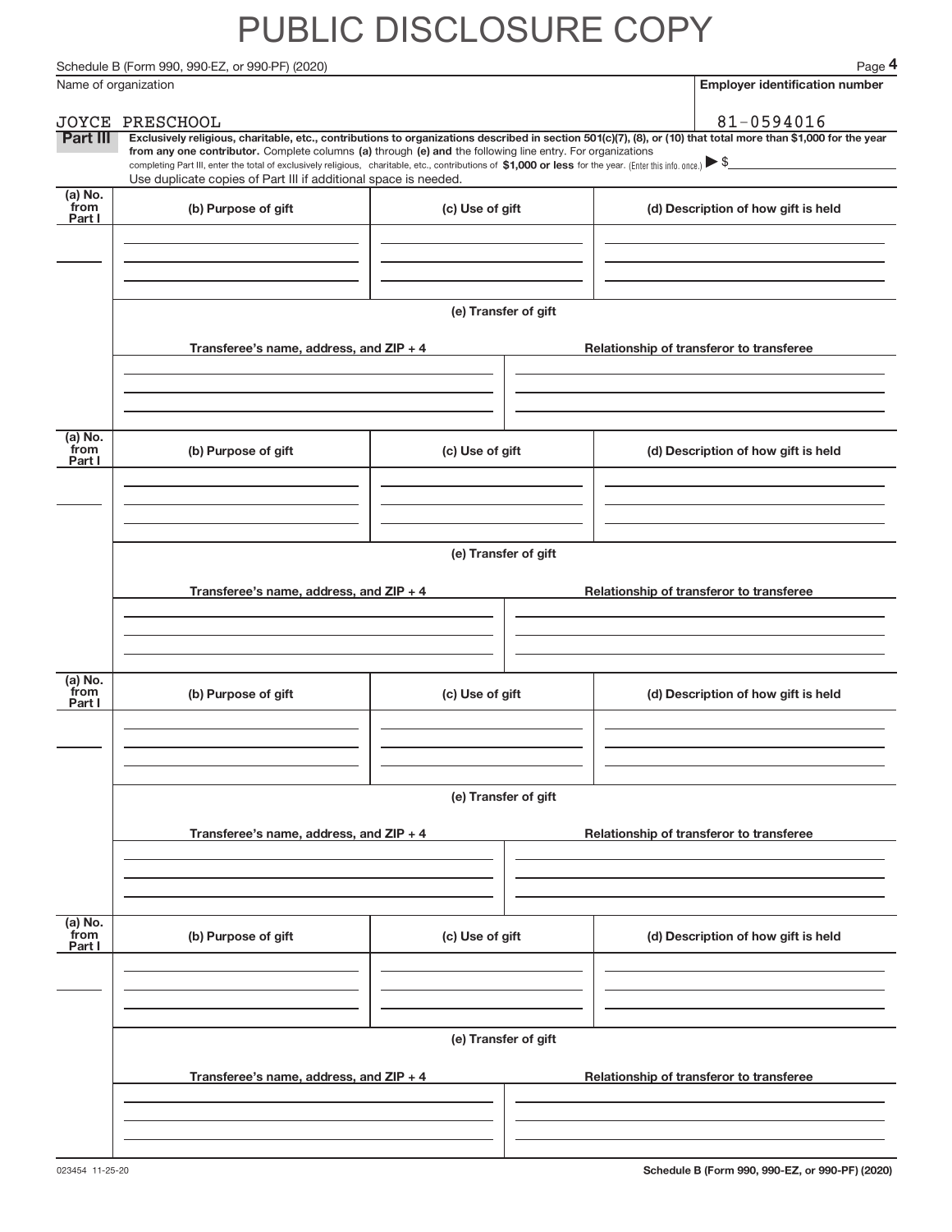# PUBLIC DISCLOSURE COPY

Schedule B (Form 990, 990-EZ, or 990-PF) (2020) Page **4**

| Name of organization | Employer identification number |
|---|---|
| JOYCE PRESCHOOL | 81-0594016 |

**Part III** **Exclusively religious, charitable, etc., contributions to organizations described in section 501(c)(7), (8), or (10) that total more than $1,000 for the year from any one contributor.** Complete columns **(a)** through **(e) and** the following line entry. For organizations completing Part III, enter the total of exclusively religious, charitable, etc., contributions of **$1,000 or less** for the year. (Enter this info. once.) ▶ $

Use duplicate copies of Part III if additional space is needed.

| (a) No. from Part I | (b) Purpose of gift | (c) Use of gift | (d) Description of how gift is held |
|---|---|---|---|
| | | | |

**(e) Transfer of gift**

| Transferee's name, address, and ZIP + 4 | Relationship of transferor to transferee |
|---|---|
| | |

| (a) No. from Part I | (b) Purpose of gift | (c) Use of gift | (d) Description of how gift is held |
|---|---|---|---|
| | | | |

**(e) Transfer of gift**

| Transferee's name, address, and ZIP + 4 | Relationship of transferor to transferee |
|---|---|
| | |

| (a) No. from Part I | (b) Purpose of gift | (c) Use of gift | (d) Description of how gift is held |
|---|---|---|---|
| | | | |

**(e) Transfer of gift**

| Transferee's name, address, and ZIP + 4 | Relationship of transferor to transferee |
|---|---|
| | |

| (a) No. from Part I | (b) Purpose of gift | (c) Use of gift | (d) Description of how gift is held |
|---|---|---|---|
| | | | |

**(e) Transfer of gift**

| Transferee's name, address, and ZIP + 4 | Relationship of transferor to transferee |
|---|---|
| | |

023454 11-25-20 **Schedule B (Form 990, 990-EZ, or 990-PF) (2020)**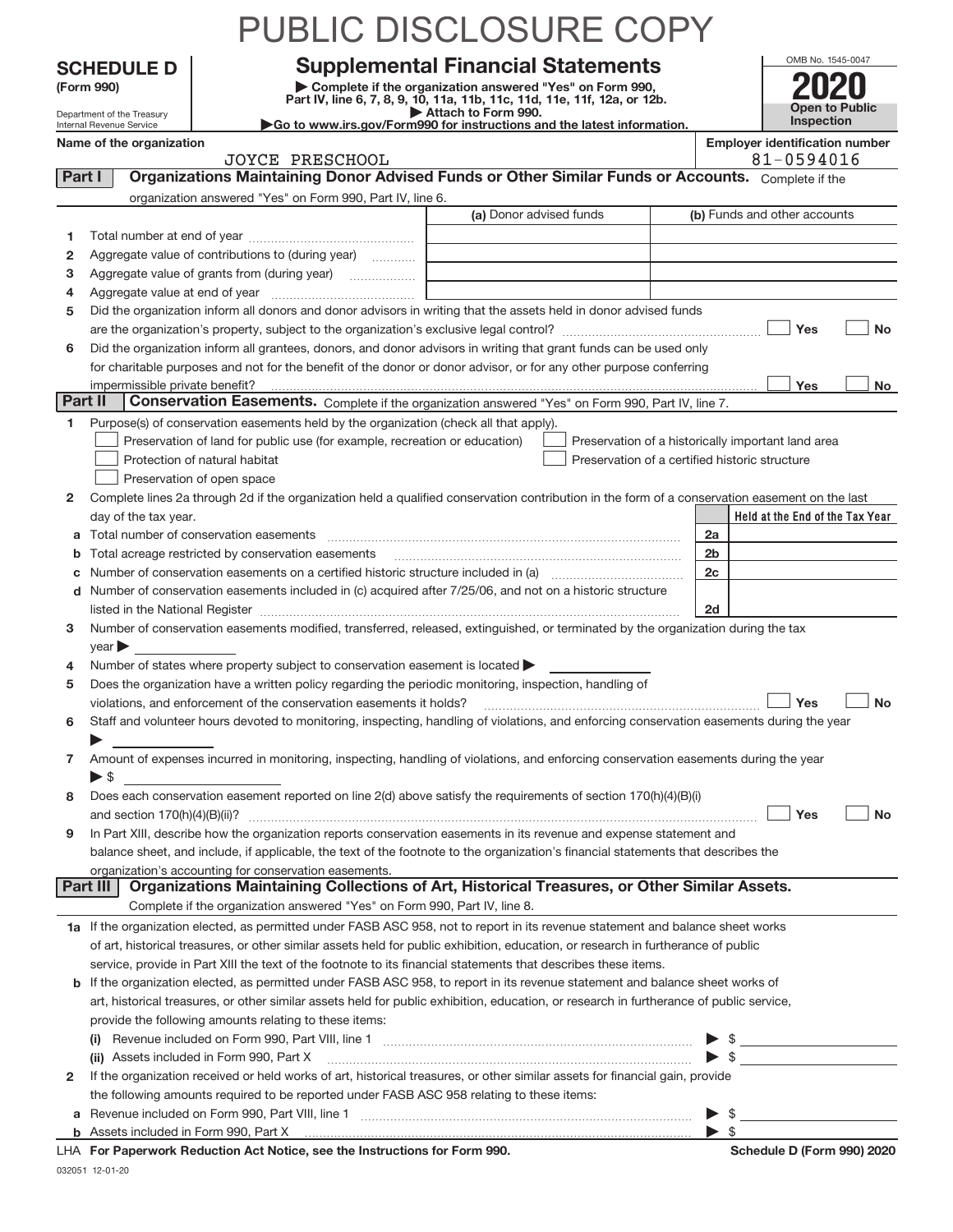# PUBLIC DISCLOSURE COPY

**SCHEDULE D**
**(Form 990)**

Department of the Treasury
Internal Revenue Service

## Supplemental Financial Statements

▶ Complete if the organization answered "Yes" on Form 990, Part IV, line 6, 7, 8, 9, 10, 11a, 11b, 11c, 11d, 11e, 11f, 12a, or 12b.
▶ Attach to Form 990.
▶Go to www.irs.gov/Form990 for instructions and the latest information.

OMB No. 1545-0047

**2020**

**Open to Public Inspection**

**Name of the organization**
JOYCE PRESCHOOL

**Employer identification number**
81-0594016

## Part I Organizations Maintaining Donor Advised Funds or Other Similar Funds or Accounts.
Complete if the organization answered "Yes" on Form 990, Part IV, line 6.

| | | (a) Donor advised funds | (b) Funds and other accounts |
|---|---|---|---|
| 1 | Total number at end of year | | |
| 2 | Aggregate value of contributions to (during year) | | |
| 3 | Aggregate value of grants from (during year) | | |
| 4 | Aggregate value at end of year | | |

5 Did the organization inform all donors and donor advisors in writing that the assets held in donor advised funds are the organization's property, subject to the organization's exclusive legal control? ☐ Yes ☐ No

6 Did the organization inform all grantees, donors, and donor advisors in writing that grant funds can be used only for charitable purposes and not for the benefit of the donor or donor advisor, or for any other purpose conferring impermissible private benefit? ☐ Yes ☐ No

## Part II Conservation Easements.
Complete if the organization answered "Yes" on Form 990, Part IV, line 7.

1 Purpose(s) of conservation easements held by the organization (check all that apply).
- ☐ Preservation of land for public use (for example, recreation or education)
- ☐ Preservation of a historically important land area
- ☐ Protection of natural habitat
- ☐ Preservation of a certified historic structure
- ☐ Preservation of open space

2 Complete lines 2a through 2d if the organization held a qualified conservation contribution in the form of a conservation easement on the last day of the tax year.

| | | | Held at the End of the Tax Year |
|---|---|---|---|
| a | Total number of conservation easements | 2a | |
| b | Total acreage restricted by conservation easements | 2b | |
| c | Number of conservation easements on a certified historic structure included in (a) | 2c | |
| d | Number of conservation easements included in (c) acquired after 7/25/06, and not on a historic structure listed in the National Register | 2d | |

3 Number of conservation easements modified, transferred, released, extinguished, or terminated by the organization during the tax year ▶

4 Number of states where property subject to conservation easement is located ▶

5 Does the organization have a written policy regarding the periodic monitoring, inspection, handling of violations, and enforcement of the conservation easements it holds? ☐ Yes ☐ No

6 Staff and volunteer hours devoted to monitoring, inspecting, handling of violations, and enforcing conservation easements during the year ▶

7 Amount of expenses incurred in monitoring, inspecting, handling of violations, and enforcing conservation easements during the year ▶ $

8 Does each conservation easement reported on line 2(d) above satisfy the requirements of section 170(h)(4)(B)(i) and section 170(h)(4)(B)(ii)? ☐ Yes ☐ No

9 In Part XIII, describe how the organization reports conservation easements in its revenue and expense statement and balance sheet, and include, if applicable, the text of the footnote to the organization's financial statements that describes the organization's accounting for conservation easements.

## Part III Organizations Maintaining Collections of Art, Historical Treasures, or Other Similar Assets.
Complete if the organization answered "Yes" on Form 990, Part IV, line 8.

1a If the organization elected, as permitted under FASB ASC 958, not to report in its revenue statement and balance sheet works of art, historical treasures, or other similar assets held for public exhibition, education, or research in furtherance of public service, provide in Part XIII the text of the footnote to its financial statements that describes these items.

b If the organization elected, as permitted under FASB ASC 958, to report in its revenue statement and balance sheet works of art, historical treasures, or other similar assets held for public exhibition, education, or research in furtherance of public service, provide the following amounts relating to these items:

(i) Revenue included on Form 990, Part VIII, line 1 ▶ $

(ii) Assets included in Form 990, Part X ▶ $

2 If the organization received or held works of art, historical treasures, or other similar assets for financial gain, provide the following amounts required to be reported under FASB ASC 958 relating to these items:

a Revenue included on Form 990, Part VIII, line 1 ▶ $

b Assets included in Form 990, Part X ▶ $

LHA **For Paperwork Reduction Act Notice, see the Instructions for Form 990.** **Schedule D (Form 990) 2020**

032051 12-01-20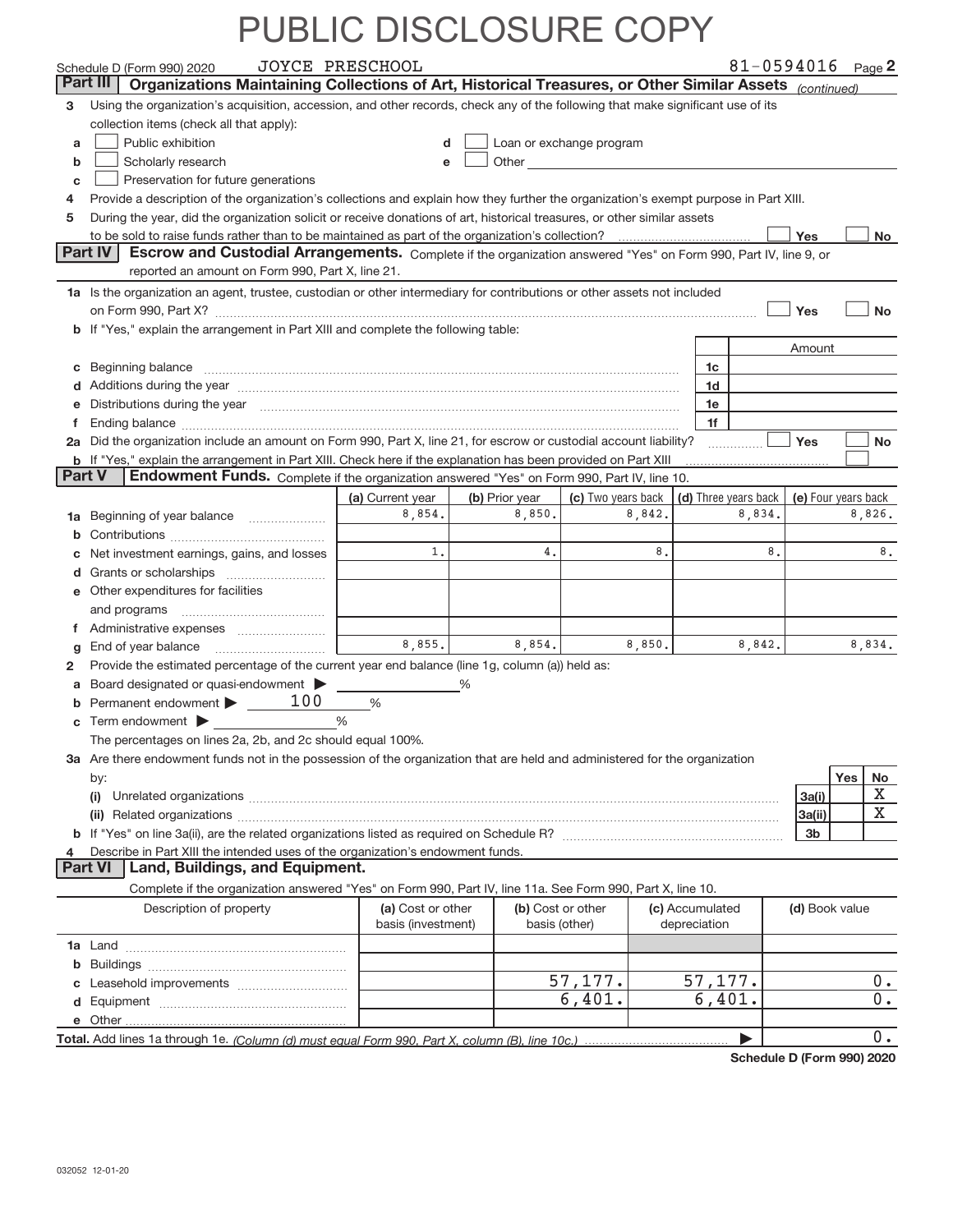PUBLIC DISCLOSURE COPY

Schedule D (Form 990) 2020 JOYCE PRESCHOOL 81-0594016 Page 2

**Part III** **Organizations Maintaining Collections of Art, Historical Treasures, or Other Similar Assets** *(continued)*

3 Using the organization's acquisition, accession, and other records, check any of the following that make significant use of its collection items (check all that apply):

- a ☐ Public exhibition
- b ☐ Scholarly research
- c ☐ Preservation for future generations
- d ☐ Loan or exchange program
- e ☐ Other

4 Provide a description of the organization's collections and explain how they further the organization's exempt purpose in Part XIII.

5 During the year, did the organization solicit or receive donations of art, historical treasures, or other similar assets to be sold to raise funds rather than to be maintained as part of the organization's collection? ☐ Yes ☐ No

**Part IV** **Escrow and Custodial Arrangements.** Complete if the organization answered "Yes" on Form 990, Part IV, line 9, or reported an amount on Form 990, Part X, line 21.

1a Is the organization an agent, trustee, custodian or other intermediary for contributions or other assets not included on Form 990, Part X? ☐ Yes ☐ No

b If "Yes," explain the arrangement in Part XIII and complete the following table:

| | | Amount |
|---|---|---|
| c Beginning balance | 1c | |
| d Additions during the year | 1d | |
| e Distributions during the year | 1e | |
| f Ending balance | 1f | |

2a Did the organization include an amount on Form 990, Part X, line 21, for escrow or custodial account liability? ☐ Yes ☐ No

b If "Yes," explain the arrangement in Part XIII. Check here if the explanation has been provided on Part XIII ☐

**Part V** **Endowment Funds.** Complete if the organization answered "Yes" on Form 990, Part IV, line 10.

| | (a) Current year | (b) Prior year | (c) Two years back | (d) Three years back | (e) Four years back |
|---|---|---|---|---|---|
| 1a Beginning of year balance | 8,854. | 8,850. | 8,842. | 8,834. | 8,826. |
| b Contributions | | | | | |
| c Net investment earnings, gains, and losses | 1. | 4. | 8. | 8. | 8. |
| d Grants or scholarships | | | | | |
| e Other expenditures for facilities and programs | | | | | |
| f Administrative expenses | | | | | |
| g End of year balance | 8,855. | 8,854. | 8,850. | 8,842. | 8,834. |

2 Provide the estimated percentage of the current year end balance (line 1g, column (a)) held as:

- a Board designated or quasi-endowment ▶ ______ %
- b Permanent endowment ▶ 100 %
- c Term endowment ▶ ______ %

The percentages on lines 2a, 2b, and 2c should equal 100%.

3a Are there endowment funds not in the possession of the organization that are held and administered for the organization by:

| | | Yes | No |
|---|---|---|---|
| (i) Unrelated organizations | 3a(i) | | X |
| (ii) Related organizations | 3a(ii) | | X |
| b If "Yes" on line 3a(ii), are the related organizations listed as required on Schedule R? | 3b | | |

4 Describe in Part XIII the intended uses of the organization's endowment funds.

**Part VI** **Land, Buildings, and Equipment.**

Complete if the organization answered "Yes" on Form 990, Part IV, line 11a. See Form 990, Part X, line 10.

| Description of property | (a) Cost or other basis (investment) | (b) Cost or other basis (other) | (c) Accumulated depreciation | (d) Book value |
|---|---|---|---|---|
| 1a Land | | | | |
| b Buildings | | | | |
| c Leasehold improvements | | 57,177. | 57,177. | 0. |
| d Equipment | | 6,401. | 6,401. | 0. |
| e Other | | | | |
| **Total.** Add lines 1a through 1e. *(Column (d) must equal Form 990, Part X, column (B), line 10c.)* | | | ▶ | 0. |

**Schedule D (Form 990) 2020**

032052 12-01-20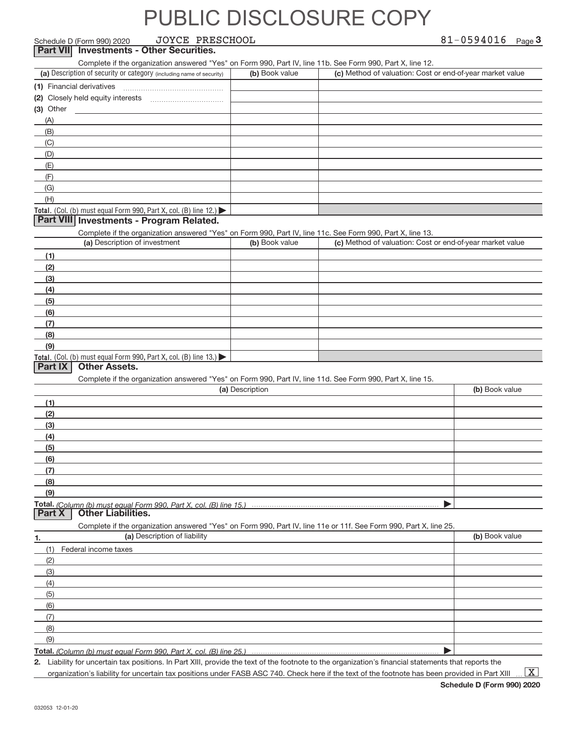# PUBLIC DISCLOSURE COPY

Schedule D (Form 990) 2020 JOYCE PRESCHOOL 81-0594016 Page 3

## Part VII Investments - Other Securities.

Complete if the organization answered "Yes" on Form 990, Part IV, line 11b. See Form 990, Part X, line 12.

| (a) Description of security or category (including name of security) | (b) Book value | (c) Method of valuation: Cost or end-of-year market value |
|---|---|---|
| (1) Financial derivatives | | |
| (2) Closely held equity interests | | |
| (3) Other | | |
| (A) | | |
| (B) | | |
| (C) | | |
| (D) | | |
| (E) | | |
| (F) | | |
| (G) | | |
| (H) | | |
| **Total.** (Col. (b) must equal Form 990, Part X, col. (B) line 12.) ▶ | | |

## Part VIII Investments - Program Related.

Complete if the organization answered "Yes" on Form 990, Part IV, line 11c. See Form 990, Part X, line 13.

| (a) Description of investment | (b) Book value | (c) Method of valuation: Cost or end-of-year market value |
|---|---|---|
| (1) | | |
| (2) | | |
| (3) | | |
| (4) | | |
| (5) | | |
| (6) | | |
| (7) | | |
| (8) | | |
| (9) | | |
| **Total.** (Col. (b) must equal Form 990, Part X, col. (B) line 13.) ▶ | | |

## Part IX Other Assets.

Complete if the organization answered "Yes" on Form 990, Part IV, line 11d. See Form 990, Part X, line 15.

| (a) Description | (b) Book value |
|---|---|
| (1) | |
| (2) | |
| (3) | |
| (4) | |
| (5) | |
| (6) | |
| (7) | |
| (8) | |
| (9) | |
| **Total.** *(Column (b) must equal Form 990, Part X, col. (B) line 15.)* ▶ | |

## Part X Other Liabilities.

Complete if the organization answered "Yes" on Form 990, Part IV, line 11e or 11f. See Form 990, Part X, line 25.

| 1. (a) Description of liability | (b) Book value |
|---|---|
| (1) Federal income taxes | |
| (2) | |
| (3) | |
| (4) | |
| (5) | |
| (6) | |
| (7) | |
| (8) | |
| (9) | |
| **Total.** *(Column (b) must equal Form 990, Part X, col. (B) line 25.)* ▶ | |

2. Liability for uncertain tax positions. In Part XIII, provide the text of the footnote to the organization's financial statements that reports the organization's liability for uncertain tax positions under FASB ASC 740. Check here if the text of the footnote has been provided in Part XIII ... [X]

**Schedule D (Form 990) 2020**

032053 12-01-20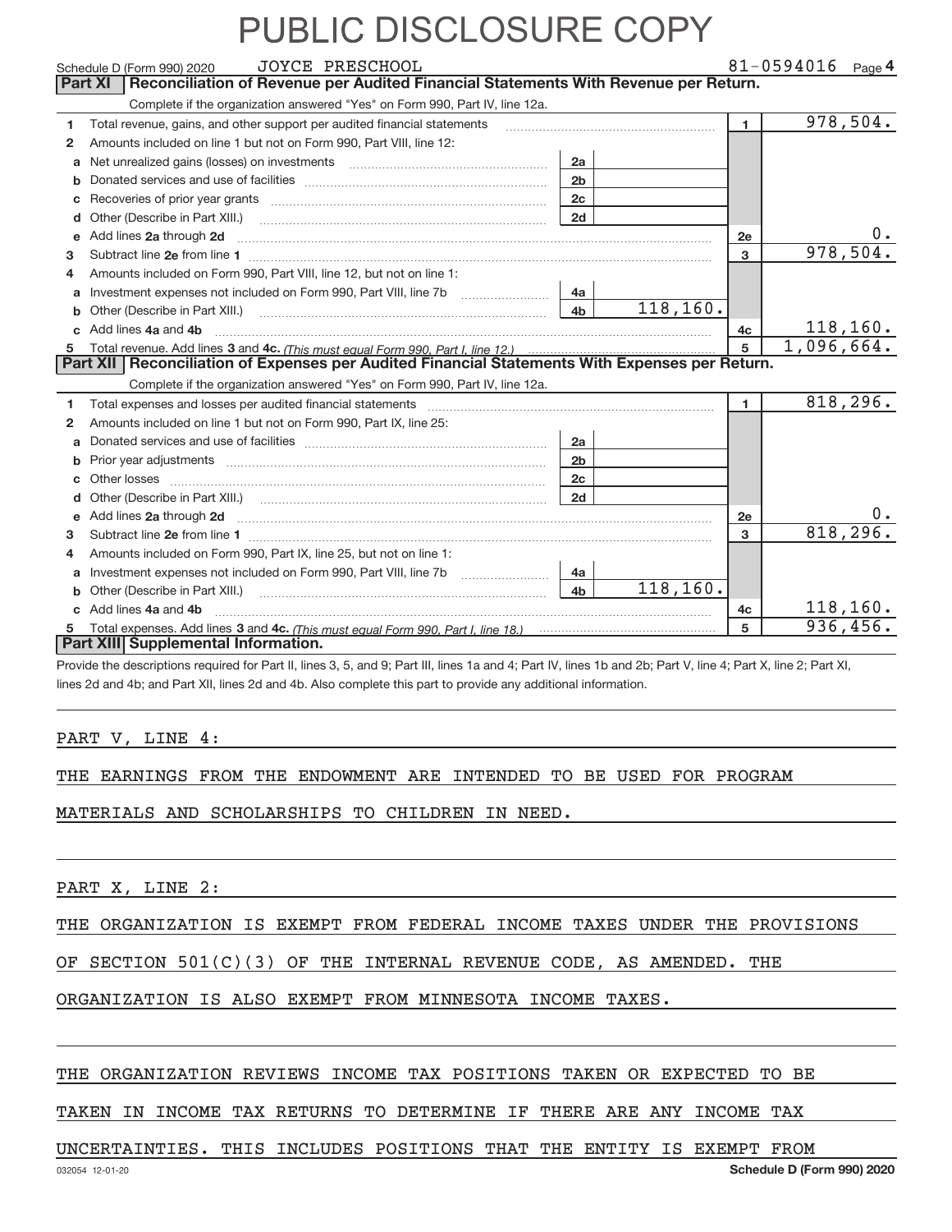# PUBLIC DISCLOSURE COPY

Schedule D (Form 990) 2020 JOYCE PRESCHOOL 81-0594016 Page 4

## Part XI Reconciliation of Revenue per Audited Financial Statements With Revenue per Return.

Complete if the organization answered "Yes" on Form 990, Part IV, line 12a.

| | | | | | |
|---|---|---|---|---|---|
| 1 | Total revenue, gains, and other support per audited financial statements | | | 1 | 978,504. |
| 2 | Amounts included on line 1 but not on Form 990, Part VIII, line 12: | | | | |
| a | Net unrealized gains (losses) on investments | 2a | | | |
| b | Donated services and use of facilities | 2b | | | |
| c | Recoveries of prior year grants | 2c | | | |
| d | Other (Describe in Part XIII.) | 2d | | | |
| e | Add lines 2a through 2d | | | 2e | 0. |
| 3 | Subtract line 2e from line 1 | | | 3 | 978,504. |
| 4 | Amounts included on Form 990, Part VIII, line 12, but not on line 1: | | | | |
| a | Investment expenses not included on Form 990, Part VIII, line 7b | 4a | | | |
| b | Other (Describe in Part XIII.) | 4b | 118,160. | | |
| c | Add lines 4a and 4b | | | 4c | 118,160. |
| 5 | Total revenue. Add lines 3 and 4c. *(This must equal Form 990, Part I, line 12.)* | | | 5 | 1,096,664. |

## Part XII Reconciliation of Expenses per Audited Financial Statements With Expenses per Return.

Complete if the organization answered "Yes" on Form 990, Part IV, line 12a.

| | | | | | |
|---|---|---|---|---|---|
| 1 | Total expenses and losses per audited financial statements | | | 1 | 818,296. |
| 2 | Amounts included on line 1 but not on Form 990, Part IX, line 25: | | | | |
| a | Donated services and use of facilities | 2a | | | |
| b | Prior year adjustments | 2b | | | |
| c | Other losses | 2c | | | |
| d | Other (Describe in Part XIII.) | 2d | | | |
| e | Add lines 2a through 2d | | | 2e | 0. |
| 3 | Subtract line 2e from line 1 | | | 3 | 818,296. |
| 4 | Amounts included on Form 990, Part IX, line 25, but not on line 1: | | | | |
| a | Investment expenses not included on Form 990, Part VIII, line 7b | 4a | | | |
| b | Other (Describe in Part XIII.) | 4b | 118,160. | | |
| c | Add lines 4a and 4b | | | 4c | 118,160. |
| 5 | Total expenses. Add lines 3 and 4c. *(This must equal Form 990, Part I, line 18.)* | | | 5 | 936,456. |

## Part XIII Supplemental Information.

Provide the descriptions required for Part II, lines 3, 5, and 9; Part III, lines 1a and 4; Part IV, lines 1b and 2b; Part V, line 4; Part X, line 2; Part XI, lines 2d and 4b; and Part XII, lines 2d and 4b. Also complete this part to provide any additional information.

PART V, LINE 4:

THE EARNINGS FROM THE ENDOWMENT ARE INTENDED TO BE USED FOR PROGRAM MATERIALS AND SCHOLARSHIPS TO CHILDREN IN NEED.

PART X, LINE 2:

THE ORGANIZATION IS EXEMPT FROM FEDERAL INCOME TAXES UNDER THE PROVISIONS OF SECTION 501(C)(3) OF THE INTERNAL REVENUE CODE, AS AMENDED. THE ORGANIZATION IS ALSO EXEMPT FROM MINNESOTA INCOME TAXES.

THE ORGANIZATION REVIEWS INCOME TAX POSITIONS TAKEN OR EXPECTED TO BE TAKEN IN INCOME TAX RETURNS TO DETERMINE IF THERE ARE ANY INCOME TAX UNCERTAINTIES. THIS INCLUDES POSITIONS THAT THE ENTITY IS EXEMPT FROM

032054 12-01-20 Schedule D (Form 990) 2020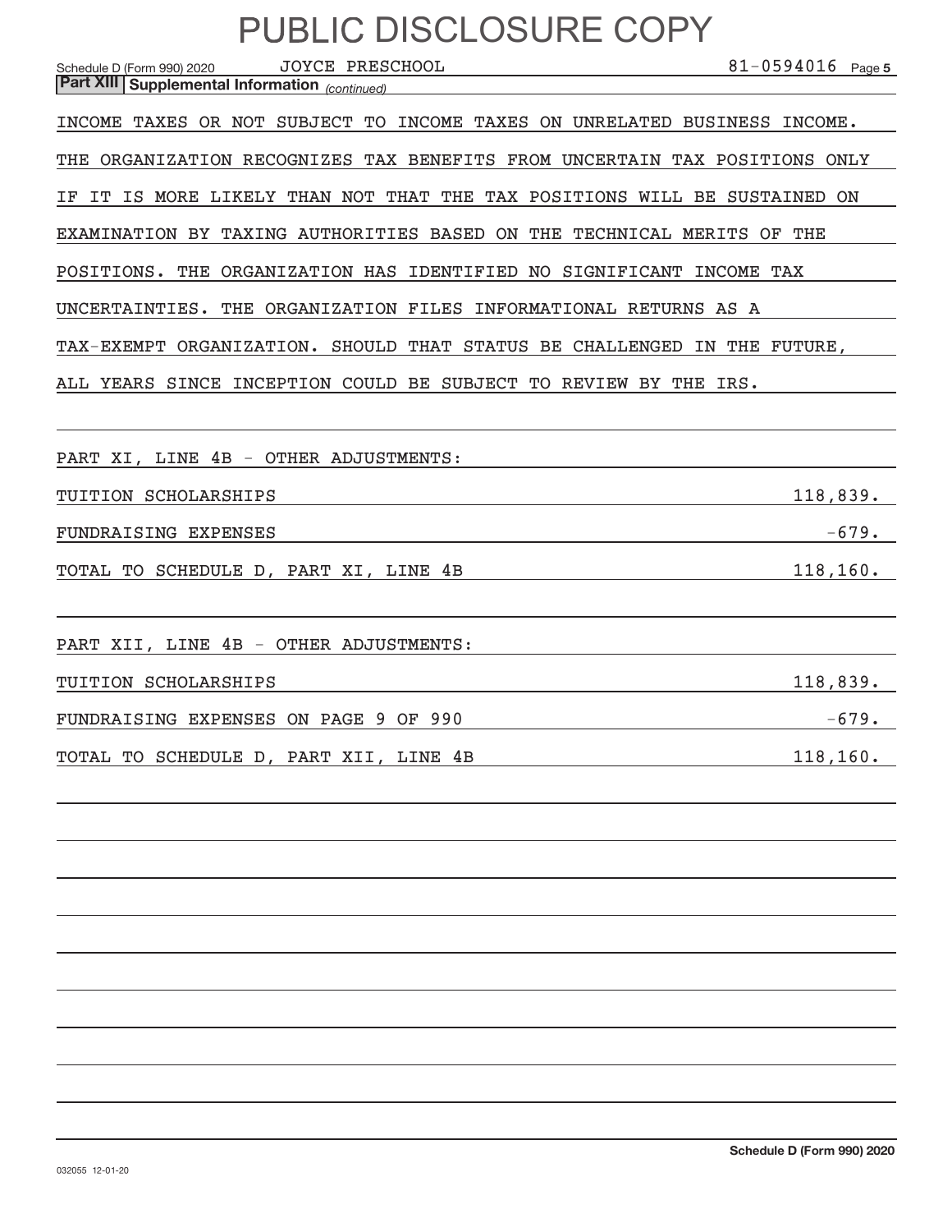# PUBLIC DISCLOSURE COPY

Schedule D (Form 990) 2020 JOYCE PRESCHOOL 81-0594016 Page 5

**Part XIII | Supplemental Information** *(continued)*

INCOME TAXES OR NOT SUBJECT TO INCOME TAXES ON UNRELATED BUSINESS INCOME. THE ORGANIZATION RECOGNIZES TAX BENEFITS FROM UNCERTAIN TAX POSITIONS ONLY IF IT IS MORE LIKELY THAN NOT THAT THE TAX POSITIONS WILL BE SUSTAINED ON EXAMINATION BY TAXING AUTHORITIES BASED ON THE TECHNICAL MERITS OF THE POSITIONS. THE ORGANIZATION HAS IDENTIFIED NO SIGNIFICANT INCOME TAX UNCERTAINTIES. THE ORGANIZATION FILES INFORMATIONAL RETURNS AS A TAX-EXEMPT ORGANIZATION. SHOULD THAT STATUS BE CHALLENGED IN THE FUTURE, ALL YEARS SINCE INCEPTION COULD BE SUBJECT TO REVIEW BY THE IRS.

PART XI, LINE 4B - OTHER ADJUSTMENTS:

| | |
|---|---|
| TUITION SCHOLARSHIPS | 118,839. |
| FUNDRAISING EXPENSES | -679. |
| TOTAL TO SCHEDULE D, PART XI, LINE 4B | 118,160. |

PART XII, LINE 4B - OTHER ADJUSTMENTS:

| | |
|---|---|
| TUITION SCHOLARSHIPS | 118,839. |
| FUNDRAISING EXPENSES ON PAGE 9 OF 990 | -679. |
| TOTAL TO SCHEDULE D, PART XII, LINE 4B | 118,160. |

032055 12-01-20

Schedule D (Form 990) 2020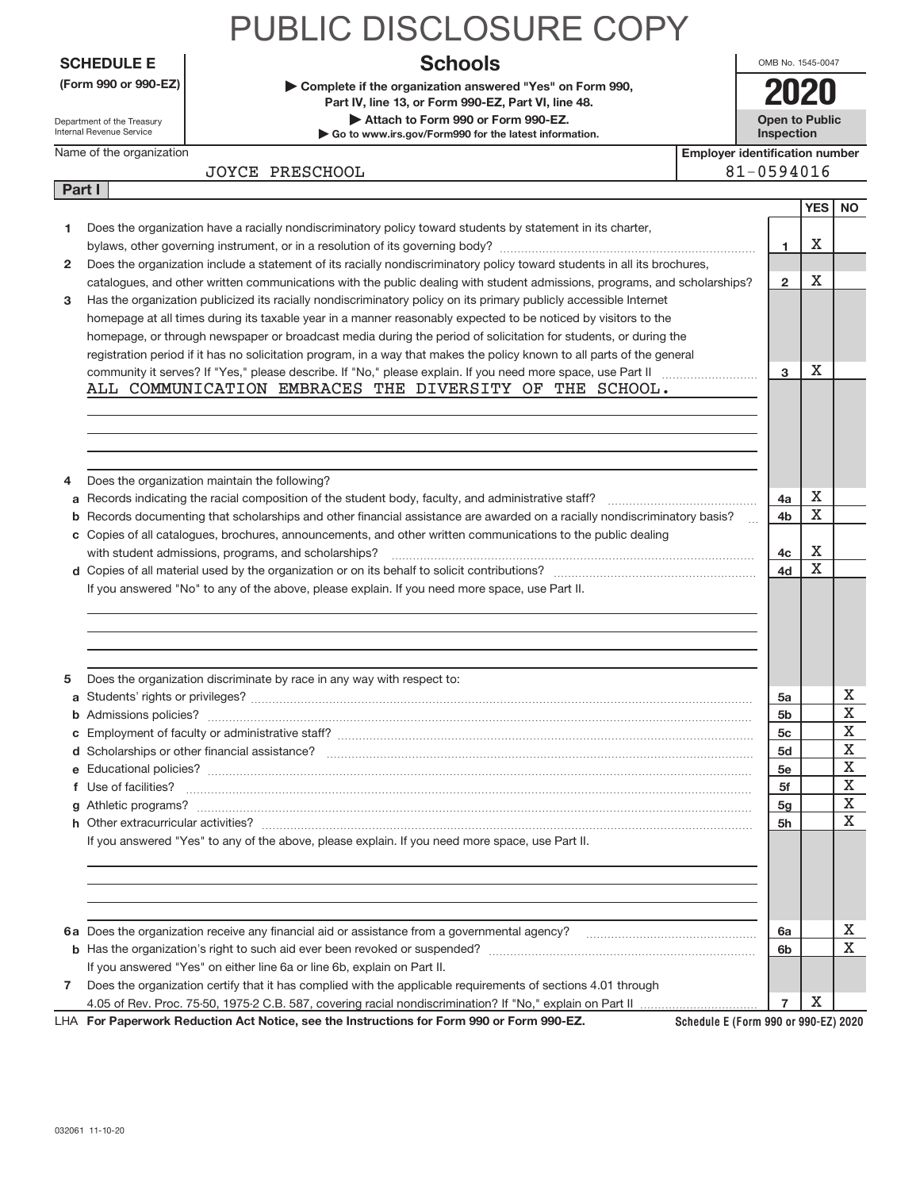# PUBLIC DISCLOSURE COPY

**SCHEDULE E** **(Form 990 or 990-EZ)**

Department of the Treasury Internal Revenue Service

## Schools

▶ Complete if the organization answered "Yes" on Form 990, Part IV, line 13, or Form 990-EZ, Part VI, line 48.

▶ Attach to Form 990 or Form 990-EZ.

▶ Go to www.irs.gov/Form990 for the latest information.

OMB No. 1545-0047

**2020**

**Open to Public Inspection**

Name of the organization: JOYCE PRESCHOOL

Employer identification number: 81-0594016

**Part I**

| | | Line | YES | NO |
|---|---|---|---|---|
| 1 | Does the organization have a racially nondiscriminatory policy toward students by statement in its charter, bylaws, other governing instrument, or in a resolution of its governing body? | 1 | X | |
| 2 | Does the organization include a statement of its racially nondiscriminatory policy toward students in all its brochures, catalogues, and other written communications with the public dealing with student admissions, programs, and scholarships? | 2 | X | |
| 3 | Has the organization publicized its racially nondiscriminatory policy on its primary publicly accessible Internet homepage at all times during its taxable year in a manner reasonably expected to be noticed by visitors to the homepage, or through newspaper or broadcast media during the period of solicitation for students, or during the registration period if it has no solicitation program, in a way that makes the policy known to all parts of the general community it serves? If "Yes," please describe. If "No," please explain. If you need more space, use Part II | 3 | X | |

ALL COMMUNICATION EMBRACES THE DIVERSITY OF THE SCHOOL.

| | | Line | YES | NO |
|---|---|---|---|---|
| 4 | Does the organization maintain the following? | | | |
| a | Records indicating the racial composition of the student body, faculty, and administrative staff? | 4a | X | |
| b | Records documenting that scholarships and other financial assistance are awarded on a racially nondiscriminatory basis? | 4b | X | |
| c | Copies of all catalogues, brochures, announcements, and other written communications to the public dealing with student admissions, programs, and scholarships? | 4c | X | |
| d | Copies of all material used by the organization or on its behalf to solicit contributions? | 4d | X | |

If you answered "No" to any of the above, please explain. If you need more space, use Part II.

| | | Line | YES | NO |
|---|---|---|---|---|
| 5 | Does the organization discriminate by race in any way with respect to: | | | |
| a | Students' rights or privileges? | 5a | | X |
| b | Admissions policies? | 5b | | X |
| c | Employment of faculty or administrative staff? | 5c | | X |
| d | Scholarships or other financial assistance? | 5d | | X |
| e | Educational policies? | 5e | | X |
| f | Use of facilities? | 5f | | X |
| g | Athletic programs? | 5g | | X |
| h | Other extracurricular activities? | 5h | | X |

If you answered "Yes" to any of the above, please explain. If you need more space, use Part II.

| | | Line | YES | NO |
|---|---|---|---|---|
| 6a | Does the organization receive any financial aid or assistance from a governmental agency? | 6a | | X |
| b | Has the organization's right to such aid ever been revoked or suspended? | 6b | | X |
| | If you answered "Yes" on either line 6a or line 6b, explain on Part II. | | | |
| 7 | Does the organization certify that it has complied with the applicable requirements of sections 4.01 through 4.05 of Rev. Proc. 75-50, 1975-2 C.B. 587, covering racial nondiscrimination? If "No," explain on Part II | 7 | X | |

LHA **For Paperwork Reduction Act Notice, see the Instructions for Form 990 or Form 990-EZ.** **Schedule E (Form 990 or 990-EZ) 2020**

032061 11-10-20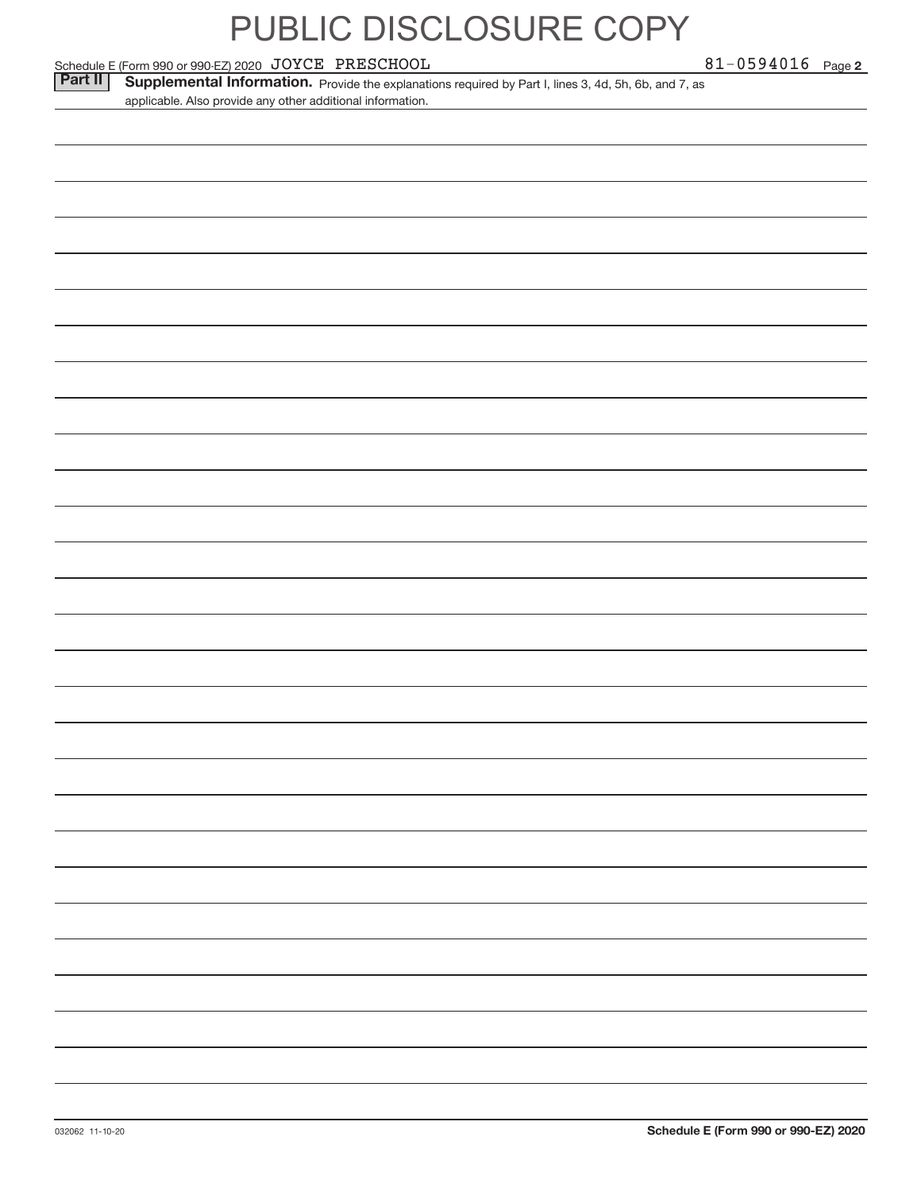# PUBLIC DISCLOSURE COPY

Schedule E (Form 990 or 990-EZ) 2020 JOYCE PRESCHOOL 81-0594016 Page **2**

**Part II** **Supplemental Information.** Provide the explanations required by Part I, lines 3, 4d, 5h, 6b, and 7, as applicable. Also provide any other additional information.

032062 11-10-20 **Schedule E (Form 990 or 990-EZ) 2020**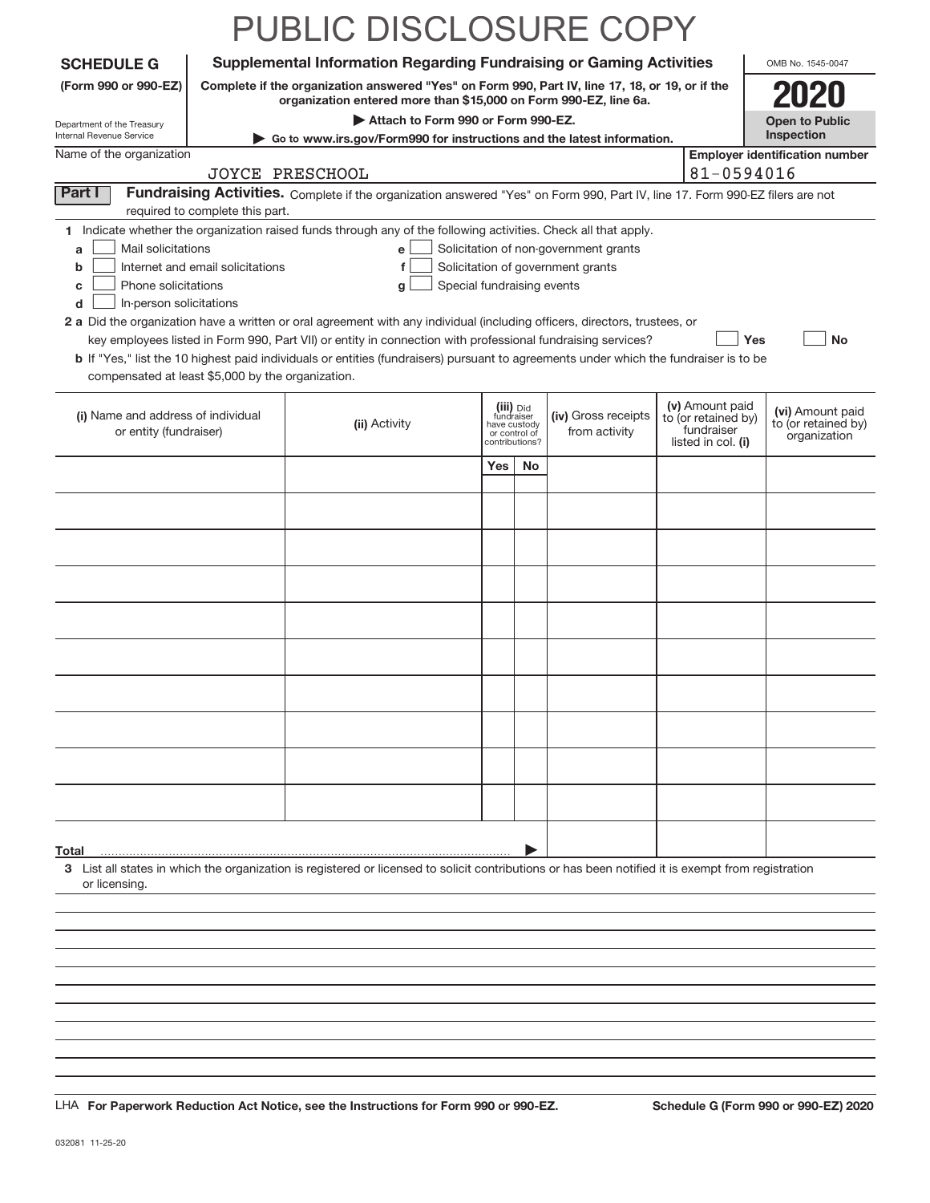# PUBLIC DISCLOSURE COPY

**SCHEDULE G**
**(Form 990 or 990-EZ)**

Department of the Treasury
Internal Revenue Service

**Supplemental Information Regarding Fundraising or Gaming Activities**

**Complete if the organization answered "Yes" on Form 990, Part IV, line 17, 18, or 19, or if the organization entered more than $15,000 on Form 990-EZ, line 6a.**

**▶ Attach to Form 990 or Form 990-EZ.**

**▶ Go to www.irs.gov/Form990 for instructions and the latest information.**

OMB No. 1545-0047

**2020**

**Open to Public Inspection**

Name of the organization: JOYCE PRESCHOOL

**Employer identification number:** 81-0594016

**Part I** **Fundraising Activities.** Complete if the organization answered "Yes" on Form 990, Part IV, line 17. Form 990-EZ filers are not required to complete this part.

1 Indicate whether the organization raised funds through any of the following activities. Check all that apply.

- a ☐ Mail solicitations
- b ☐ Internet and email solicitations
- c ☐ Phone solicitations
- d ☐ In-person solicitations
- e ☐ Solicitation of non-government grants
- f ☐ Solicitation of government grants
- g ☐ Special fundraising events

**2 a** Did the organization have a written or oral agreement with any individual (including officers, directors, trustees, or key employees listed in Form 990, Part VII) or entity in connection with professional fundraising services? ☐ **Yes** ☐ **No**

**b** If "Yes," list the 10 highest paid individuals or entities (fundraisers) pursuant to agreements under which the fundraiser is to be compensated at least $5,000 by the organization.

| (i) Name and address of individual or entity (fundraiser) | (ii) Activity | (iii) Did fundraiser have custody or control of contributions? Yes | No | (iv) Gross receipts from activity | (v) Amount paid to (or retained by) fundraiser listed in col. (i) | (vi) Amount paid to (or retained by) organization |
|---|---|---|---|---|---|---|
| | | | | | | |
| | | | | | | |
| | | | | | | |
| | | | | | | |
| | | | | | | |
| | | | | | | |
| | | | | | | |
| | | | | | | |
| | | | | | | |
| | | | | | | |
| **Total** ▶ | | | | | | |

3 List all states in which the organization is registered or licensed to solicit contributions or has been notified it is exempt from registration or licensing.

LHA **For Paperwork Reduction Act Notice, see the Instructions for Form 990 or 990-EZ.** **Schedule G (Form 990 or 990-EZ) 2020**

032081 11-25-20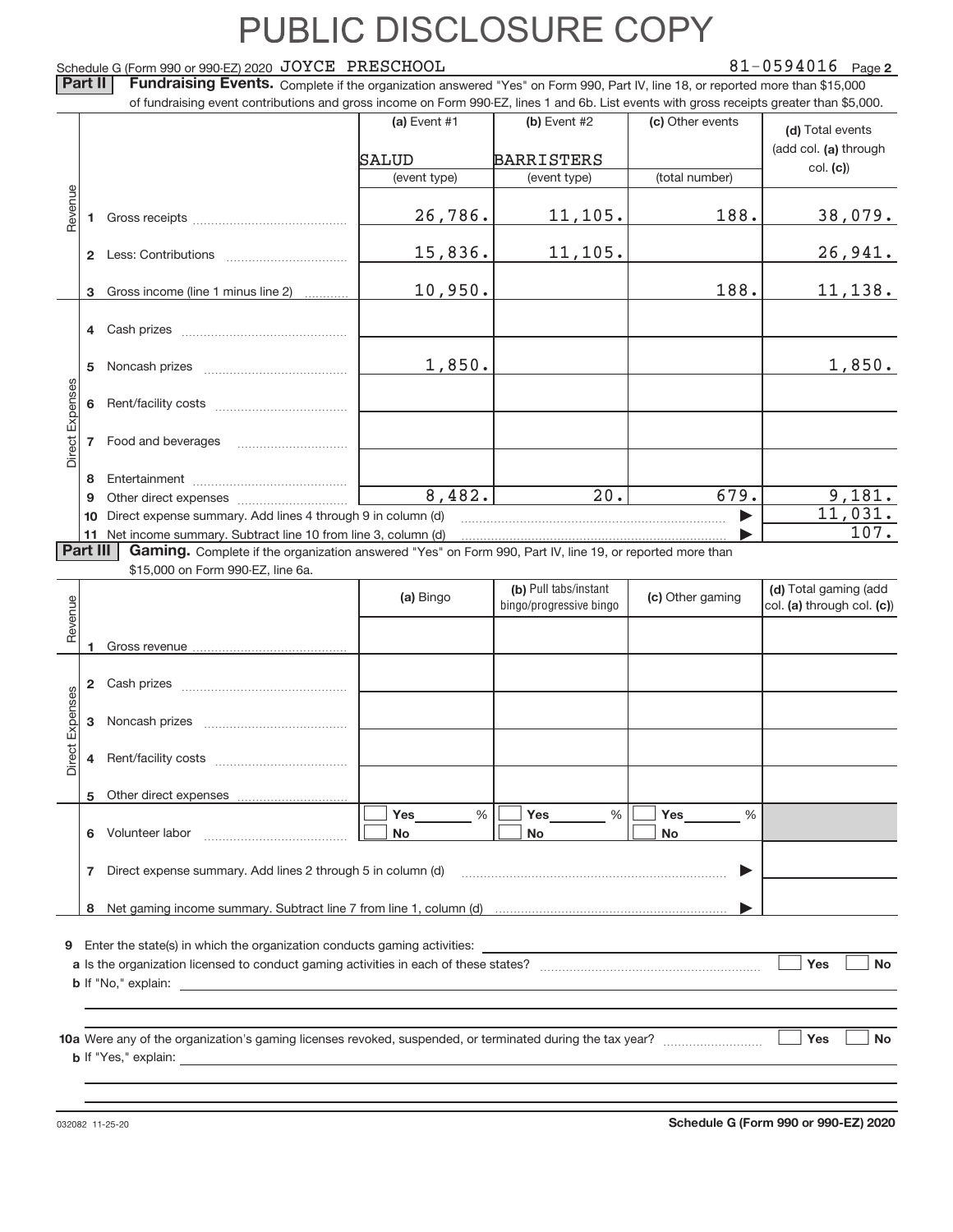# PUBLIC DISCLOSURE COPY

Schedule G (Form 990 or 990-EZ) 2020 JOYCE PRESCHOOL 81-0594016 Page **2**

**Part II** **Fundraising Events.** Complete if the organization answered "Yes" on Form 990, Part IV, line 18, or reported more than $15,000 of fundraising event contributions and gross income on Form 990-EZ, lines 1 and 6b. List events with gross receipts greater than $5,000.

| | | (a) Event #1 | (b) Event #2 | (c) Other events | (d) Total events (add col. (a) through col. (c)) |
|---|---|---|---|---|---|
| | | SALUD | BARRISTERS | | |
| | | (event type) | (event type) | (total number) | |
| Revenue | 1 Gross receipts | 26,786. | 11,105. | 188. | 38,079. |
| | 2 Less: Contributions | 15,836. | 11,105. | | 26,941. |
| | 3 Gross income (line 1 minus line 2) | 10,950. | | 188. | 11,138. |
| Direct Expenses | 4 Cash prizes | | | | |
| | 5 Noncash prizes | 1,850. | | | 1,850. |
| | 6 Rent/facility costs | | | | |
| | 7 Food and beverages | | | | |
| | 8 Entertainment | | | | |
| | 9 Other direct expenses | 8,482. | 20. | 679. | 9,181. |
| | 10 Direct expense summary. Add lines 4 through 9 in column (d) | | | ▶ | 11,031. |
| | 11 Net income summary. Subtract line 10 from line 3, column (d) | | | ▶ | 107. |

**Part III** **Gaming.** Complete if the organization answered "Yes" on Form 990, Part IV, line 19, or reported more than $15,000 on Form 990-EZ, line 6a.

| | | (a) Bingo | (b) Pull tabs/instant bingo/progressive bingo | (c) Other gaming | (d) Total gaming (add col. (a) through col. (c)) |
|---|---|---|---|---|---|
| Revenue | 1 Gross revenue | | | | |
| Direct Expenses | 2 Cash prizes | | | | |
| | 3 Noncash prizes | | | | |
| | 4 Rent/facility costs | | | | |
| | 5 Other direct expenses | | | | |
| | 6 Volunteer labor | ☐ Yes ___ % ☐ No | ☐ Yes ___ % ☐ No | ☐ Yes ___ % ☐ No | |
| | 7 Direct expense summary. Add lines 2 through 5 in column (d) | | | ▶ | |
| | 8 Net gaming income summary. Subtract line 7 from line 1, column (d) | | | ▶ | |

**9** Enter the state(s) in which the organization conducts gaming activities: ____________

**a** Is the organization licensed to conduct gaming activities in each of these states? ☐ Yes ☐ No

**b** If "No," explain: ____________

**10a** Were any of the organization's gaming licenses revoked, suspended, or terminated during the tax year? ☐ Yes ☐ No

**b** If "Yes," explain: ____________

032082 11-25-20 **Schedule G (Form 990 or 990-EZ) 2020**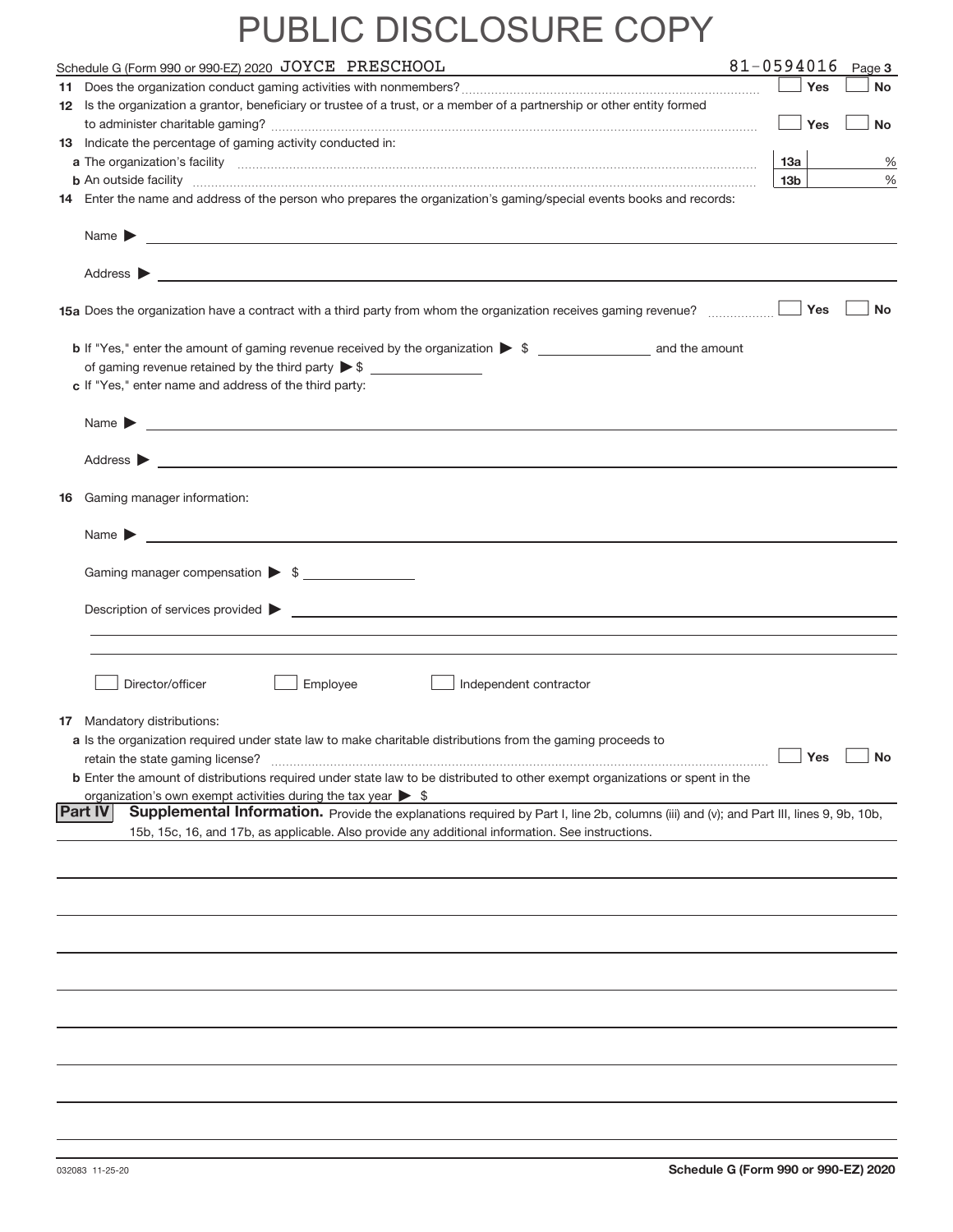# PUBLIC DISCLOSURE COPY

Schedule G (Form 990 or 990-EZ) 2020 JOYCE PRESCHOOL 81-0594016 Page **3**

**11** Does the organization conduct gaming activities with nonmembers? ☐ Yes ☐ No

**12** Is the organization a grantor, beneficiary or trustee of a trust, or a member of a partnership or other entity formed to administer charitable gaming? ☐ Yes ☐ No

**13** Indicate the percentage of gaming activity conducted in:

**a** The organization's facility **13a** %

**b** An outside facility **13b** %

**14** Enter the name and address of the person who prepares the organization's gaming/special events books and records:

Name ▶

Address ▶

**15a** Does the organization have a contract with a third party from whom the organization receives gaming revenue? ☐ Yes ☐ No

**b** If "Yes," enter the amount of gaming revenue received by the organization ▶ $ ________ and the amount of gaming revenue retained by the third party ▶ $ ________

**c** If "Yes," enter name and address of the third party:

Name ▶

Address ▶

**16** Gaming manager information:

Name ▶

Gaming manager compensation ▶ $ ________

Description of services provided ▶

☐ Director/officer ☐ Employee ☐ Independent contractor

**17** Mandatory distributions:

**a** Is the organization required under state law to make charitable distributions from the gaming proceeds to retain the state gaming license? ☐ Yes ☐ No

**b** Enter the amount of distributions required under state law to be distributed to other exempt organizations or spent in the organization's own exempt activities during the tax year ▶ $

**Part IV** **Supplemental Information.** Provide the explanations required by Part I, line 2b, columns (iii) and (v); and Part III, lines 9, 9b, 10b, 15b, 15c, 16, and 17b, as applicable. Also provide any additional information. See instructions.

032083 11-25-20 **Schedule G (Form 990 or 990-EZ) 2020**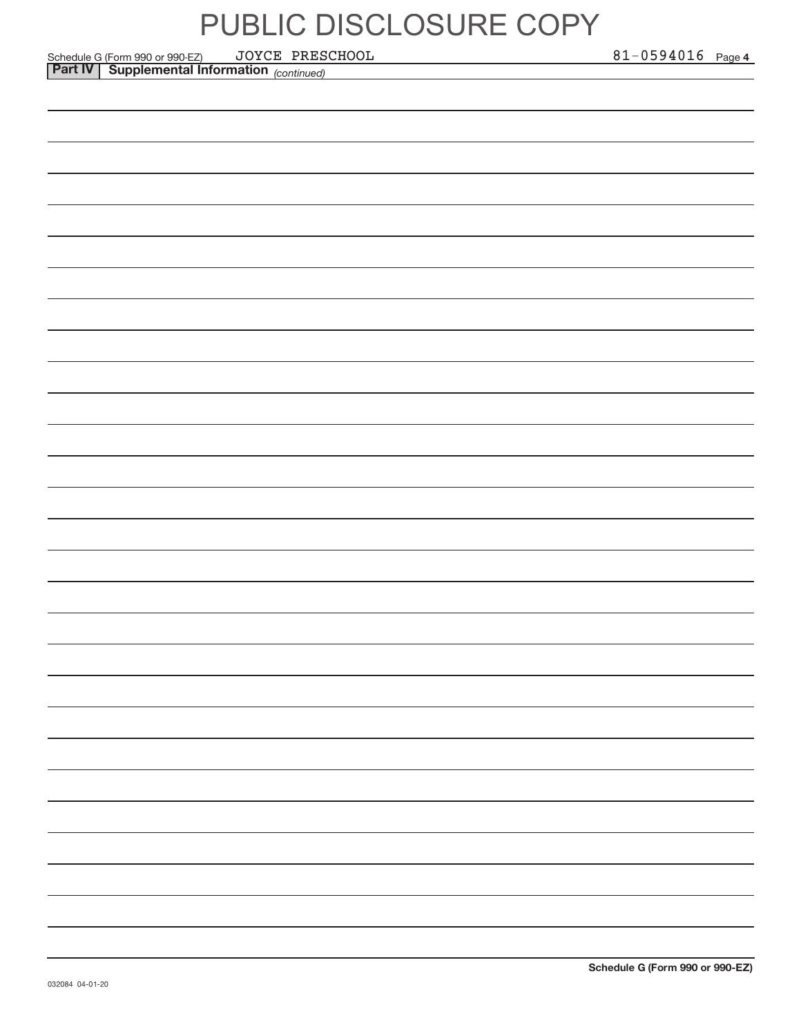# PUBLIC DISCLOSURE COPY

Schedule G (Form 990 or 990-EZ) JOYCE PRESCHOOL 81-0594016 Page 4

**Part IV** **Supplemental Information** *(continued)*

**Schedule G (Form 990 or 990-EZ)**

032084 04-01-20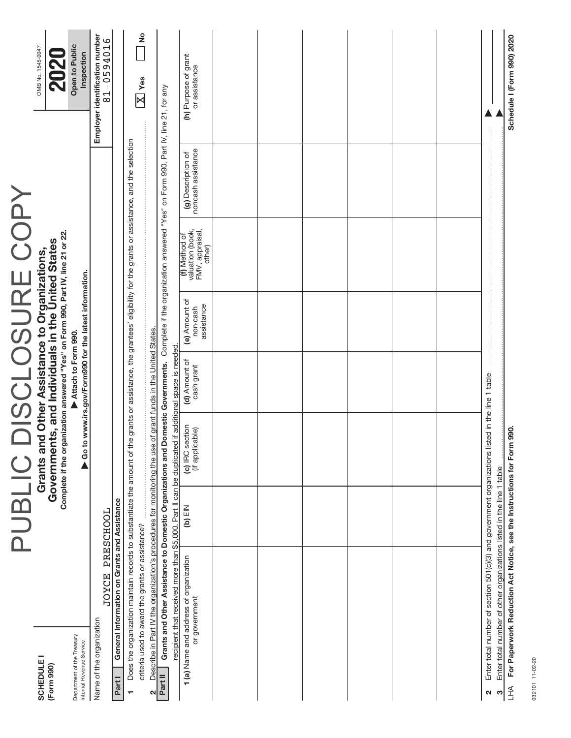# PUBLIC DISCLOSURE COPY

**SCHEDULE I**
**(Form 990)**

Department of the Treasury
Internal Revenue Service

## Grants and Other Assistance to Organizations, Governments, and Individuals in the United States

**Complete if the organization answered "Yes" on Form 990, Part IV, line 21 or 22.**

▶ Attach to Form 990.

▶ Go to www.irs.gov/Form990 for the latest information.

OMB No. 1545-0047

**2020**

**Open to Public Inspection**

Name of the organization: JOYCE PRESCHOOL

**Employer identification number** 81-0594016

**Part I** **General Information on Grants and Assistance**

1 Does the organization maintain records to substantiate the amount of the grants or assistance, the grantees' eligibility for the grants or assistance, and the selection criteria used to award the grants or assistance? ..... [X] **Yes** [ ] **No**

2 Describe in Part IV the organization's procedures for monitoring the use of grant funds in the United States.

**Part II** **Grants and Other Assistance to Domestic Organizations and Domestic Governments.** Complete if the organization answered "Yes" on Form 990, Part IV, line 21, for any recipient that received more than $5,000. Part II can be duplicated if additional space is needed.

| 1 (a) Name and address of organization or government | (b) EIN | (c) IRC section (if applicable) | (d) Amount of cash grant | (e) Amount of non-cash assistance | (f) Method of valuation (book, FMV, appraisal, other) | (g) Description of noncash assistance | (h) Purpose of grant or assistance |
|---|---|---|---|---|---|---|---|
| | | | | | | | |
| | | | | | | | |
| | | | | | | | |
| | | | | | | | |
| | | | | | | | |
| | | | | | | | |
| | | | | | | | |

2 Enter total number of section 501(c)(3) and government organizations listed in the line 1 table ..... ▶

3 Enter total number of other organizations listed in the line 1 table ..... ▶

LHA **For Paperwork Reduction Act Notice, see the Instructions for Form 990.** **Schedule I (Form 990) 2020**

032101 11-02-20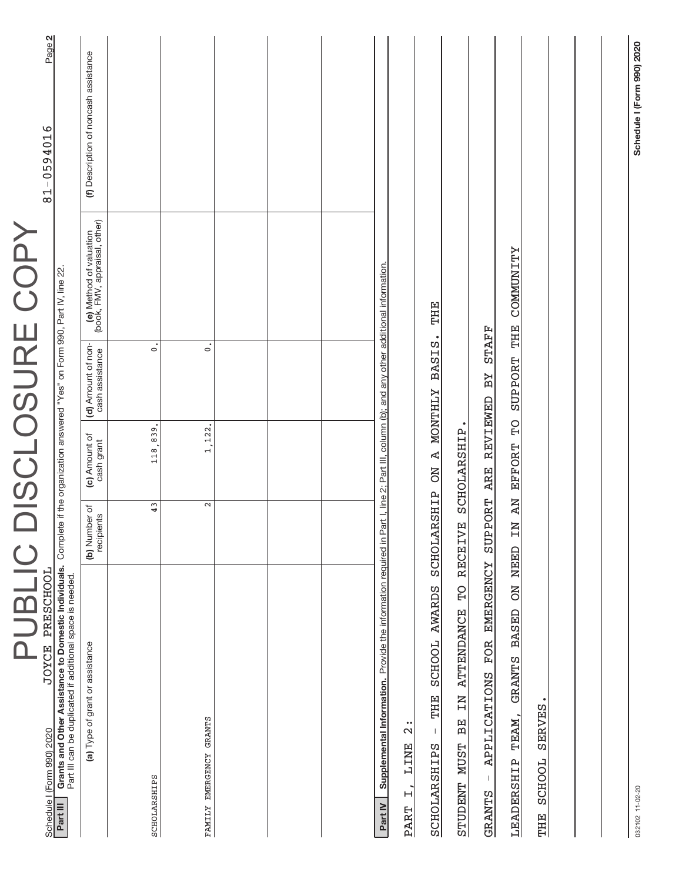# PUBLIC DISCLOSURE COPY

Schedule I (Form 990) 2020 JOYCE PRESCHOOL 81-0594016 Page 2

**Part III** **Grants and Other Assistance to Domestic Individuals.** Complete if the organization answered "Yes" on Form 990, Part IV, line 22.
Part III can be duplicated if additional space is needed.

| (a) Type of grant or assistance | (b) Number of recipients | (c) Amount of cash grant | (d) Amount of non-cash assistance | (e) Method of valuation (book, FMV, appraisal, other) | (f) Description of noncash assistance |
|---|---|---|---|---|---|
| SCHOLARSHIPS | 43 | 118,839. | 0. | | |
| FAMILY EMERGENCY GRANTS | 2 | 1,122. | 0. | | |
| | | | | | |
| | | | | | |
| | | | | | |

**Part IV** **Supplemental Information.** Provide the information required in Part I, line 2; Part III, column (b); and any other additional information.

PART I, LINE 2:

SCHOLARSHIPS - THE SCHOOL AWARDS SCHOLARSHIP ON A MONTHLY BASIS. THE STUDENT MUST BE IN ATTENDANCE TO RECEIVE SCHOLARSHIP.

GRANTS - APPLICATIONS FOR EMERGENCY SUPPORT ARE REVIEWED BY STAFF LEADERSHIP TEAM, GRANTS BASED ON NEED IN AN EFFORT TO SUPPORT THE COMMUNITY THE SCHOOL SERVES.

032102 11-02-20 **Schedule I (Form 990) 2020**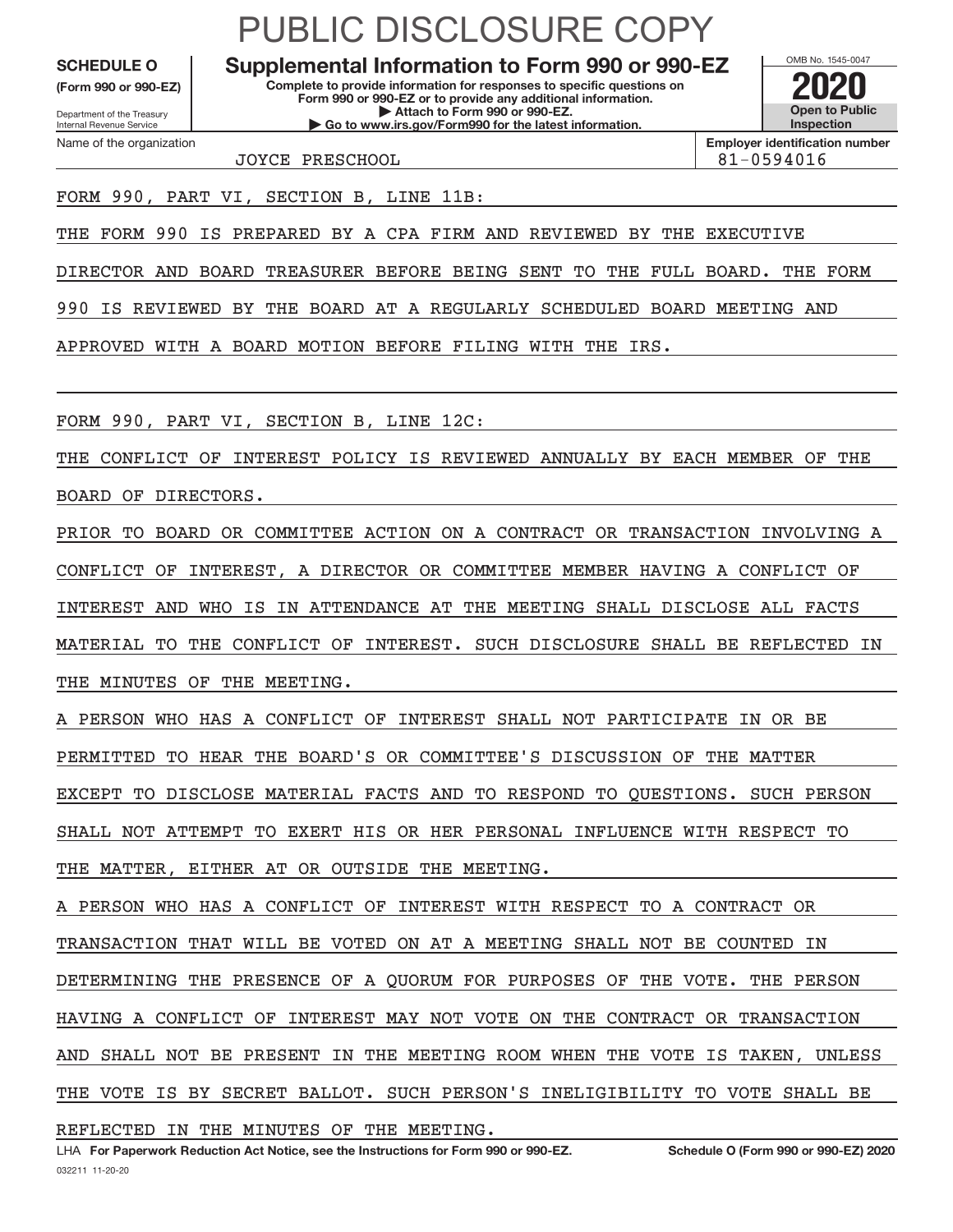# PUBLIC DISCLOSURE COPY

**SCHEDULE O**
**(Form 990 or 990-EZ)**

Department of the Treasury
Internal Revenue Service

## Supplemental Information to Form 990 or 990-EZ

**Complete to provide information for responses to specific questions on Form 990 or 990-EZ or to provide any additional information.**
**▶ Attach to Form 990 or 990-EZ.**
**▶ Go to www.irs.gov/Form990 for the latest information.**

OMB No. 1545-0047
**2020**
**Open to Public Inspection**

Name of the organization: JOYCE PRESCHOOL
**Employer identification number:** 81-0594016

FORM 990, PART VI, SECTION B, LINE 11B:

THE FORM 990 IS PREPARED BY A CPA FIRM AND REVIEWED BY THE EXECUTIVE DIRECTOR AND BOARD TREASURER BEFORE BEING SENT TO THE FULL BOARD. THE FORM 990 IS REVIEWED BY THE BOARD AT A REGULARLY SCHEDULED BOARD MEETING AND APPROVED WITH A BOARD MOTION BEFORE FILING WITH THE IRS.

FORM 990, PART VI, SECTION B, LINE 12C:

THE CONFLICT OF INTEREST POLICY IS REVIEWED ANNUALLY BY EACH MEMBER OF THE BOARD OF DIRECTORS.

PRIOR TO BOARD OR COMMITTEE ACTION ON A CONTRACT OR TRANSACTION INVOLVING A CONFLICT OF INTEREST, A DIRECTOR OR COMMITTEE MEMBER HAVING A CONFLICT OF INTEREST AND WHO IS IN ATTENDANCE AT THE MEETING SHALL DISCLOSE ALL FACTS MATERIAL TO THE CONFLICT OF INTEREST. SUCH DISCLOSURE SHALL BE REFLECTED IN THE MINUTES OF THE MEETING.

A PERSON WHO HAS A CONFLICT OF INTEREST SHALL NOT PARTICIPATE IN OR BE PERMITTED TO HEAR THE BOARD'S OR COMMITTEE'S DISCUSSION OF THE MATTER EXCEPT TO DISCLOSE MATERIAL FACTS AND TO RESPOND TO QUESTIONS. SUCH PERSON SHALL NOT ATTEMPT TO EXERT HIS OR HER PERSONAL INFLUENCE WITH RESPECT TO THE MATTER, EITHER AT OR OUTSIDE THE MEETING.

A PERSON WHO HAS A CONFLICT OF INTEREST WITH RESPECT TO A CONTRACT OR TRANSACTION THAT WILL BE VOTED ON AT A MEETING SHALL NOT BE COUNTED IN DETERMINING THE PRESENCE OF A QUORUM FOR PURPOSES OF THE VOTE. THE PERSON HAVING A CONFLICT OF INTEREST MAY NOT VOTE ON THE CONTRACT OR TRANSACTION AND SHALL NOT BE PRESENT IN THE MEETING ROOM WHEN THE VOTE IS TAKEN, UNLESS THE VOTE IS BY SECRET BALLOT. SUCH PERSON'S INELIGIBILITY TO VOTE SHALL BE REFLECTED IN THE MINUTES OF THE MEETING.

LHA **For Paperwork Reduction Act Notice, see the Instructions for Form 990 or 990-EZ.** **Schedule O (Form 990 or 990-EZ) 2020**

032211 11-20-20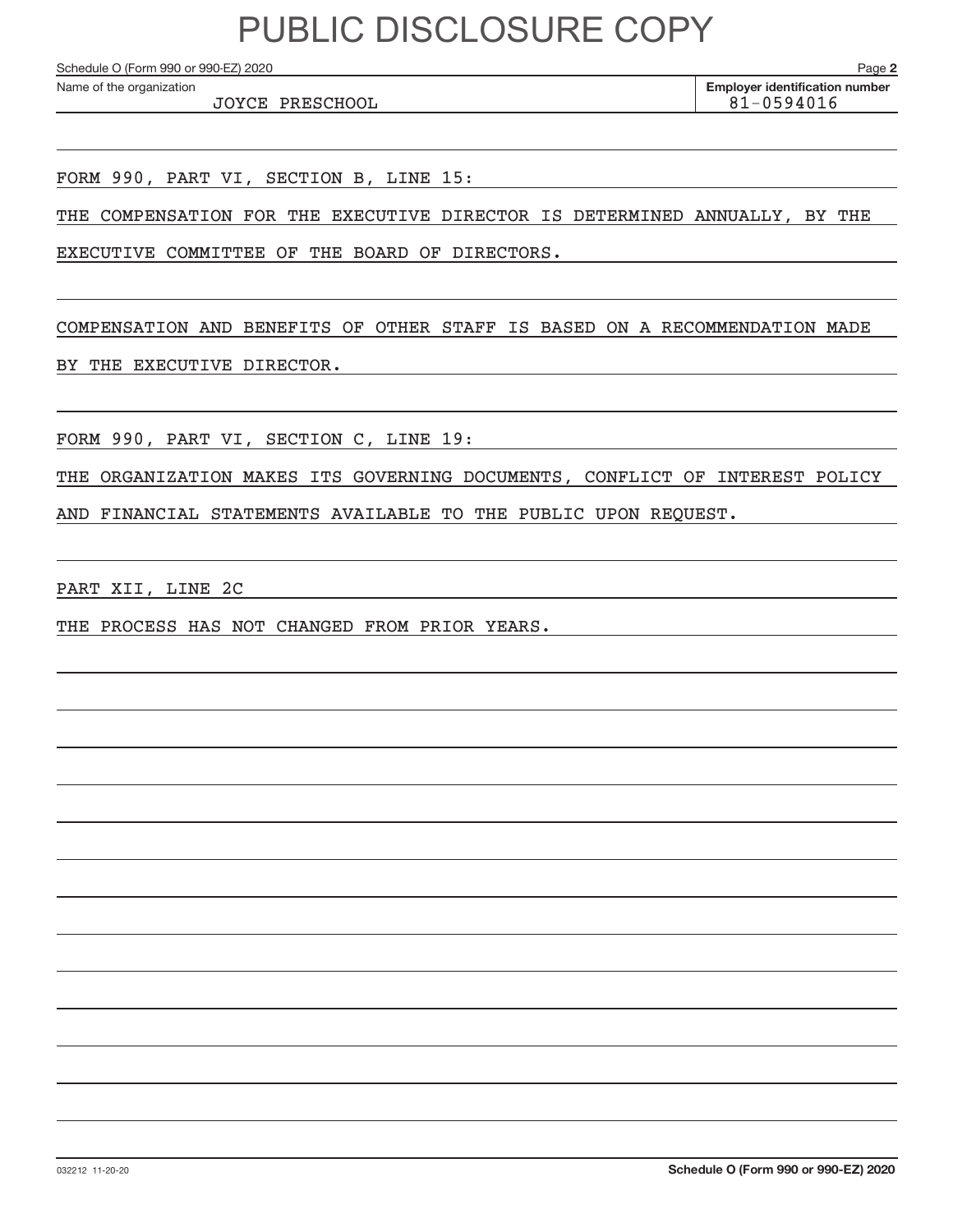# PUBLIC DISCLOSURE COPY

Schedule O (Form 990 or 990-EZ) 2020

Name of the organization: JOYCE PRESCHOOL

**Employer identification number** 81-0594016

FORM 990, PART VI, SECTION B, LINE 15:

THE COMPENSATION FOR THE EXECUTIVE DIRECTOR IS DETERMINED ANNUALLY, BY THE EXECUTIVE COMMITTEE OF THE BOARD OF DIRECTORS.

COMPENSATION AND BENEFITS OF OTHER STAFF IS BASED ON A RECOMMENDATION MADE BY THE EXECUTIVE DIRECTOR.

FORM 990, PART VI, SECTION C, LINE 19:

THE ORGANIZATION MAKES ITS GOVERNING DOCUMENTS, CONFLICT OF INTEREST POLICY AND FINANCIAL STATEMENTS AVAILABLE TO THE PUBLIC UPON REQUEST.

PART XII, LINE 2C

THE PROCESS HAS NOT CHANGED FROM PRIOR YEARS.

032212 11-20-20

**Schedule O (Form 990 or 990-EZ) 2020**